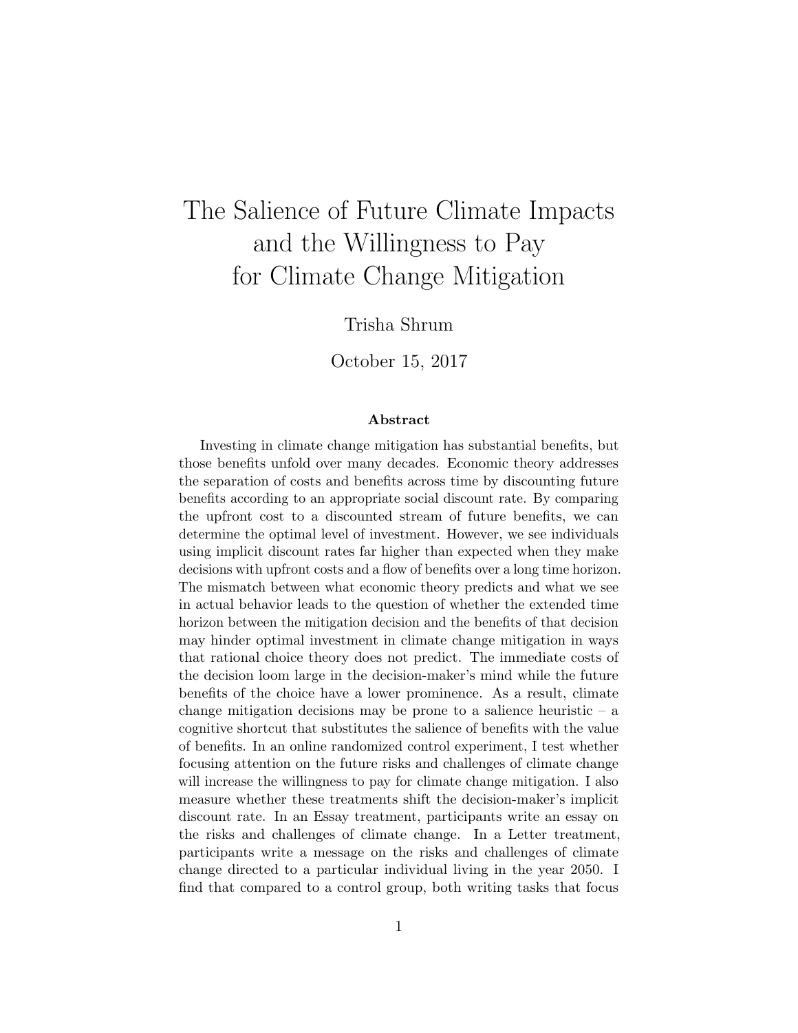# The Salience of Future Climate Impacts and the Willingness to Pay for Climate Change Mitigation

Trisha Shrum

October 15, 2017

### Abstract

Investing in climate change mitigation has substantial benefits, but those benefits unfold over many decades. Economic theory addresses the separation of costs and benefits across time by discounting future benefits according to an appropriate social discount rate. By comparing the upfront cost to a discounted stream of future benefits, we can determine the optimal level of investment. However, we see individuals using implicit discount rates far higher than expected when they make decisions with upfront costs and a flow of benefits over a long time horizon. The mismatch between what economic theory predicts and what we see in actual behavior leads to the question of whether the extended time horizon between the mitigation decision and the benefits of that decision may hinder optimal investment in climate change mitigation in ways that rational choice theory does not predict. The immediate costs of the decision loom large in the decision-maker's mind while the future benefits of the choice have a lower prominence. As a result, climate change mitigation decisions may be prone to a salience heuristic – a cognitive shortcut that substitutes the salience of benefits with the value of benefits. In an online randomized control experiment, I test whether focusing attention on the future risks and challenges of climate change will increase the willingness to pay for climate change mitigation. I also measure whether these treatments shift the decision-maker's implicit discount rate. In an Essay treatment, participants write an essay on the risks and challenges of climate change. In a Letter treatment, participants write a message on the risks and challenges of climate change directed to a particular individual living in the year 2050. I find that compared to a control group, both writing tasks that focus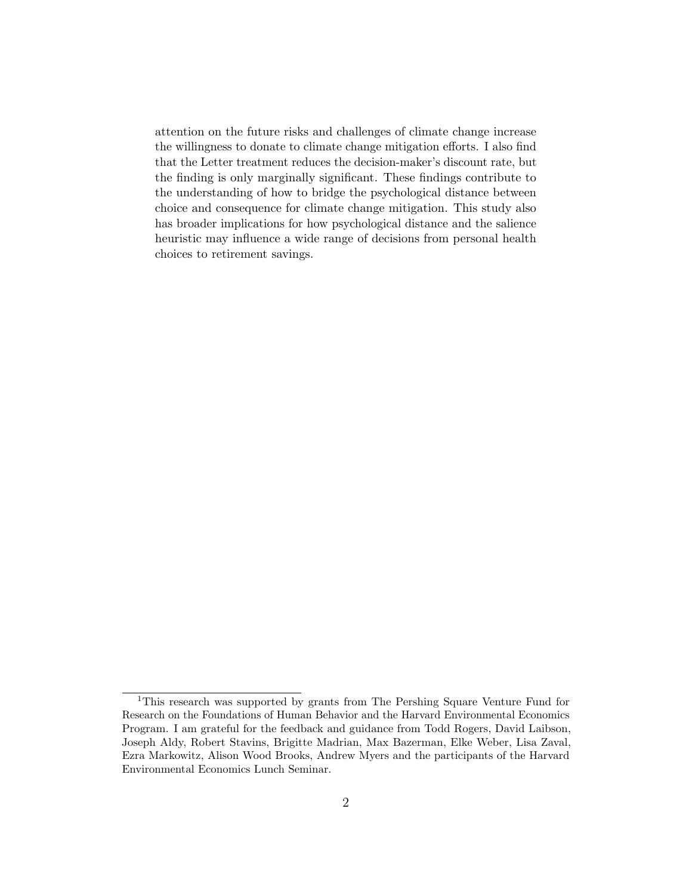attention on the future risks and challenges of climate change increase the willingness to donate to climate change mitigation efforts. I also find that the Letter treatment reduces the decision-maker's discount rate, but the finding is only marginally significant. These findings contribute to the understanding of how to bridge the psychological distance between choice and consequence for climate change mitigation. This study also has broader implications for how psychological distance and the salience heuristic may influence a wide range of decisions from personal health choices to retirement savings.

---

[1] This research was supported by grants from The Pershing Square Venture Fund for Research on the Foundations of Human Behavior and the Harvard Environmental Economics Program. I am grateful for the feedback and guidance from Todd Rogers, David Laibson, Joseph Aldy, Robert Stavins, Brigitte Madrian, Max Bazerman, Elke Weber, Lisa Zaval, Ezra Markowitz, Alison Wood Brooks, Andrew Myers and the participants of the Harvard Environmental Economics Lunch Seminar.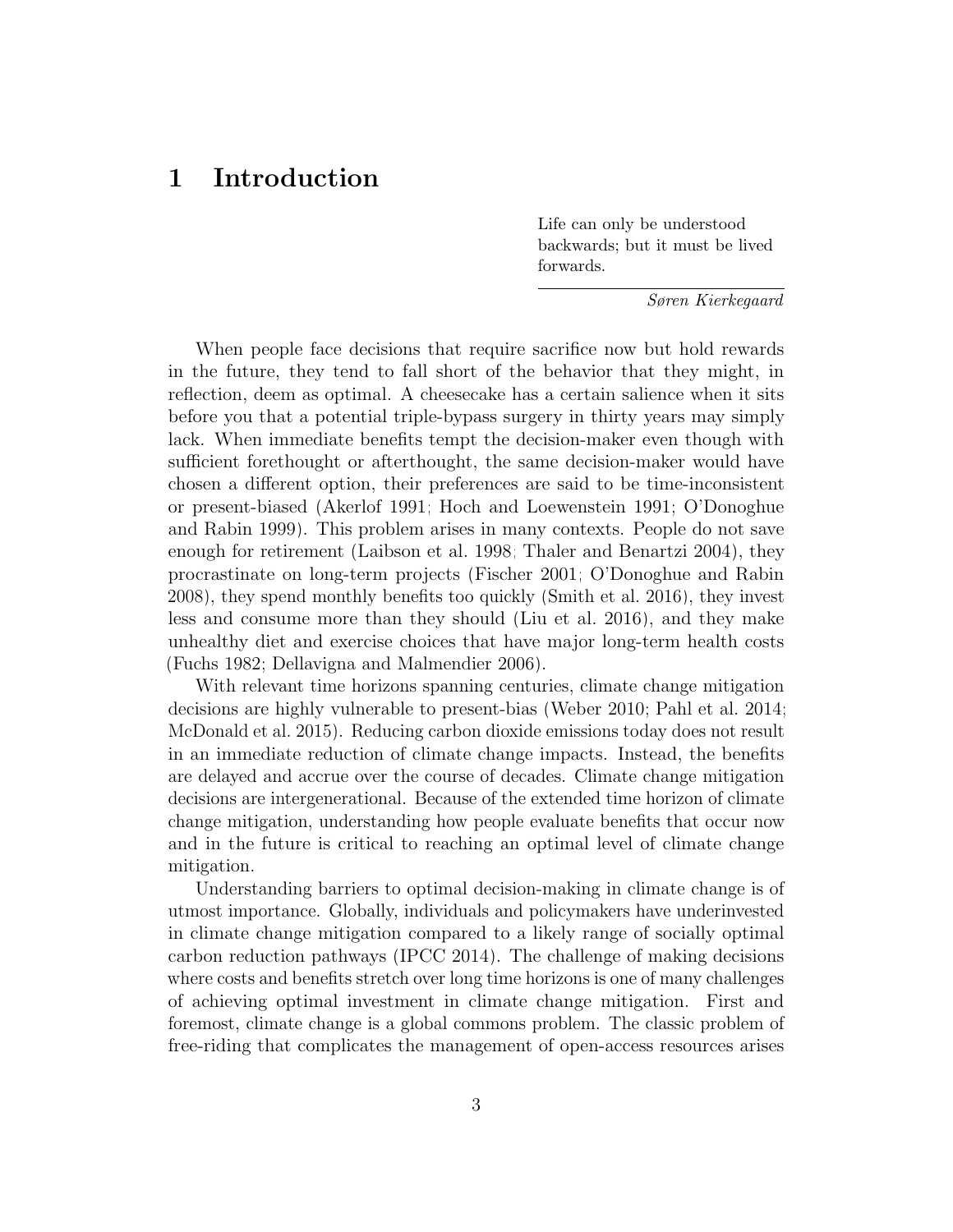# 1 Introduction

> Life can only be understood backwards; but it must be lived forwards.
>
> *Søren Kierkegaard*

When people face decisions that require sacrifice now but hold rewards in the future, they tend to fall short of the behavior that they might, in reflection, deem as optimal. A cheesecake has a certain salience when it sits before you that a potential triple-bypass surgery in thirty years may simply lack. When immediate benefits tempt the decision-maker even though with sufficient forethought or afterthought, the same decision-maker would have chosen a different option, their preferences are said to be time-inconsistent or present-biased (Akerlof 1991; Hoch and Loewenstein 1991; O'Donoghue and Rabin 1999). This problem arises in many contexts. People do not save enough for retirement (Laibson et al. 1998; Thaler and Benartzi 2004), they procrastinate on long-term projects (Fischer 2001; O'Donoghue and Rabin 2008), they spend monthly benefits too quickly (Smith et al. 2016), they invest less and consume more than they should (Liu et al. 2016), and they make unhealthy diet and exercise choices that have major long-term health costs (Fuchs 1982; Dellavigna and Malmendier 2006).

With relevant time horizons spanning centuries, climate change mitigation decisions are highly vulnerable to present-bias (Weber 2010; Pahl et al. 2014; McDonald et al. 2015). Reducing carbon dioxide emissions today does not result in an immediate reduction of climate change impacts. Instead, the benefits are delayed and accrue over the course of decades. Climate change mitigation decisions are intergenerational. Because of the extended time horizon of climate change mitigation, understanding how people evaluate benefits that occur now and in the future is critical to reaching an optimal level of climate change mitigation.

Understanding barriers to optimal decision-making in climate change is of utmost importance. Globally, individuals and policymakers have underinvested in climate change mitigation compared to a likely range of socially optimal carbon reduction pathways (IPCC 2014). The challenge of making decisions where costs and benefits stretch over long time horizons is one of many challenges of achieving optimal investment in climate change mitigation. First and foremost, climate change is a global commons problem. The classic problem of free-riding that complicates the management of open-access resources arises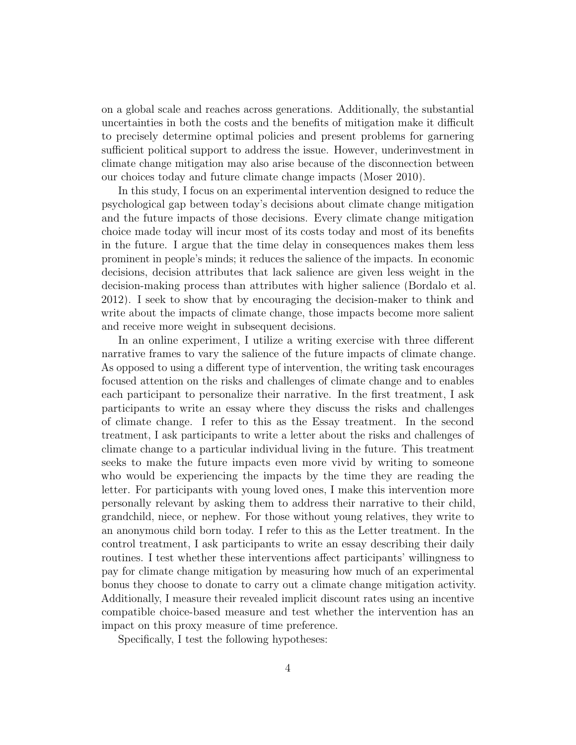on a global scale and reaches across generations. Additionally, the substantial uncertainties in both the costs and the benefits of mitigation make it difficult to precisely determine optimal policies and present problems for garnering sufficient political support to address the issue. However, underinvestment in climate change mitigation may also arise because of the disconnection between our choices today and future climate change impacts (Moser 2010).

In this study, I focus on an experimental intervention designed to reduce the psychological gap between today's decisions about climate change mitigation and the future impacts of those decisions. Every climate change mitigation choice made today will incur most of its costs today and most of its benefits in the future. I argue that the time delay in consequences makes them less prominent in people's minds; it reduces the salience of the impacts. In economic decisions, decision attributes that lack salience are given less weight in the decision-making process than attributes with higher salience (Bordalo et al. 2012). I seek to show that by encouraging the decision-maker to think and write about the impacts of climate change, those impacts become more salient and receive more weight in subsequent decisions.

In an online experiment, I utilize a writing exercise with three different narrative frames to vary the salience of the future impacts of climate change. As opposed to using a different type of intervention, the writing task encourages focused attention on the risks and challenges of climate change and to enables each participant to personalize their narrative. In the first treatment, I ask participants to write an essay where they discuss the risks and challenges of climate change. I refer to this as the Essay treatment. In the second treatment, I ask participants to write a letter about the risks and challenges of climate change to a particular individual living in the future. This treatment seeks to make the future impacts even more vivid by writing to someone who would be experiencing the impacts by the time they are reading the letter. For participants with young loved ones, I make this intervention more personally relevant by asking them to address their narrative to their child, grandchild, niece, or nephew. For those without young relatives, they write to an anonymous child born today. I refer to this as the Letter treatment. In the control treatment, I ask participants to write an essay describing their daily routines. I test whether these interventions affect participants' willingness to pay for climate change mitigation by measuring how much of an experimental bonus they choose to donate to carry out a climate change mitigation activity. Additionally, I measure their revealed implicit discount rates using an incentive compatible choice-based measure and test whether the intervention has an impact on this proxy measure of time preference.

Specifically, I test the following hypotheses: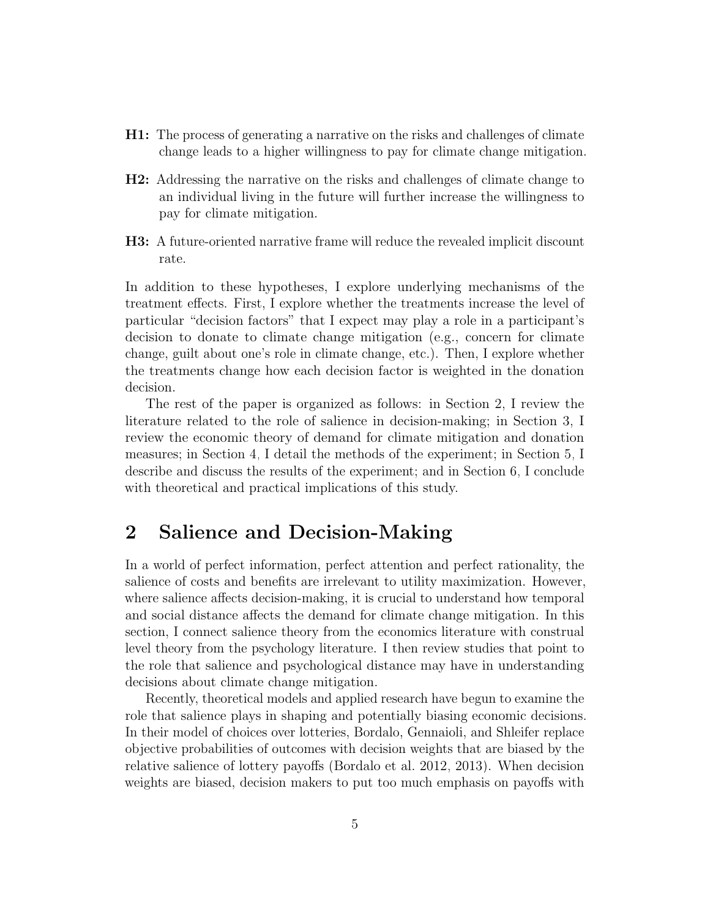**H1:** The process of generating a narrative on the risks and challenges of climate change leads to a higher willingness to pay for climate change mitigation.

**H2:** Addressing the narrative on the risks and challenges of climate change to an individual living in the future will further increase the willingness to pay for climate mitigation.

**H3:** A future-oriented narrative frame will reduce the revealed implicit discount rate.

In addition to these hypotheses, I explore underlying mechanisms of the treatment effects. First, I explore whether the treatments increase the level of particular "decision factors" that I expect may play a role in a participant's decision to donate to climate change mitigation (e.g., concern for climate change, guilt about one's role in climate change, etc.). Then, I explore whether the treatments change how each decision factor is weighted in the donation decision.

The rest of the paper is organized as follows: in Section 2, I review the literature related to the role of salience in decision-making; in Section 3, I review the economic theory of demand for climate mitigation and donation measures; in Section 4, I detail the methods of the experiment; in Section 5, I describe and discuss the results of the experiment; and in Section 6, I conclude with theoretical and practical implications of this study.

# 2 Salience and Decision-Making

In a world of perfect information, perfect attention and perfect rationality, the salience of costs and benefits are irrelevant to utility maximization. However, where salience affects decision-making, it is crucial to understand how temporal and social distance affects the demand for climate change mitigation. In this section, I connect salience theory from the economics literature with construal level theory from the psychology literature. I then review studies that point to the role that salience and psychological distance may have in understanding decisions about climate change mitigation.

Recently, theoretical models and applied research have begun to examine the role that salience plays in shaping and potentially biasing economic decisions. In their model of choices over lotteries, Bordalo, Gennaioli, and Shleifer replace objective probabilities of outcomes with decision weights that are biased by the relative salience of lottery payoffs (Bordalo et al. 2012, 2013). When decision weights are biased, decision makers to put too much emphasis on payoffs with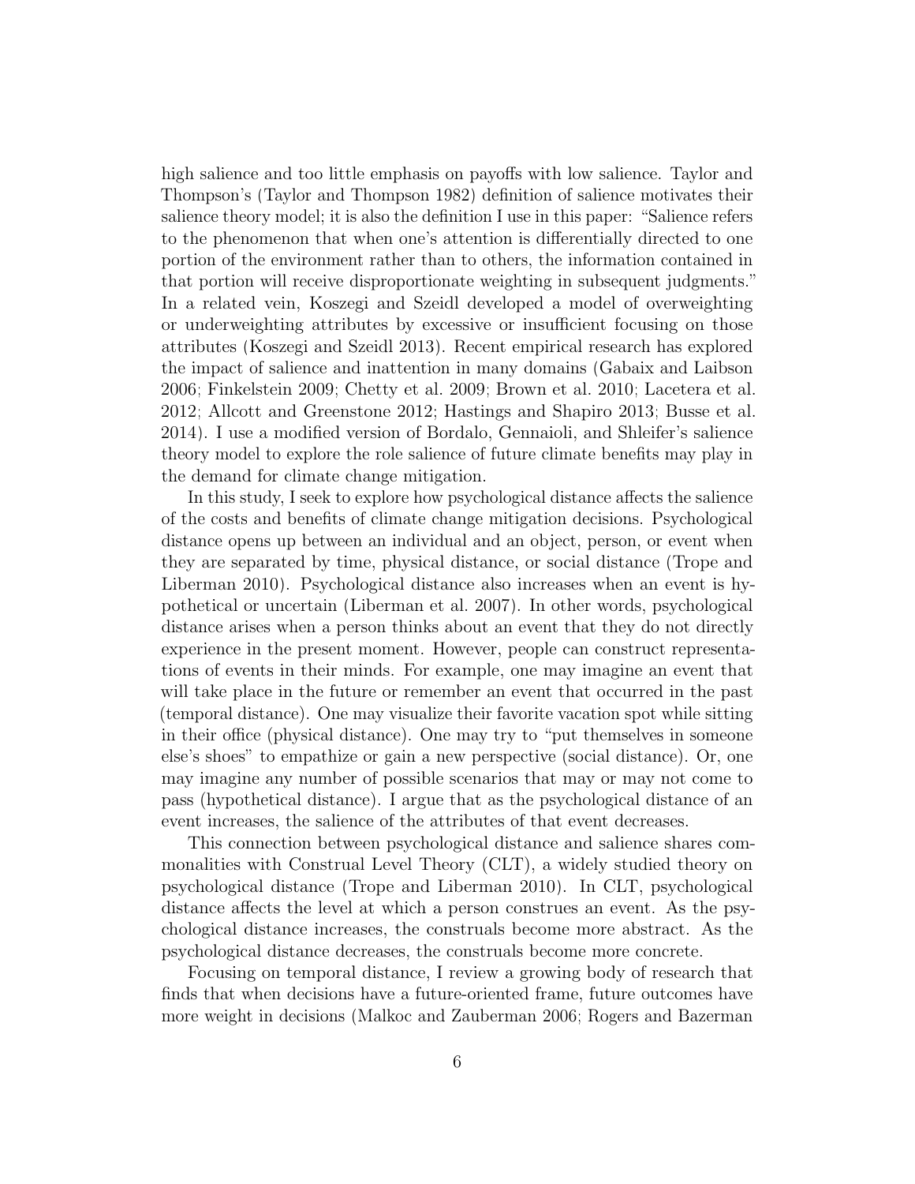high salience and too little emphasis on payoffs with low salience. Taylor and Thompson's (Taylor and Thompson 1982) definition of salience motivates their salience theory model; it is also the definition I use in this paper: "Salience refers to the phenomenon that when one's attention is differentially directed to one portion of the environment rather than to others, the information contained in that portion will receive disproportionate weighting in subsequent judgments." In a related vein, Koszegi and Szeidl developed a model of overweighting or underweighting attributes by excessive or insufficient focusing on those attributes (Koszegi and Szeidl 2013). Recent empirical research has explored the impact of salience and inattention in many domains (Gabaix and Laibson 2006; Finkelstein 2009; Chetty et al. 2009; Brown et al. 2010; Lacetera et al. 2012; Allcott and Greenstone 2012; Hastings and Shapiro 2013; Busse et al. 2014). I use a modified version of Bordalo, Gennaioli, and Shleifer's salience theory model to explore the role salience of future climate benefits may play in the demand for climate change mitigation.

In this study, I seek to explore how psychological distance affects the salience of the costs and benefits of climate change mitigation decisions. Psychological distance opens up between an individual and an object, person, or event when they are separated by time, physical distance, or social distance (Trope and Liberman 2010). Psychological distance also increases when an event is hypothetical or uncertain (Liberman et al. 2007). In other words, psychological distance arises when a person thinks about an event that they do not directly experience in the present moment. However, people can construct representations of events in their minds. For example, one may imagine an event that will take place in the future or remember an event that occurred in the past (temporal distance). One may visualize their favorite vacation spot while sitting in their office (physical distance). One may try to "put themselves in someone else's shoes" to empathize or gain a new perspective (social distance). Or, one may imagine any number of possible scenarios that may or may not come to pass (hypothetical distance). I argue that as the psychological distance of an event increases, the salience of the attributes of that event decreases.

This connection between psychological distance and salience shares commonalities with Construal Level Theory (CLT), a widely studied theory on psychological distance (Trope and Liberman 2010). In CLT, psychological distance affects the level at which a person construes an event. As the psychological distance increases, the construals become more abstract. As the psychological distance decreases, the construals become more concrete.

Focusing on temporal distance, I review a growing body of research that finds that when decisions have a future-oriented frame, future outcomes have more weight in decisions (Malkoc and Zauberman 2006; Rogers and Bazerman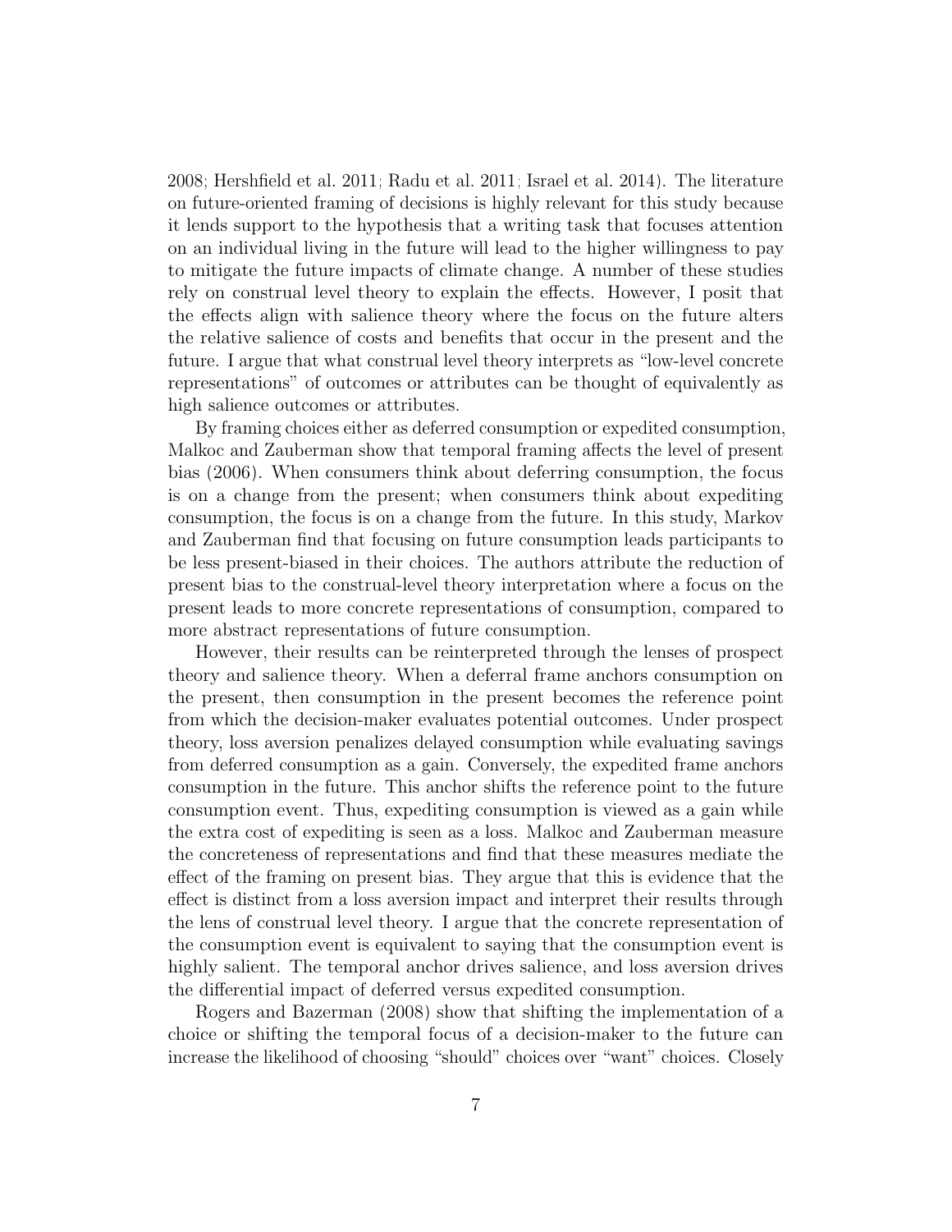2008; Hershfield et al. 2011; Radu et al. 2011; Israel et al. 2014). The literature on future-oriented framing of decisions is highly relevant for this study because it lends support to the hypothesis that a writing task that focuses attention on an individual living in the future will lead to the higher willingness to pay to mitigate the future impacts of climate change. A number of these studies rely on construal level theory to explain the effects. However, I posit that the effects align with salience theory where the focus on the future alters the relative salience of costs and benefits that occur in the present and the future. I argue that what construal level theory interprets as "low-level concrete representations" of outcomes or attributes can be thought of equivalently as high salience outcomes or attributes.

By framing choices either as deferred consumption or expedited consumption, Malkoc and Zauberman show that temporal framing affects the level of present bias (2006). When consumers think about deferring consumption, the focus is on a change from the present; when consumers think about expediting consumption, the focus is on a change from the future. In this study, Markov and Zauberman find that focusing on future consumption leads participants to be less present-biased in their choices. The authors attribute the reduction of present bias to the construal-level theory interpretation where a focus on the present leads to more concrete representations of consumption, compared to more abstract representations of future consumption.

However, their results can be reinterpreted through the lenses of prospect theory and salience theory. When a deferral frame anchors consumption on the present, then consumption in the present becomes the reference point from which the decision-maker evaluates potential outcomes. Under prospect theory, loss aversion penalizes delayed consumption while evaluating savings from deferred consumption as a gain. Conversely, the expedited frame anchors consumption in the future. This anchor shifts the reference point to the future consumption event. Thus, expediting consumption is viewed as a gain while the extra cost of expediting is seen as a loss. Malkoc and Zauberman measure the concreteness of representations and find that these measures mediate the effect of the framing on present bias. They argue that this is evidence that the effect is distinct from a loss aversion impact and interpret their results through the lens of construal level theory. I argue that the concrete representation of the consumption event is equivalent to saying that the consumption event is highly salient. The temporal anchor drives salience, and loss aversion drives the differential impact of deferred versus expedited consumption.

Rogers and Bazerman (2008) show that shifting the implementation of a choice or shifting the temporal focus of a decision-maker to the future can increase the likelihood of choosing "should" choices over "want" choices. Closely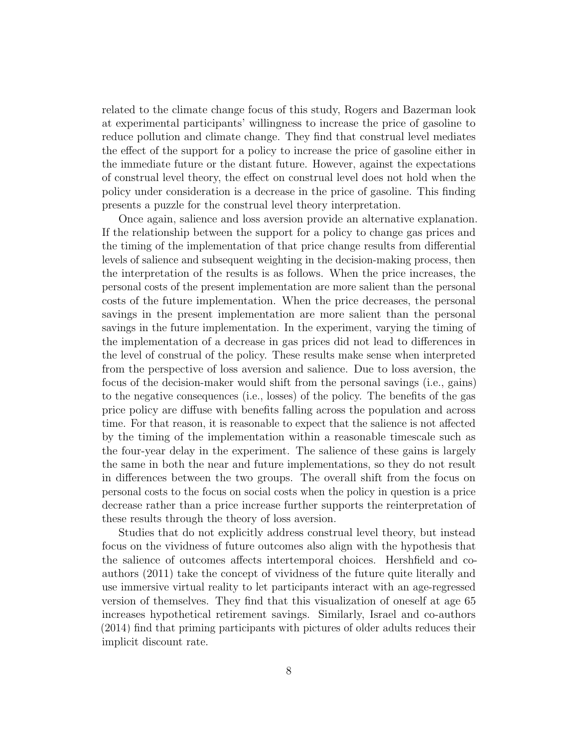related to the climate change focus of this study, Rogers and Bazerman look at experimental participants' willingness to increase the price of gasoline to reduce pollution and climate change. They find that construal level mediates the effect of the support for a policy to increase the price of gasoline either in the immediate future or the distant future. However, against the expectations of construal level theory, the effect on construal level does not hold when the policy under consideration is a decrease in the price of gasoline. This finding presents a puzzle for the construal level theory interpretation.

Once again, salience and loss aversion provide an alternative explanation. If the relationship between the support for a policy to change gas prices and the timing of the implementation of that price change results from differential levels of salience and subsequent weighting in the decision-making process, then the interpretation of the results is as follows. When the price increases, the personal costs of the present implementation are more salient than the personal costs of the future implementation. When the price decreases, the personal savings in the present implementation are more salient than the personal savings in the future implementation. In the experiment, varying the timing of the implementation of a decrease in gas prices did not lead to differences in the level of construal of the policy. These results make sense when interpreted from the perspective of loss aversion and salience. Due to loss aversion, the focus of the decision-maker would shift from the personal savings (i.e., gains) to the negative consequences (i.e., losses) of the policy. The benefits of the gas price policy are diffuse with benefits falling across the population and across time. For that reason, it is reasonable to expect that the salience is not affected by the timing of the implementation within a reasonable timescale such as the four-year delay in the experiment. The salience of these gains is largely the same in both the near and future implementations, so they do not result in differences between the two groups. The overall shift from the focus on personal costs to the focus on social costs when the policy in question is a price decrease rather than a price increase further supports the reinterpretation of these results through the theory of loss aversion.

Studies that do not explicitly address construal level theory, but instead focus on the vividness of future outcomes also align with the hypothesis that the salience of outcomes affects intertemporal choices. Hershfield and co-authors (2011) take the concept of vividness of the future quite literally and use immersive virtual reality to let participants interact with an age-regressed version of themselves. They find that this visualization of oneself at age 65 increases hypothetical retirement savings. Similarly, Israel and co-authors (2014) find that priming participants with pictures of older adults reduces their implicit discount rate.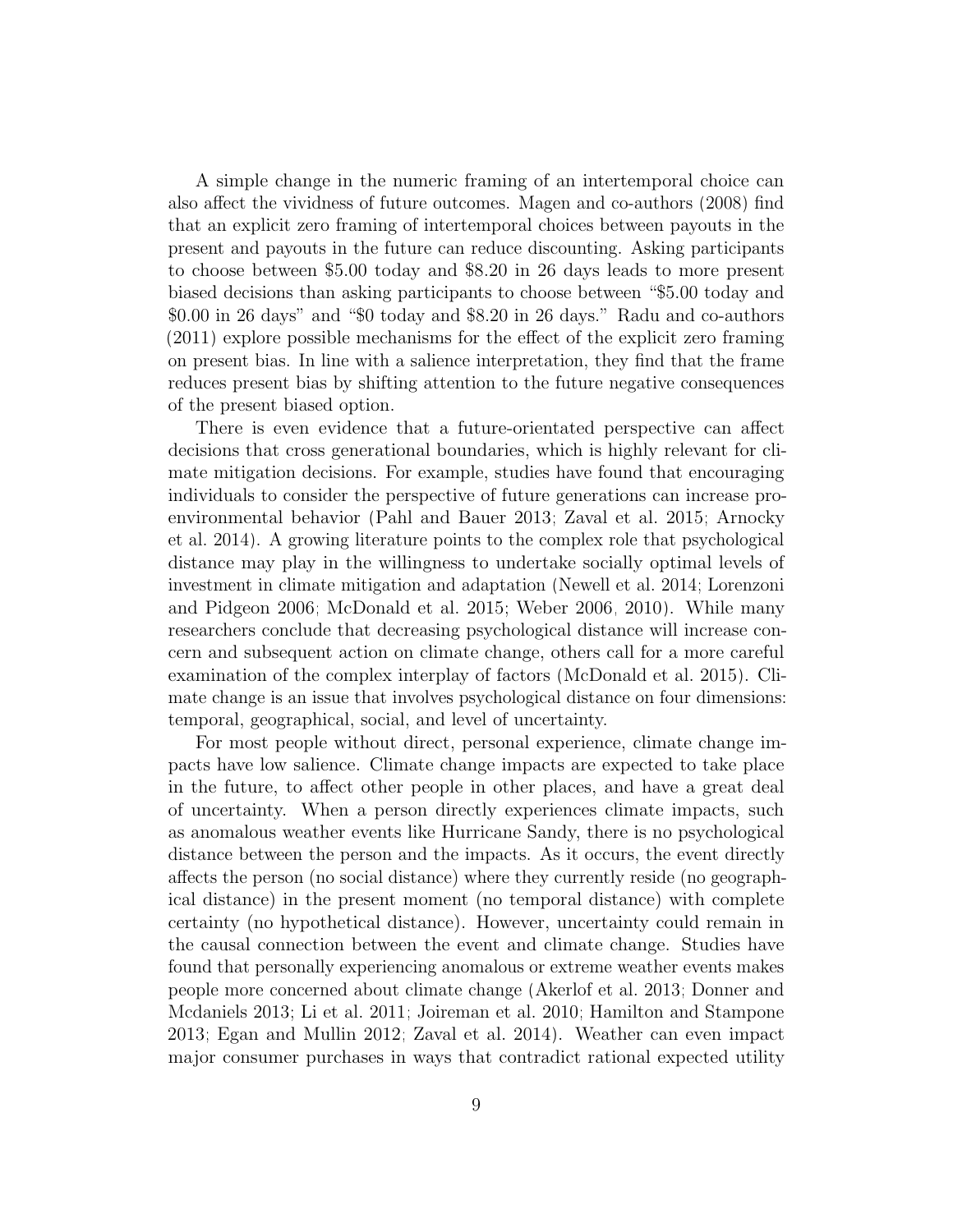A simple change in the numeric framing of an intertemporal choice can also affect the vividness of future outcomes. Magen and co-authors (2008) find that an explicit zero framing of intertemporal choices between payouts in the present and payouts in the future can reduce discounting. Asking participants to choose between $5.00 today and $8.20 in 26 days leads to more present biased decisions than asking participants to choose between "$5.00 today and $0.00 in 26 days" and "$0 today and $8.20 in 26 days." Radu and co-authors (2011) explore possible mechanisms for the effect of the explicit zero framing on present bias. In line with a salience interpretation, they find that the frame reduces present bias by shifting attention to the future negative consequences of the present biased option.

There is even evidence that a future-orientated perspective can affect decisions that cross generational boundaries, which is highly relevant for climate mitigation decisions. For example, studies have found that encouraging individuals to consider the perspective of future generations can increase pro-environmental behavior (Pahl and Bauer 2013; Zaval et al. 2015; Arnocky et al. 2014). A growing literature points to the complex role that psychological distance may play in the willingness to undertake socially optimal levels of investment in climate mitigation and adaptation (Newell et al. 2014; Lorenzoni and Pidgeon 2006; McDonald et al. 2015; Weber 2006, 2010). While many researchers conclude that decreasing psychological distance will increase concern and subsequent action on climate change, others call for a more careful examination of the complex interplay of factors (McDonald et al. 2015). Climate change is an issue that involves psychological distance on four dimensions: temporal, geographical, social, and level of uncertainty.

For most people without direct, personal experience, climate change impacts have low salience. Climate change impacts are expected to take place in the future, to affect other people in other places, and have a great deal of uncertainty. When a person directly experiences climate impacts, such as anomalous weather events like Hurricane Sandy, there is no psychological distance between the person and the impacts. As it occurs, the event directly affects the person (no social distance) where they currently reside (no geographical distance) in the present moment (no temporal distance) with complete certainty (no hypothetical distance). However, uncertainty could remain in the causal connection between the event and climate change. Studies have found that personally experiencing anomalous or extreme weather events makes people more concerned about climate change (Akerlof et al. 2013; Donner and Mcdaniels 2013; Li et al. 2011; Joireman et al. 2010; Hamilton and Stampone 2013; Egan and Mullin 2012; Zaval et al. 2014). Weather can even impact major consumer purchases in ways that contradict rational expected utility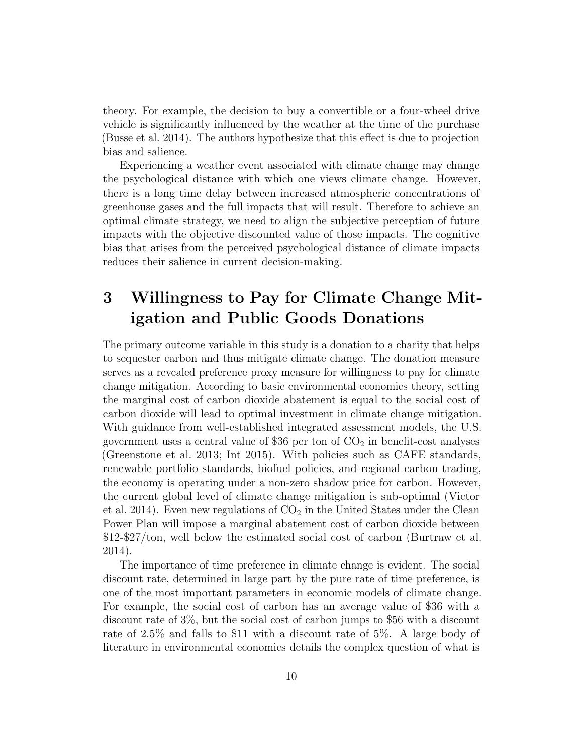theory. For example, the decision to buy a convertible or a four-wheel drive vehicle is significantly influenced by the weather at the time of the purchase (Busse et al. 2014). The authors hypothesize that this effect is due to projection bias and salience.

Experiencing a weather event associated with climate change may change the psychological distance with which one views climate change. However, there is a long time delay between increased atmospheric concentrations of greenhouse gases and the full impacts that will result. Therefore to achieve an optimal climate strategy, we need to align the subjective perception of future impacts with the objective discounted value of those impacts. The cognitive bias that arises from the perceived psychological distance of climate impacts reduces their salience in current decision-making.

# 3 Willingness to Pay for Climate Change Mitigation and Public Goods Donations

The primary outcome variable in this study is a donation to a charity that helps to sequester carbon and thus mitigate climate change. The donation measure serves as a revealed preference proxy measure for willingness to pay for climate change mitigation. According to basic environmental economics theory, setting the marginal cost of carbon dioxide abatement is equal to the social cost of carbon dioxide will lead to optimal investment in climate change mitigation. With guidance from well-established integrated assessment models, the U.S. government uses a central value of $36 per ton of $CO_2$ in benefit-cost analyses (Greenstone et al. 2013; Int 2015). With policies such as CAFE standards, renewable portfolio standards, biofuel policies, and regional carbon trading, the economy is operating under a non-zero shadow price for carbon. However, the current global level of climate change mitigation is sub-optimal (Victor et al. 2014). Even new regulations of $CO_2$ in the United States under the Clean Power Plan will impose a marginal abatement cost of carbon dioxide between $12-$27/ton, well below the estimated social cost of carbon (Burtraw et al. 2014).

The importance of time preference in climate change is evident. The social discount rate, determined in large part by the pure rate of time preference, is one of the most important parameters in economic models of climate change. For example, the social cost of carbon has an average value of $36 with a discount rate of 3%, but the social cost of carbon jumps to $56 with a discount rate of 2.5% and falls to $11 with a discount rate of 5%. A large body of literature in environmental economics details the complex question of what is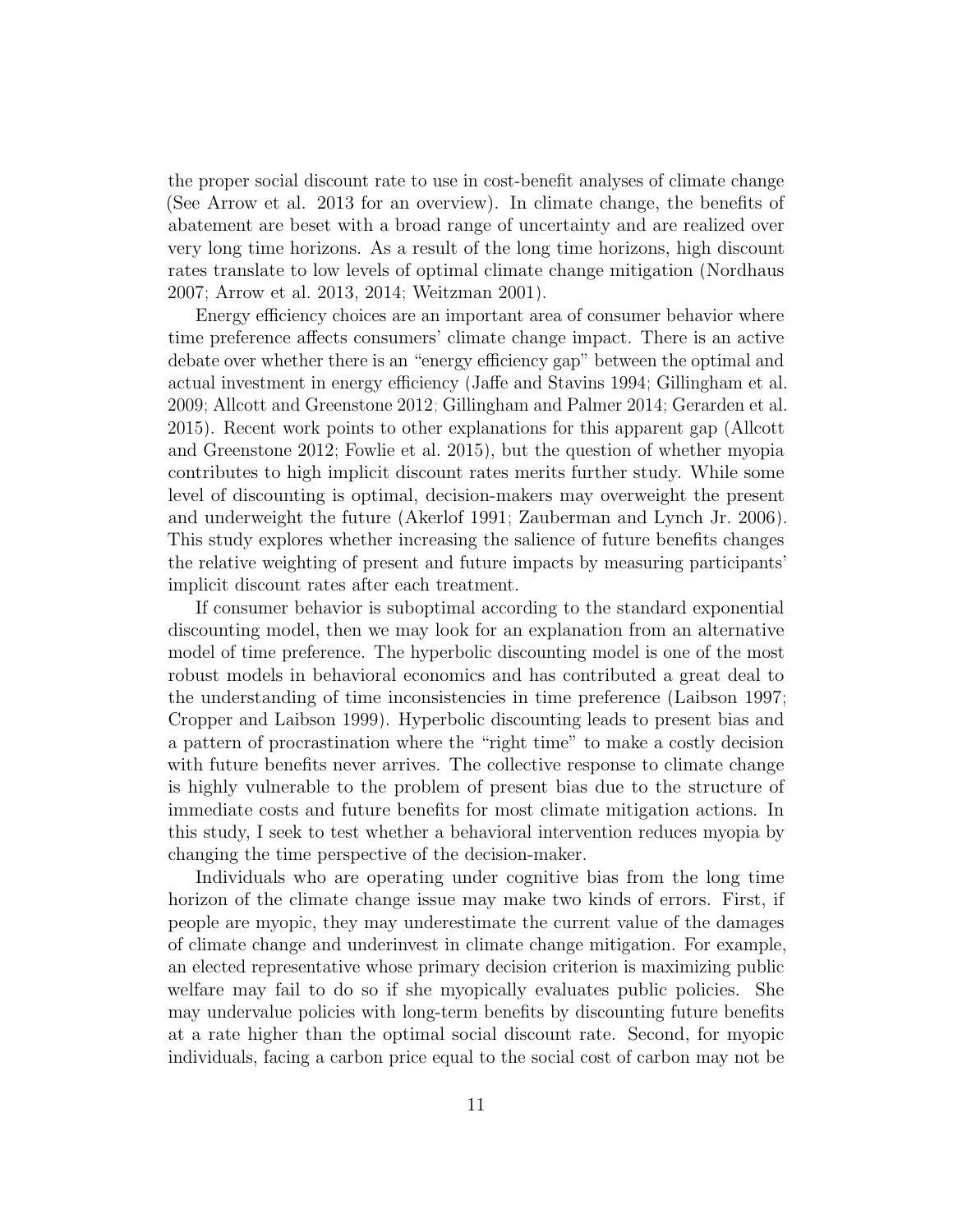the proper social discount rate to use in cost-benefit analyses of climate change (See Arrow et al. 2013 for an overview). In climate change, the benefits of abatement are beset with a broad range of uncertainty and are realized over very long time horizons. As a result of the long time horizons, high discount rates translate to low levels of optimal climate change mitigation (Nordhaus 2007; Arrow et al. 2013, 2014; Weitzman 2001).

Energy efficiency choices are an important area of consumer behavior where time preference affects consumers' climate change impact. There is an active debate over whether there is an "energy efficiency gap" between the optimal and actual investment in energy efficiency (Jaffe and Stavins 1994; Gillingham et al. 2009; Allcott and Greenstone 2012; Gillingham and Palmer 2014; Gerarden et al. 2015). Recent work points to other explanations for this apparent gap (Allcott and Greenstone 2012; Fowlie et al. 2015), but the question of whether myopia contributes to high implicit discount rates merits further study. While some level of discounting is optimal, decision-makers may overweight the present and underweight the future (Akerlof 1991; Zauberman and Lynch Jr. 2006). This study explores whether increasing the salience of future benefits changes the relative weighting of present and future impacts by measuring participants' implicit discount rates after each treatment.

If consumer behavior is suboptimal according to the standard exponential discounting model, then we may look for an explanation from an alternative model of time preference. The hyperbolic discounting model is one of the most robust models in behavioral economics and has contributed a great deal to the understanding of time inconsistencies in time preference (Laibson 1997; Cropper and Laibson 1999). Hyperbolic discounting leads to present bias and a pattern of procrastination where the "right time" to make a costly decision with future benefits never arrives. The collective response to climate change is highly vulnerable to the problem of present bias due to the structure of immediate costs and future benefits for most climate mitigation actions. In this study, I seek to test whether a behavioral intervention reduces myopia by changing the time perspective of the decision-maker.

Individuals who are operating under cognitive bias from the long time horizon of the climate change issue may make two kinds of errors. First, if people are myopic, they may underestimate the current value of the damages of climate change and underinvest in climate change mitigation. For example, an elected representative whose primary decision criterion is maximizing public welfare may fail to do so if she myopically evaluates public policies. She may undervalue policies with long-term benefits by discounting future benefits at a rate higher than the optimal social discount rate. Second, for myopic individuals, facing a carbon price equal to the social cost of carbon may not be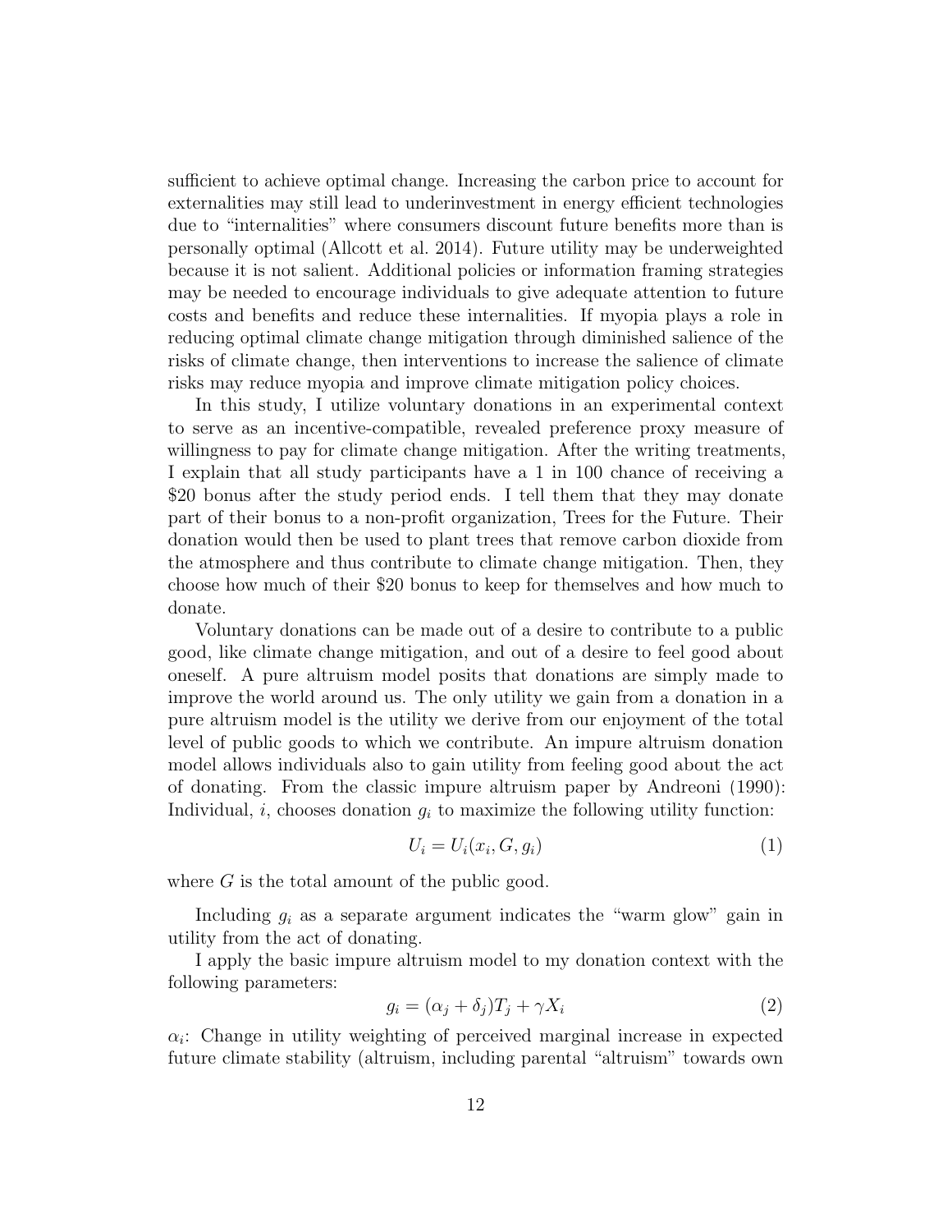sufficient to achieve optimal change. Increasing the carbon price to account for externalities may still lead to underinvestment in energy efficient technologies due to "internalities" where consumers discount future benefits more than is personally optimal (Allcott et al. 2014). Future utility may be underweighted because it is not salient. Additional policies or information framing strategies may be needed to encourage individuals to give adequate attention to future costs and benefits and reduce these internalities. If myopia plays a role in reducing optimal climate change mitigation through diminished salience of the risks of climate change, then interventions to increase the salience of climate risks may reduce myopia and improve climate mitigation policy choices.

In this study, I utilize voluntary donations in an experimental context to serve as an incentive-compatible, revealed preference proxy measure of willingness to pay for climate change mitigation. After the writing treatments, I explain that all study participants have a 1 in 100 chance of receiving a \$20 bonus after the study period ends. I tell them that they may donate part of their bonus to a non-profit organization, Trees for the Future. Their donation would then be used to plant trees that remove carbon dioxide from the atmosphere and thus contribute to climate change mitigation. Then, they choose how much of their \$20 bonus to keep for themselves and how much to donate.

Voluntary donations can be made out of a desire to contribute to a public good, like climate change mitigation, and out of a desire to feel good about oneself. A pure altruism model posits that donations are simply made to improve the world around us. The only utility we gain from a donation in a pure altruism model is the utility we derive from our enjoyment of the total level of public goods to which we contribute. An impure altruism donation model allows individuals also to gain utility from feeling good about the act of donating. From the classic impure altruism paper by Andreoni (1990): Individual, $i$, chooses donation $g_i$ to maximize the following utility function:

$$U_i = U_i(x_i, G, g_i) \tag{1}$$

where $G$ is the total amount of the public good.

Including $g_i$ as a separate argument indicates the "warm glow" gain in utility from the act of donating.

I apply the basic impure altruism model to my donation context with the following parameters:

$$g_i = (\alpha_j + \delta_j)T_j + \gamma X_i \tag{2}$$

$\alpha_i$: Change in utility weighting of perceived marginal increase in expected future climate stability (altruism, including parental "altruism" towards own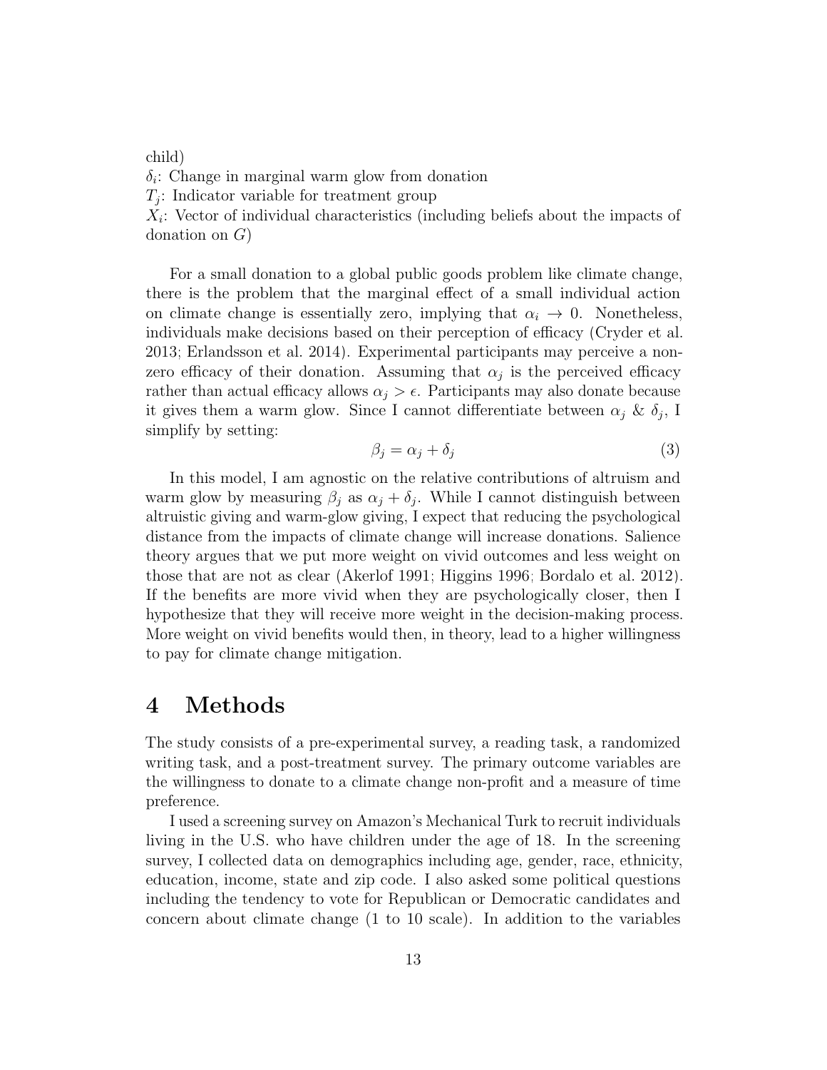child)
$\delta_i$: Change in marginal warm glow from donation
$T_j$: Indicator variable for treatment group
$X_i$: Vector of individual characteristics (including beliefs about the impacts of donation on $G$)

For a small donation to a global public goods problem like climate change, there is the problem that the marginal effect of a small individual action on climate change is essentially zero, implying that $\alpha_i \to 0$. Nonetheless, individuals make decisions based on their perception of efficacy (Cryder et al. 2013; Erlandsson et al. 2014). Experimental participants may perceive a non-zero efficacy of their donation. Assuming that $\alpha_j$ is the perceived efficacy rather than actual efficacy allows $\alpha_j > \epsilon$. Participants may also donate because it gives them a warm glow. Since I cannot differentiate between $\alpha_j$ & $\delta_j$, I simplify by setting:

$$\beta_j = \alpha_j + \delta_j \tag{3}$$

In this model, I am agnostic on the relative contributions of altruism and warm glow by measuring $\beta_j$ as $\alpha_j + \delta_j$. While I cannot distinguish between altruistic giving and warm-glow giving, I expect that reducing the psychological distance from the impacts of climate change will increase donations. Salience theory argues that we put more weight on vivid outcomes and less weight on those that are not as clear (Akerlof 1991; Higgins 1996; Bordalo et al. 2012). If the benefits are more vivid when they are psychologically closer, then I hypothesize that they will receive more weight in the decision-making process. More weight on vivid benefits would then, in theory, lead to a higher willingness to pay for climate change mitigation.

# 4 Methods

The study consists of a pre-experimental survey, a reading task, a randomized writing task, and a post-treatment survey. The primary outcome variables are the willingness to donate to a climate change non-profit and a measure of time preference.

I used a screening survey on Amazon's Mechanical Turk to recruit individuals living in the U.S. who have children under the age of 18. In the screening survey, I collected data on demographics including age, gender, race, ethnicity, education, income, state and zip code. I also asked some political questions including the tendency to vote for Republican or Democratic candidates and concern about climate change (1 to 10 scale). In addition to the variables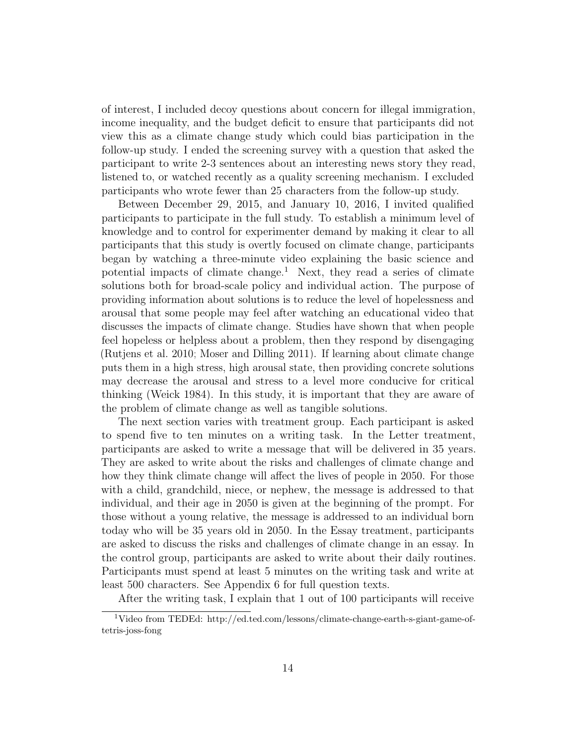of interest, I included decoy questions about concern for illegal immigration, income inequality, and the budget deficit to ensure that participants did not view this as a climate change study which could bias participation in the follow-up study. I ended the screening survey with a question that asked the participant to write 2-3 sentences about an interesting news story they read, listened to, or watched recently as a quality screening mechanism. I excluded participants who wrote fewer than 25 characters from the follow-up study.

Between December 29, 2015, and January 10, 2016, I invited qualified participants to participate in the full study. To establish a minimum level of knowledge and to control for experimenter demand by making it clear to all participants that this study is overtly focused on climate change, participants began by watching a three-minute video explaining the basic science and potential impacts of climate change.[1] Next, they read a series of climate solutions both for broad-scale policy and individual action. The purpose of providing information about solutions is to reduce the level of hopelessness and arousal that some people may feel after watching an educational video that discusses the impacts of climate change. Studies have shown that when people feel hopeless or helpless about a problem, then they respond by disengaging (Rutjens et al. 2010; Moser and Dilling 2011). If learning about climate change puts them in a high stress, high arousal state, then providing concrete solutions may decrease the arousal and stress to a level more conducive for critical thinking (Weick 1984). In this study, it is important that they are aware of the problem of climate change as well as tangible solutions.

The next section varies with treatment group. Each participant is asked to spend five to ten minutes on a writing task. In the Letter treatment, participants are asked to write a message that will be delivered in 35 years. They are asked to write about the risks and challenges of climate change and how they think climate change will affect the lives of people in 2050. For those with a child, grandchild, niece, or nephew, the message is addressed to that individual, and their age in 2050 is given at the beginning of the prompt. For those without a young relative, the message is addressed to an individual born today who will be 35 years old in 2050. In the Essay treatment, participants are asked to discuss the risks and challenges of climate change in an essay. In the control group, participants are asked to write about their daily routines. Participants must spend at least 5 minutes on the writing task and write at least 500 characters. See Appendix 6 for full question texts.

After the writing task, I explain that 1 out of 100 participants will receive

[1] Video from TEDEd: http://ed.ted.com/lessons/climate-change-earth-s-giant-game-of-tetris-joss-fong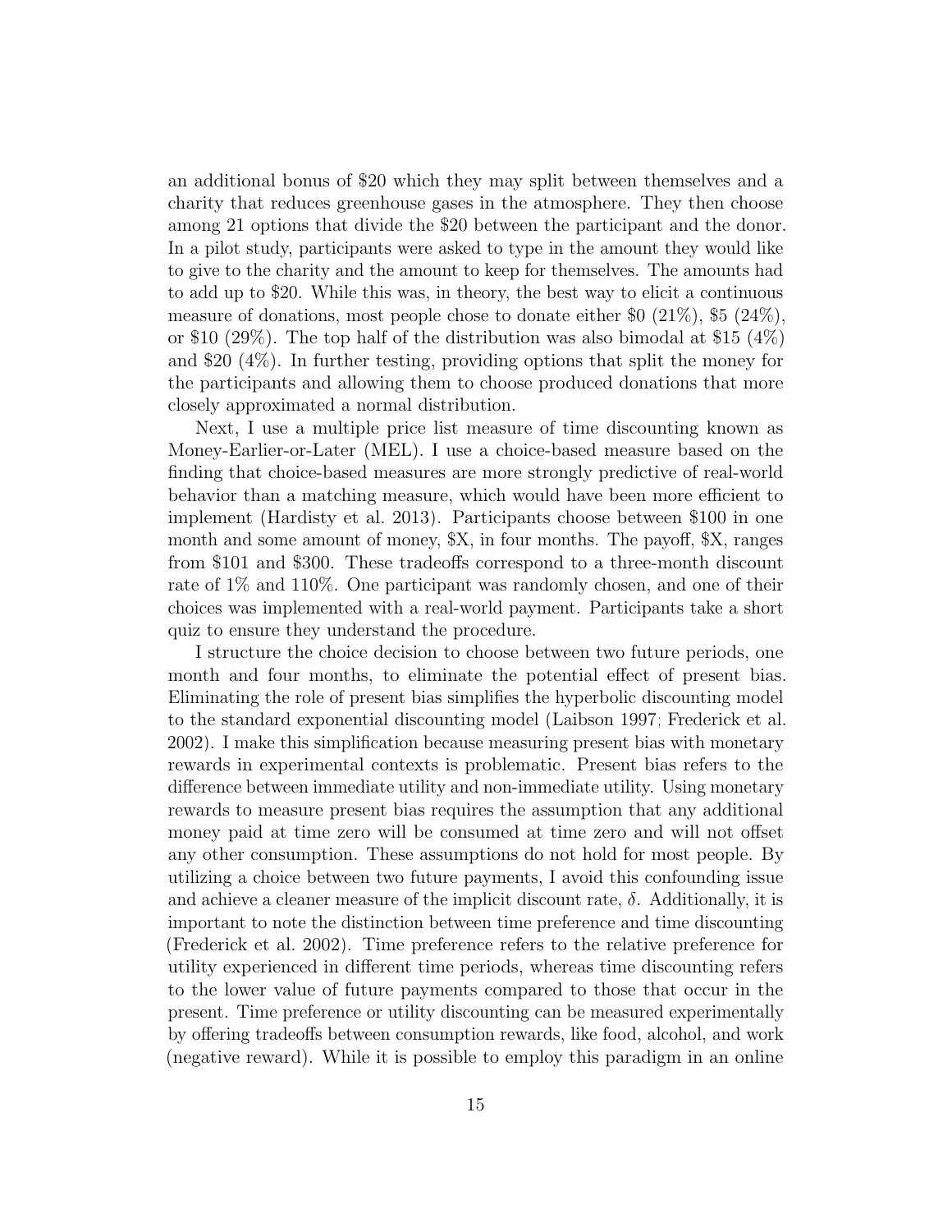an additional bonus of $20 which they may split between themselves and a charity that reduces greenhouse gases in the atmosphere. They then choose among 21 options that divide the $20 between the participant and the donor. In a pilot study, participants were asked to type in the amount they would like to give to the charity and the amount to keep for themselves. The amounts had to add up to $20. While this was, in theory, the best way to elicit a continuous measure of donations, most people chose to donate either $0 (21%), $5 (24%), or $10 (29%). The top half of the distribution was also bimodal at $15 (4%) and $20 (4%). In further testing, providing options that split the money for the participants and allowing them to choose produced donations that more closely approximated a normal distribution.

Next, I use a multiple price list measure of time discounting known as Money-Earlier-or-Later (MEL). I use a choice-based measure based on the finding that choice-based measures are more strongly predictive of real-world behavior than a matching measure, which would have been more efficient to implement (Hardisty et al. 2013). Participants choose between $100 in one month and some amount of money, $X, in four months. The payoff, $X, ranges from $101 and $300. These tradeoffs correspond to a three-month discount rate of 1% and 110%. One participant was randomly chosen, and one of their choices was implemented with a real-world payment. Participants take a short quiz to ensure they understand the procedure.

I structure the choice decision to choose between two future periods, one month and four months, to eliminate the potential effect of present bias. Eliminating the role of present bias simplifies the hyperbolic discounting model to the standard exponential discounting model (Laibson 1997; Frederick et al. 2002). I make this simplification because measuring present bias with monetary rewards in experimental contexts is problematic. Present bias refers to the difference between immediate utility and non-immediate utility. Using monetary rewards to measure present bias requires the assumption that any additional money paid at time zero will be consumed at time zero and will not offset any other consumption. These assumptions do not hold for most people. By utilizing a choice between two future payments, I avoid this confounding issue and achieve a cleaner measure of the implicit discount rate, $\delta$. Additionally, it is important to note the distinction between time preference and time discounting (Frederick et al. 2002). Time preference refers to the relative preference for utility experienced in different time periods, whereas time discounting refers to the lower value of future payments compared to those that occur in the present. Time preference or utility discounting can be measured experimentally by offering tradeoffs between consumption rewards, like food, alcohol, and work (negative reward). While it is possible to employ this paradigm in an online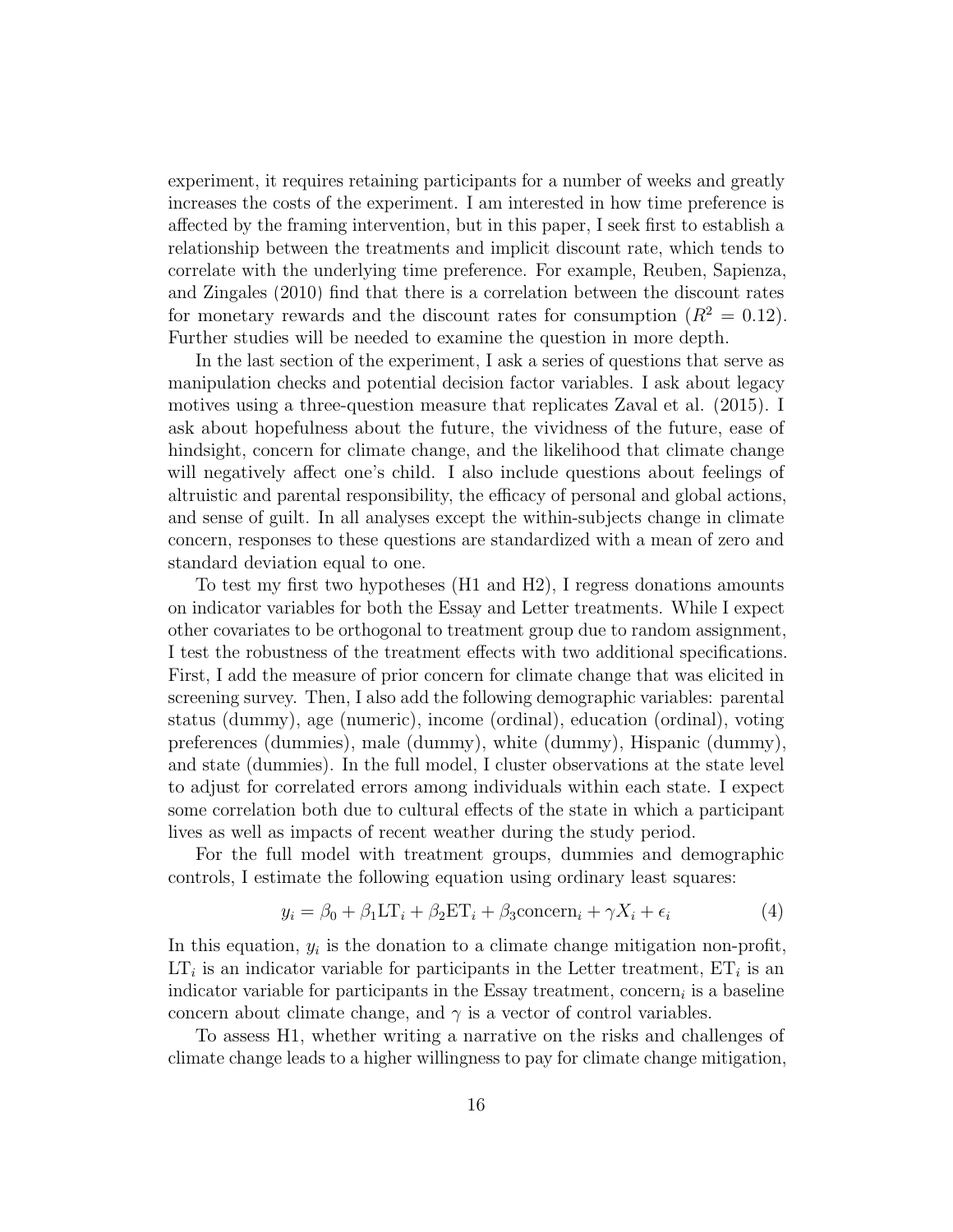experiment, it requires retaining participants for a number of weeks and greatly increases the costs of the experiment. I am interested in how time preference is affected by the framing intervention, but in this paper, I seek first to establish a relationship between the treatments and implicit discount rate, which tends to correlate with the underlying time preference. For example, Reuben, Sapienza, and Zingales (2010) find that there is a correlation between the discount rates for monetary rewards and the discount rates for consumption ($R^2 = 0.12$). Further studies will be needed to examine the question in more depth.

In the last section of the experiment, I ask a series of questions that serve as manipulation checks and potential decision factor variables. I ask about legacy motives using a three-question measure that replicates Zaval et al. (2015). I ask about hopefulness about the future, the vividness of the future, ease of hindsight, concern for climate change, and the likelihood that climate change will negatively affect one's child. I also include questions about feelings of altruistic and parental responsibility, the efficacy of personal and global actions, and sense of guilt. In all analyses except the within-subjects change in climate concern, responses to these questions are standardized with a mean of zero and standard deviation equal to one.

To test my first two hypotheses (H1 and H2), I regress donations amounts on indicator variables for both the Essay and Letter treatments. While I expect other covariates to be orthogonal to treatment group due to random assignment, I test the robustness of the treatment effects with two additional specifications. First, I add the measure of prior concern for climate change that was elicited in screening survey. Then, I also add the following demographic variables: parental status (dummy), age (numeric), income (ordinal), education (ordinal), voting preferences (dummies), male (dummy), white (dummy), Hispanic (dummy), and state (dummies). In the full model, I cluster observations at the state level to adjust for correlated errors among individuals within each state. I expect some correlation both due to cultural effects of the state in which a participant lives as well as impacts of recent weather during the study period.

For the full model with treatment groups, dummies and demographic controls, I estimate the following equation using ordinary least squares:

$$y_i = \beta_0 + \beta_1 \text{LT}_i + \beta_2 \text{ET}_i + \beta_3 \text{concern}_i + \gamma X_i + \epsilon_i \tag{4}$$

In this equation, $y_i$ is the donation to a climate change mitigation non-profit, $\text{LT}_i$ is an indicator variable for participants in the Letter treatment, $\text{ET}_i$ is an indicator variable for participants in the Essay treatment, $\text{concern}_i$ is a baseline concern about climate change, and $\gamma$ is a vector of control variables.

To assess H1, whether writing a narrative on the risks and challenges of climate change leads to a higher willingness to pay for climate change mitigation,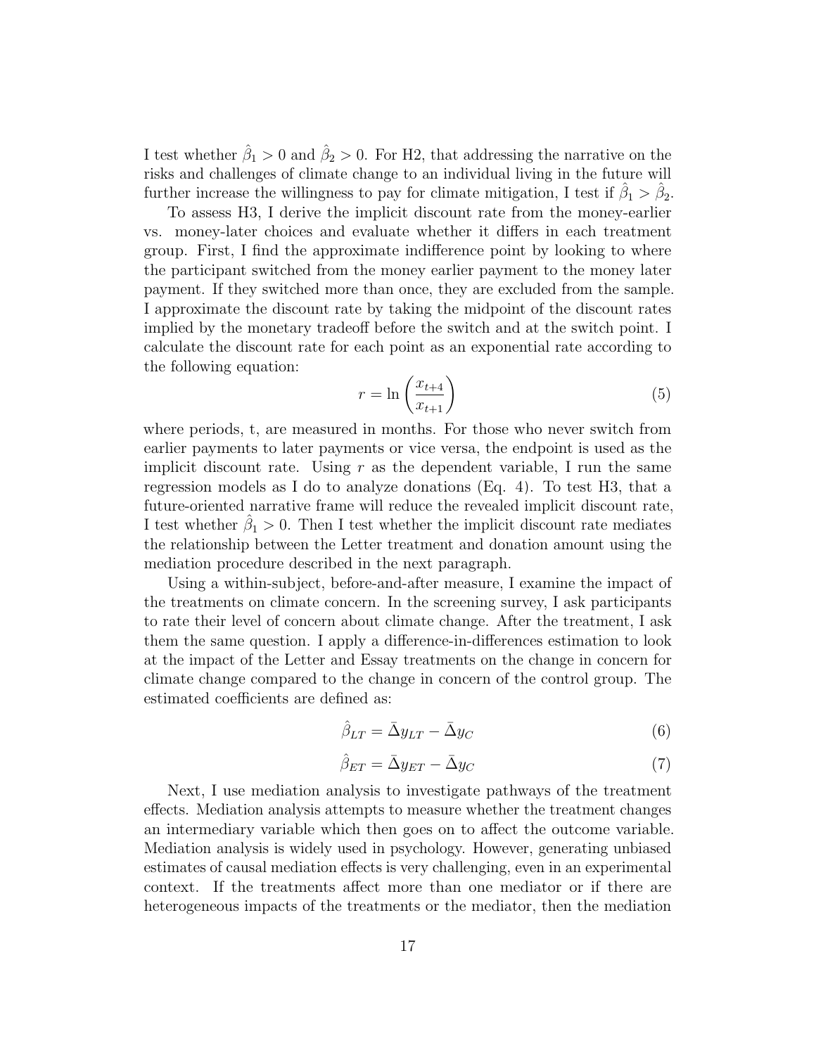I test whether $\hat{\beta}_1 > 0$ and $\hat{\beta}_2 > 0$. For H2, that addressing the narrative on the risks and challenges of climate change to an individual living in the future will further increase the willingness to pay for climate mitigation, I test if $\hat{\beta}_1 > \hat{\beta}_2$.

To assess H3, I derive the implicit discount rate from the money-earlier vs. money-later choices and evaluate whether it differs in each treatment group. First, I find the approximate indifference point by looking to where the participant switched from the money earlier payment to the money later payment. If they switched more than once, they are excluded from the sample. I approximate the discount rate by taking the midpoint of the discount rates implied by the monetary tradeoff before the switch and at the switch point. I calculate the discount rate for each point as an exponential rate according to the following equation:

$$r = \ln\left(\frac{x_{t+4}}{x_{t+1}}\right) \tag{5}$$

where periods, t, are measured in months. For those who never switch from earlier payments to later payments or vice versa, the endpoint is used as the implicit discount rate. Using $r$ as the dependent variable, I run the same regression models as I do to analyze donations (Eq. 4). To test H3, that a future-oriented narrative frame will reduce the revealed implicit discount rate, I test whether $\hat{\beta}_1 > 0$. Then I test whether the implicit discount rate mediates the relationship between the Letter treatment and donation amount using the mediation procedure described in the next paragraph.

Using a within-subject, before-and-after measure, I examine the impact of the treatments on climate concern. In the screening survey, I ask participants to rate their level of concern about climate change. After the treatment, I ask them the same question. I apply a difference-in-differences estimation to look at the impact of the Letter and Essay treatments on the change in concern for climate change compared to the change in concern of the control group. The estimated coefficients are defined as:

$$\hat{\beta}_{LT} = \bar{\Delta}y_{LT} - \bar{\Delta}y_C \tag{6}$$

$$\hat{\beta}_{ET} = \bar{\Delta}y_{ET} - \bar{\Delta}y_C \tag{7}$$

Next, I use mediation analysis to investigate pathways of the treatment effects. Mediation analysis attempts to measure whether the treatment changes an intermediary variable which then goes on to affect the outcome variable. Mediation analysis is widely used in psychology. However, generating unbiased estimates of causal mediation effects is very challenging, even in an experimental context. If the treatments affect more than one mediator or if there are heterogeneous impacts of the treatments or the mediator, then the mediation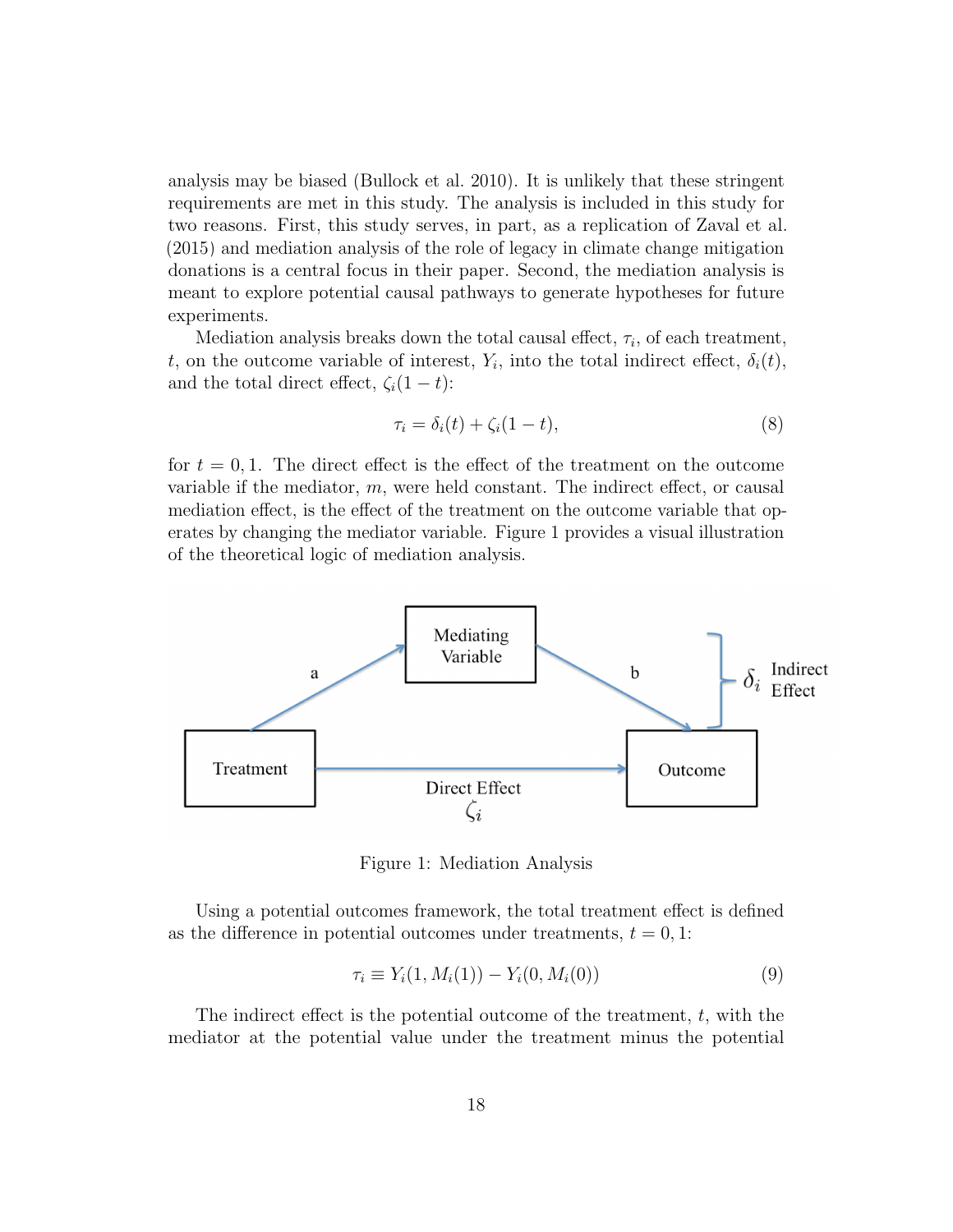analysis may be biased (Bullock et al. 2010). It is unlikely that these stringent requirements are met in this study. The analysis is included in this study for two reasons. First, this study serves, in part, as a replication of Zaval et al. (2015) and mediation analysis of the role of legacy in climate change mitigation donations is a central focus in their paper. Second, the mediation analysis is meant to explore potential causal pathways to generate hypotheses for future experiments.

Mediation analysis breaks down the total causal effect, $\tau_i$, of each treatment, $t$, on the outcome variable of interest, $Y_i$, into the total indirect effect, $\delta_i(t)$, and the total direct effect, $\zeta_i(1-t)$:

$$\tau_i = \delta_i(t) + \zeta_i(1-t), \tag{8}$$

for $t = 0, 1$. The direct effect is the effect of the treatment on the outcome variable if the mediator, $m$, were held constant. The indirect effect, or causal mediation effect, is the effect of the treatment on the outcome variable that operates by changing the mediator variable. Figure 1 provides a visual illustration of the theoretical logic of mediation analysis.

Figure 1: Mediation Analysis

Using a potential outcomes framework, the total treatment effect is defined as the difference in potential outcomes under treatments, $t = 0, 1$:

$$\tau_i \equiv Y_i(1, M_i(1)) - Y_i(0, M_i(0)) \tag{9}$$

The indirect effect is the potential outcome of the treatment, $t$, with the mediator at the potential value under the treatment minus the potential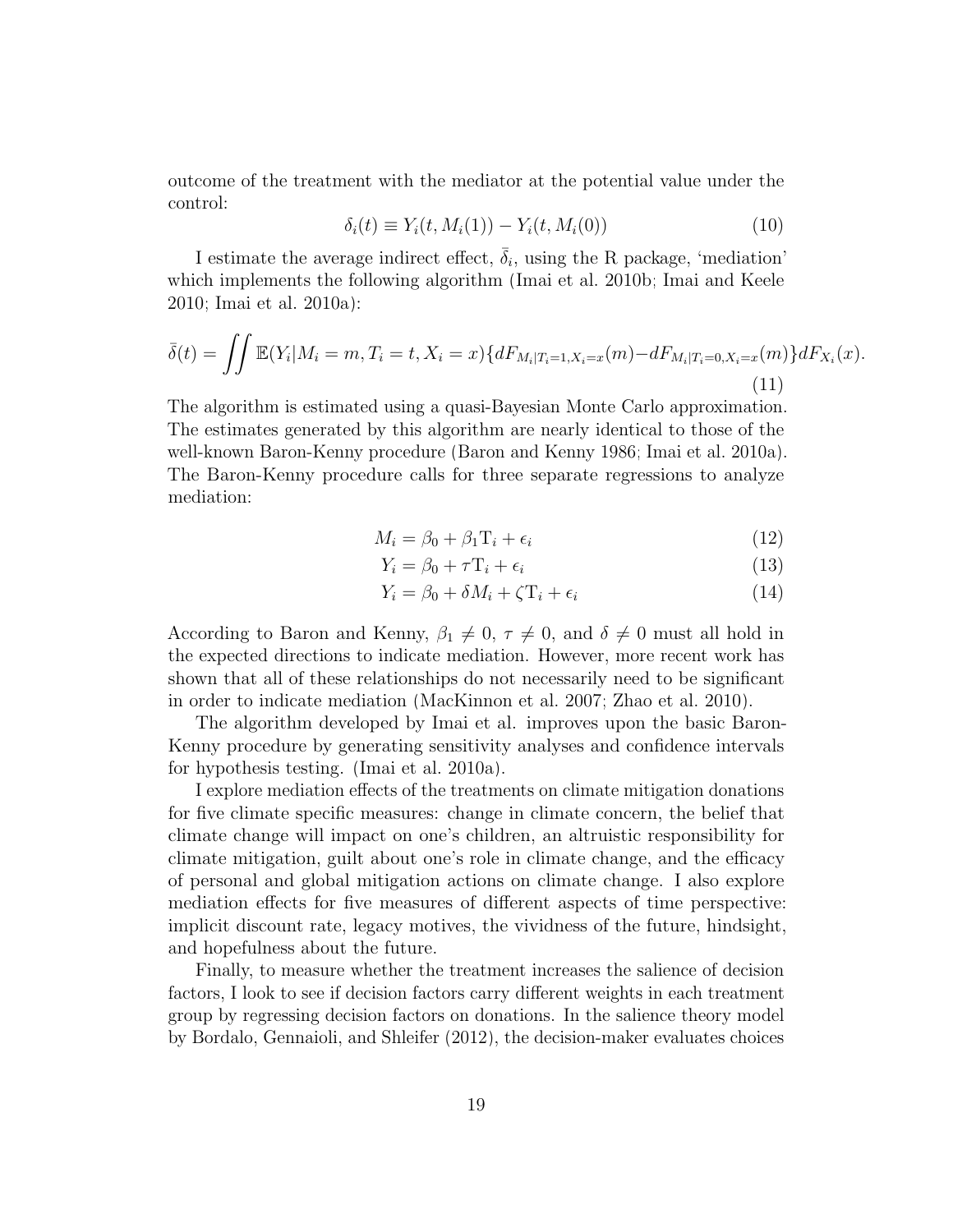outcome of the treatment with the mediator at the potential value under the control:

$$\delta_i(t) \equiv Y_i(t, M_i(1)) - Y_i(t, M_i(0)) \tag{10}$$

I estimate the average indirect effect, $\bar{\delta}_i$, using the R package, 'mediation' which implements the following algorithm (Imai et al. 2010b; Imai and Keele 2010; Imai et al. 2010a):

$$\bar{\delta}(t) = \iint \mathbb{E}(Y_i|M_i = m, T_i = t, X_i = x)\{dF_{M_i|T_i=1,X_i=x}(m) - dF_{M_i|T_i=0,X_i=x}(m)\}dF_{X_i}(x). \tag{11}$$

The algorithm is estimated using a quasi-Bayesian Monte Carlo approximation. The estimates generated by this algorithm are nearly identical to those of the well-known Baron-Kenny procedure (Baron and Kenny 1986; Imai et al. 2010a). The Baron-Kenny procedure calls for three separate regressions to analyze mediation:

$$M_i = \beta_0 + \beta_1 \mathrm{T}_i + \epsilon_i \tag{12}$$

$$Y_i = \beta_0 + \tau \mathrm{T}_i + \epsilon_i \tag{13}$$

$$Y_i = \beta_0 + \delta M_i + \zeta \mathrm{T}_i + \epsilon_i \tag{14}$$

According to Baron and Kenny, $\beta_1 \neq 0$, $\tau \neq 0$, and $\delta \neq 0$ must all hold in the expected directions to indicate mediation. However, more recent work has shown that all of these relationships do not necessarily need to be significant in order to indicate mediation (MacKinnon et al. 2007; Zhao et al. 2010).

The algorithm developed by Imai et al. improves upon the basic Baron-Kenny procedure by generating sensitivity analyses and confidence intervals for hypothesis testing. (Imai et al. 2010a).

I explore mediation effects of the treatments on climate mitigation donations for five climate specific measures: change in climate concern, the belief that climate change will impact on one's children, an altruistic responsibility for climate mitigation, guilt about one's role in climate change, and the efficacy of personal and global mitigation actions on climate change. I also explore mediation effects for five measures of different aspects of time perspective: implicit discount rate, legacy motives, the vividness of the future, hindsight, and hopefulness about the future.

Finally, to measure whether the treatment increases the salience of decision factors, I look to see if decision factors carry different weights in each treatment group by regressing decision factors on donations. In the salience theory model by Bordalo, Gennaioli, and Shleifer (2012), the decision-maker evaluates choices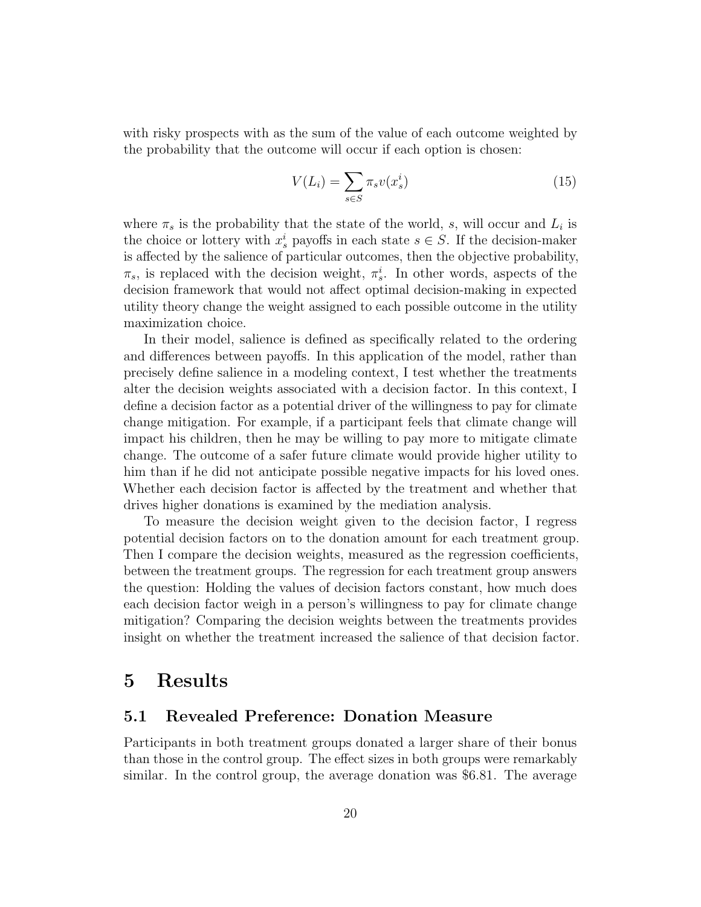with risky prospects with as the sum of the value of each outcome weighted by the probability that the outcome will occur if each option is chosen:

$$V(L_i) = \sum_{s \in S} \pi_s v(x_s^i) \tag{15}$$

where $\pi_s$ is the probability that the state of the world, $s$, will occur and $L_i$ is the choice or lottery with $x_s^i$ payoffs in each state $s \in S$. If the decision-maker is affected by the salience of particular outcomes, then the objective probability, $\pi_s$, is replaced with the decision weight, $\pi_s^i$. In other words, aspects of the decision framework that would not affect optimal decision-making in expected utility theory change the weight assigned to each possible outcome in the utility maximization choice.

In their model, salience is defined as specifically related to the ordering and differences between payoffs. In this application of the model, rather than precisely define salience in a modeling context, I test whether the treatments alter the decision weights associated with a decision factor. In this context, I define a decision factor as a potential driver of the willingness to pay for climate change mitigation. For example, if a participant feels that climate change will impact his children, then he may be willing to pay more to mitigate climate change. The outcome of a safer future climate would provide higher utility to him than if he did not anticipate possible negative impacts for his loved ones. Whether each decision factor is affected by the treatment and whether that drives higher donations is examined by the mediation analysis.

To measure the decision weight given to the decision factor, I regress potential decision factors on to the donation amount for each treatment group. Then I compare the decision weights, measured as the regression coefficients, between the treatment groups. The regression for each treatment group answers the question: Holding the values of decision factors constant, how much does each decision factor weigh in a person's willingness to pay for climate change mitigation? Comparing the decision weights between the treatments provides insight on whether the treatment increased the salience of that decision factor.

# 5 Results

## 5.1 Revealed Preference: Donation Measure

Participants in both treatment groups donated a larger share of their bonus than those in the control group. The effect sizes in both groups were remarkably similar. In the control group, the average donation was $6.81. The average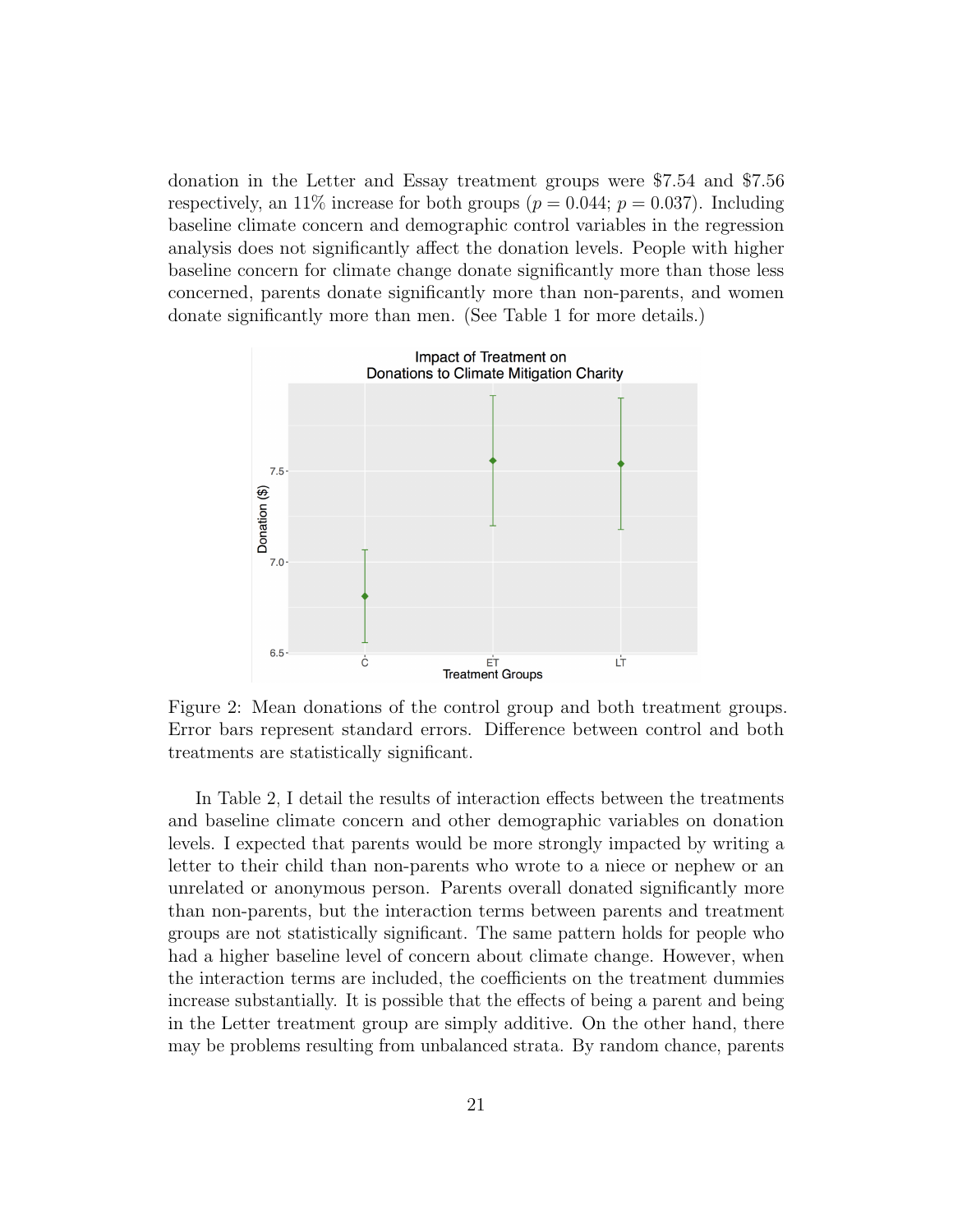donation in the Letter and Essay treatment groups were \$7.54 and \$7.56 respectively, an 11% increase for both groups ($p = 0.044$; $p = 0.037$). Including baseline climate concern and demographic control variables in the regression analysis does not significantly affect the donation levels. People with higher baseline concern for climate change donate significantly more than those less concerned, parents donate significantly more than non-parents, and women donate significantly more than men. (See Table 1 for more details.)

Figure 2: Mean donations of the control group and both treatment groups. Error bars represent standard errors. Difference between control and both treatments are statistically significant.

In Table 2, I detail the results of interaction effects between the treatments and baseline climate concern and other demographic variables on donation levels. I expected that parents would be more strongly impacted by writing a letter to their child than non-parents who wrote to a niece or nephew or an unrelated or anonymous person. Parents overall donated significantly more than non-parents, but the interaction terms between parents and treatment groups are not statistically significant. The same pattern holds for people who had a higher baseline level of concern about climate change. However, when the interaction terms are included, the coefficients on the treatment dummies increase substantially. It is possible that the effects of being a parent and being in the Letter treatment group are simply additive. On the other hand, there may be problems resulting from unbalanced strata. By random chance, parents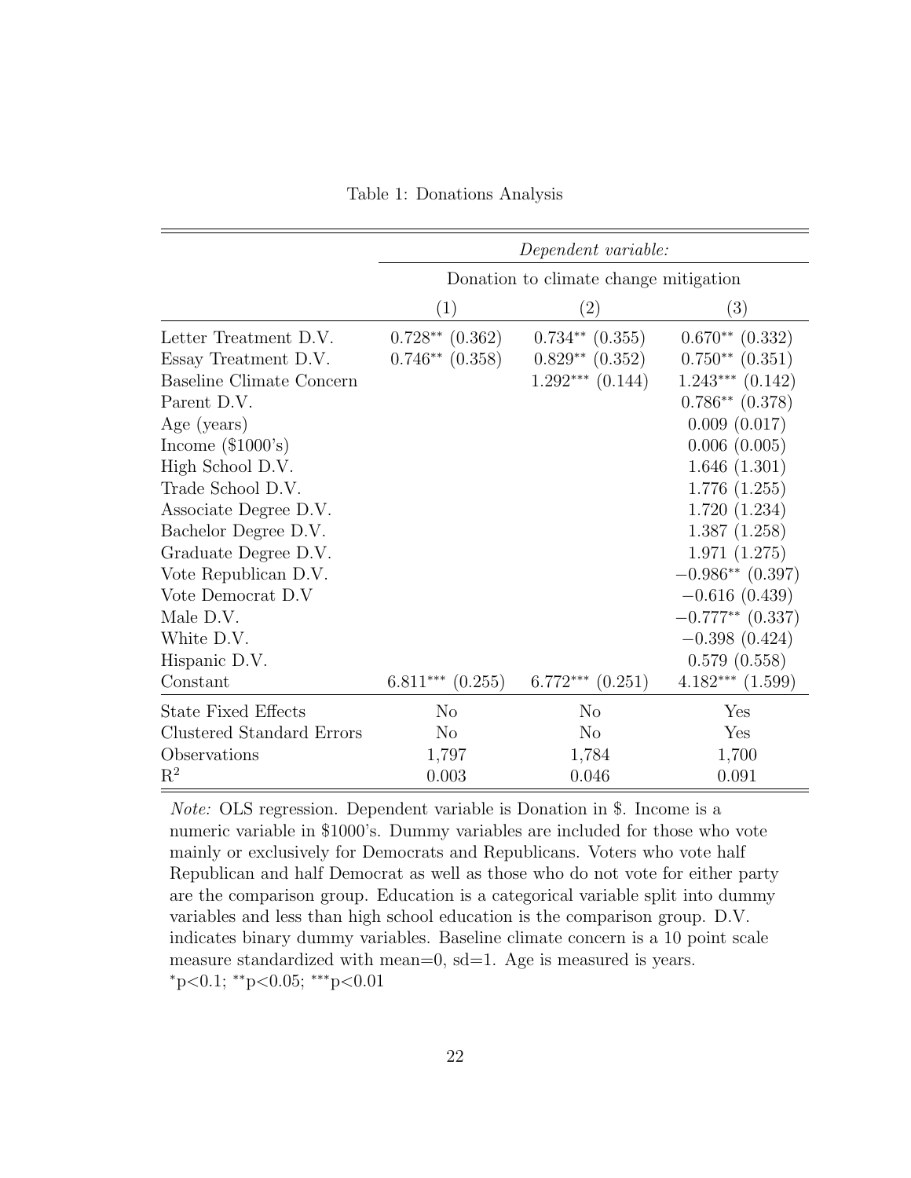Table 1: Donations Analysis

| | *Dependent variable:* | | |
|---|---|---|---|
| | Donation to climate change mitigation | | |
| | (1) | (2) | (3) |
| Letter Treatment D.V. | $0.728^{**}$ (0.362) | $0.734^{**}$ (0.355) | $0.670^{**}$ (0.332) |
| Essay Treatment D.V. | $0.746^{**}$ (0.358) | $0.829^{**}$ (0.352) | $0.750^{**}$ (0.351) |
| Baseline Climate Concern | | $1.292^{***}$ (0.144) | $1.243^{***}$ (0.142) |
| Parent D.V. | | | $0.786^{**}$ (0.378) |
| Age (years) | | | 0.009 (0.017) |
| Income ($1000's) | | | 0.006 (0.005) |
| High School D.V. | | | 1.646 (1.301) |
| Trade School D.V. | | | 1.776 (1.255) |
| Associate Degree D.V. | | | 1.720 (1.234) |
| Bachelor Degree D.V. | | | 1.387 (1.258) |
| Graduate Degree D.V. | | | 1.971 (1.275) |
| Vote Republican D.V. | | | $-0.986^{**}$ (0.397) |
| Vote Democrat D.V | | | $-0.616$ (0.439) |
| Male D.V. | | | $-0.777^{**}$ (0.337) |
| White D.V. | | | $-0.398$ (0.424) |
| Hispanic D.V. | | | 0.579 (0.558) |
| Constant | $6.811^{***}$ (0.255) | $6.772^{***}$ (0.251) | $4.182^{***}$ (1.599) |
| State Fixed Effects | No | No | Yes |
| Clustered Standard Errors | No | No | Yes |
| Observations | 1,797 | 1,784 | 1,700 |
| $R^2$ | 0.003 | 0.046 | 0.091 |

*Note:* OLS regression. Dependent variable is Donation in $. Income is a numeric variable in $1000's. Dummy variables are included for those who vote mainly or exclusively for Democrats and Republicans. Voters who vote half Republican and half Democrat as well as those who do not vote for either party are the comparison group. Education is a categorical variable split into dummy variables and less than high school education is the comparison group. D.V. indicates binary dummy variables. Baseline climate concern is a 10 point scale measure standardized with mean=0, sd=1. Age is measured is years.
$^{*}$p<0.1; $^{**}$p<0.05; $^{***}$p<0.01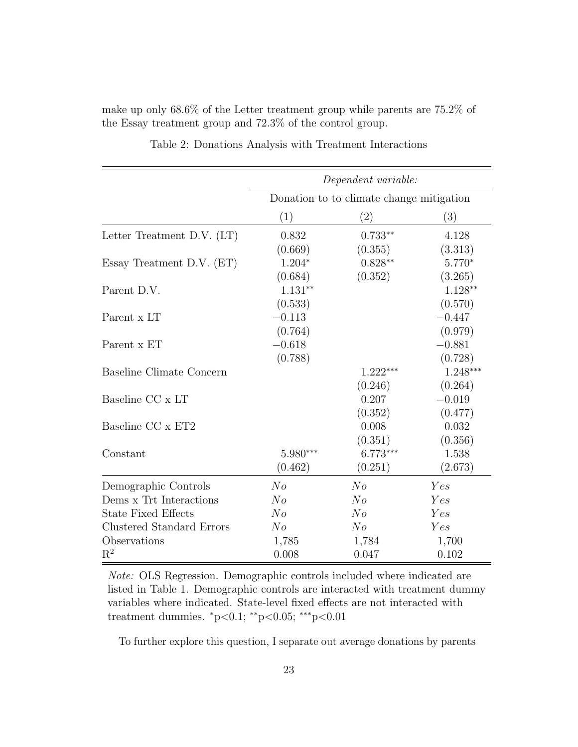make up only 68.6% of the Letter treatment group while parents are 75.2% of the Essay treatment group and 72.3% of the control group.

Table 2: Donations Analysis with Treatment Interactions

| | *Dependent variable:* | | |
|---|---|---|---|
| | Donation to to climate change mitigation | | |
| | (1) | (2) | (3) |
| Letter Treatment D.V. (LT) | 0.832 | 0.733** | 4.128 |
| | (0.669) | (0.355) | (3.313) |
| Essay Treatment D.V. (ET) | 1.204* | 0.828** | 5.770* |
| | (0.684) | (0.352) | (3.265) |
| Parent D.V. | 1.131** | | 1.128** |
| | (0.533) | | (0.570) |
| Parent x LT | −0.113 | | −0.447 |
| | (0.764) | | (0.979) |
| Parent x ET | −0.618 | | −0.881 |
| | (0.788) | | (0.728) |
| Baseline Climate Concern | | 1.222*** | 1.248*** |
| | | (0.246) | (0.264) |
| Baseline CC x LT | | 0.207 | −0.019 |
| | | (0.352) | (0.477) |
| Baseline CC x ET2 | | 0.008 | 0.032 |
| | | (0.351) | (0.356) |
| Constant | 5.980*** | 6.773*** | 1.538 |
| | (0.462) | (0.251) | (2.673) |
| Demographic Controls | *No* | *No* | *Yes* |
| Dems x Trt Interactions | *No* | *No* | *Yes* |
| State Fixed Effects | *No* | *No* | *Yes* |
| Clustered Standard Errors | *No* | *No* | *Yes* |
| Observations | 1,785 | 1,784 | 1,700 |
| $R^2$ | 0.008 | 0.047 | 0.102 |

*Note:* OLS Regression. Demographic controls included where indicated are listed in Table 1. Demographic controls are interacted with treatment dummy variables where indicated. State-level fixed effects are not interacted with treatment dummies. *p<0.1; **p<0.05; ***p<0.01

To further explore this question, I separate out average donations by parents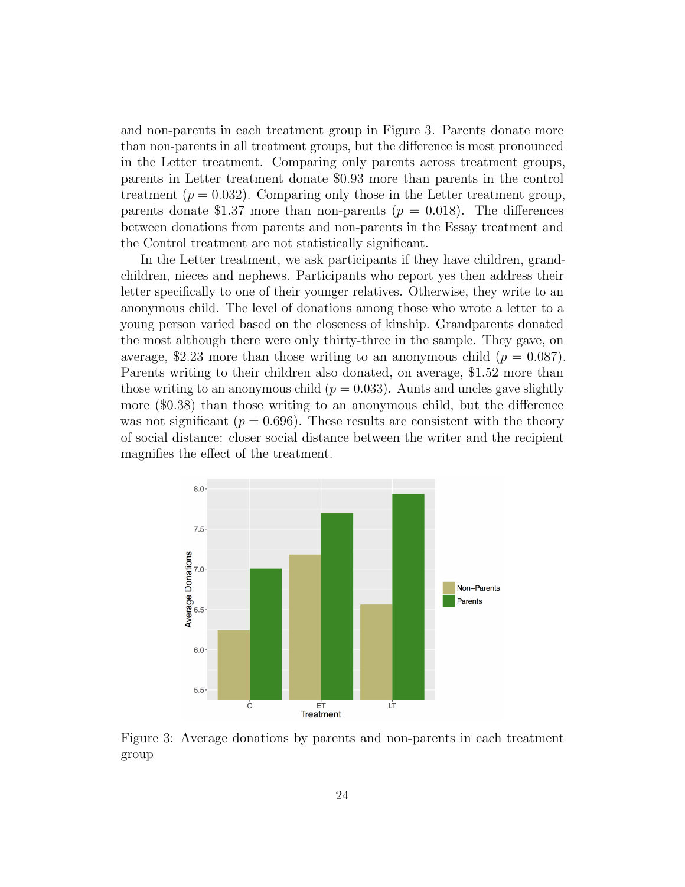and non-parents in each treatment group in Figure 3. Parents donate more than non-parents in all treatment groups, but the difference is most pronounced in the Letter treatment. Comparing only parents across treatment groups, parents in Letter treatment donate \$0.93 more than parents in the control treatment ($p = 0.032$). Comparing only those in the Letter treatment group, parents donate \$1.37 more than non-parents ($p = 0.018$). The differences between donations from parents and non-parents in the Essay treatment and the Control treatment are not statistically significant.

In the Letter treatment, we ask participants if they have children, grandchildren, nieces and nephews. Participants who report yes then address their letter specifically to one of their younger relatives. Otherwise, they write to an anonymous child. The level of donations among those who wrote a letter to a young person varied based on the closeness of kinship. Grandparents donated the most although there were only thirty-three in the sample. They gave, on average, \$2.23 more than those writing to an anonymous child ($p = 0.087$). Parents writing to their children also donated, on average, \$1.52 more than those writing to an anonymous child ($p = 0.033$). Aunts and uncles gave slightly more (\$0.38) than those writing to an anonymous child, but the difference was not significant ($p = 0.696$). These results are consistent with the theory of social distance: closer social distance between the writer and the recipient magnifies the effect of the treatment.

Figure 3: Average donations by parents and non-parents in each treatment group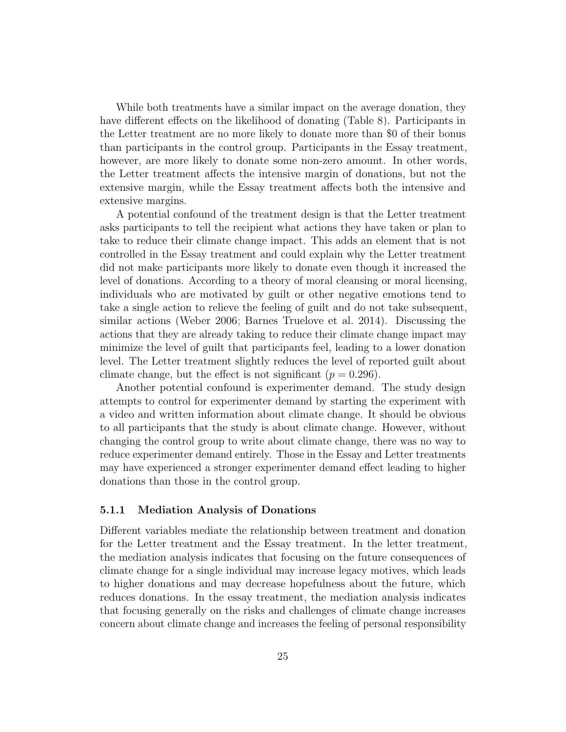While both treatments have a similar impact on the average donation, they have different effects on the likelihood of donating (Table 8). Participants in the Letter treatment are no more likely to donate more than $0 of their bonus than participants in the control group. Participants in the Essay treatment, however, are more likely to donate some non-zero amount. In other words, the Letter treatment affects the intensive margin of donations, but not the extensive margin, while the Essay treatment affects both the intensive and extensive margins.

A potential confound of the treatment design is that the Letter treatment asks participants to tell the recipient what actions they have taken or plan to take to reduce their climate change impact. This adds an element that is not controlled in the Essay treatment and could explain why the Letter treatment did not make participants more likely to donate even though it increased the level of donations. According to a theory of moral cleansing or moral licensing, individuals who are motivated by guilt or other negative emotions tend to take a single action to relieve the feeling of guilt and do not take subsequent, similar actions (Weber 2006; Barnes Truelove et al. 2014). Discussing the actions that they are already taking to reduce their climate change impact may minimize the level of guilt that participants feel, leading to a lower donation level. The Letter treatment slightly reduces the level of reported guilt about climate change, but the effect is not significant ($p = 0.296$).

Another potential confound is experimenter demand. The study design attempts to control for experimenter demand by starting the experiment with a video and written information about climate change. It should be obvious to all participants that the study is about climate change. However, without changing the control group to write about climate change, there was no way to reduce experimenter demand entirely. Those in the Essay and Letter treatments may have experienced a stronger experimenter demand effect leading to higher donations than those in the control group.

### 5.1.1 Mediation Analysis of Donations

Different variables mediate the relationship between treatment and donation for the Letter treatment and the Essay treatment. In the letter treatment, the mediation analysis indicates that focusing on the future consequences of climate change for a single individual may increase legacy motives, which leads to higher donations and may decrease hopefulness about the future, which reduces donations. In the essay treatment, the mediation analysis indicates that focusing generally on the risks and challenges of climate change increases concern about climate change and increases the feeling of personal responsibility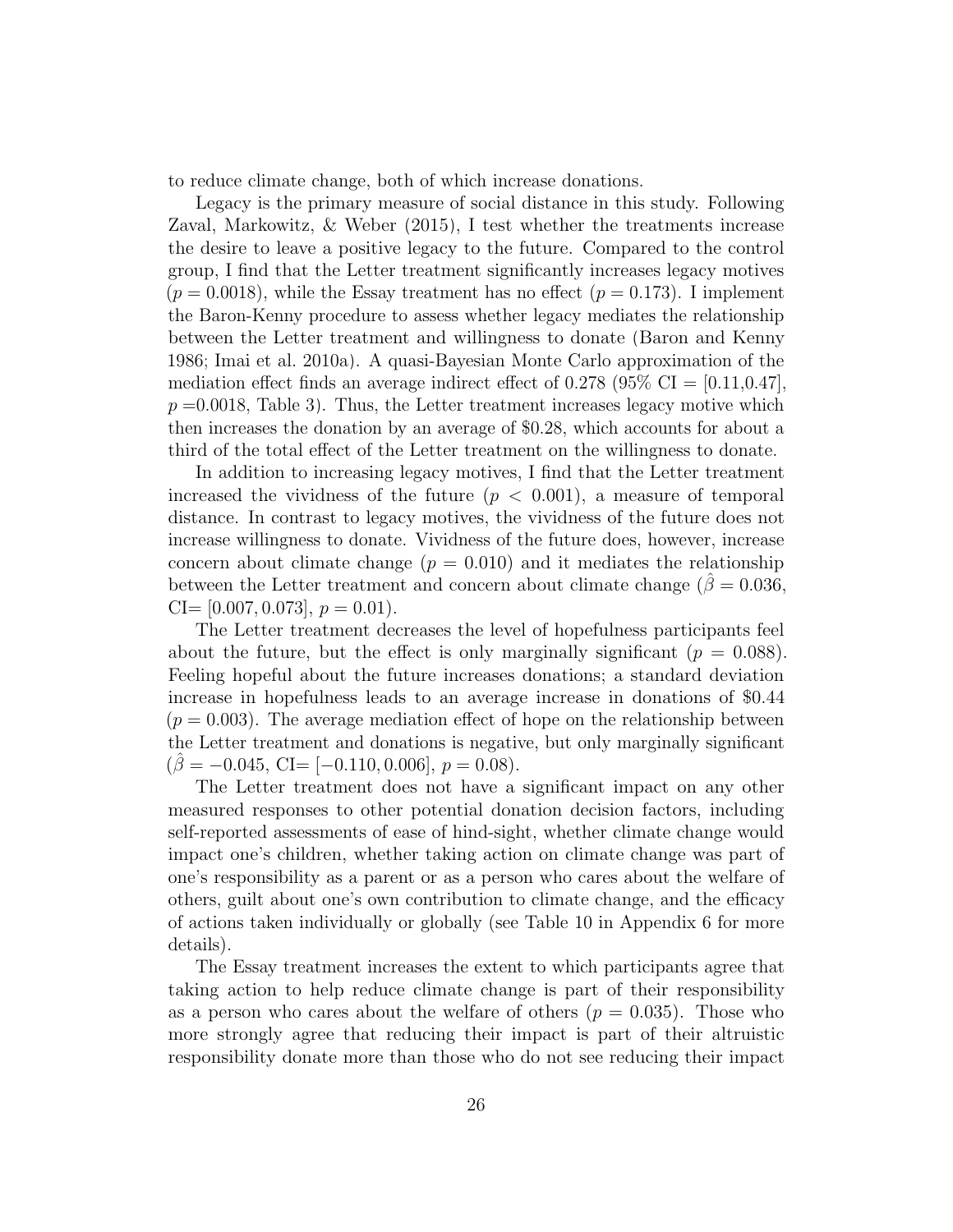to reduce climate change, both of which increase donations.

Legacy is the primary measure of social distance in this study. Following Zaval, Markowitz, & Weber (2015), I test whether the treatments increase the desire to leave a positive legacy to the future. Compared to the control group, I find that the Letter treatment significantly increases legacy motives ($p = 0.0018$), while the Essay treatment has no effect ($p = 0.173$). I implement the Baron-Kenny procedure to assess whether legacy mediates the relationship between the Letter treatment and willingness to donate (Baron and Kenny 1986; Imai et al. 2010a). A quasi-Bayesian Monte Carlo approximation of the mediation effect finds an average indirect effect of 0.278 (95% CI = [0.11,0.47], $p$ =0.0018, Table 3). Thus, the Letter treatment increases legacy motive which then increases the donation by an average of $0.28, which accounts for about a third of the total effect of the Letter treatment on the willingness to donate.

In addition to increasing legacy motives, I find that the Letter treatment increased the vividness of the future ($p < 0.001$), a measure of temporal distance. In contrast to legacy motives, the vividness of the future does not increase willingness to donate. Vividness of the future does, however, increase concern about climate change ($p = 0.010$) and it mediates the relationship between the Letter treatment and concern about climate change ($\hat{\beta} = 0.036$, CI= $[0.007, 0.073]$, $p = 0.01$).

The Letter treatment decreases the level of hopefulness participants feel about the future, but the effect is only marginally significant ($p = 0.088$). Feeling hopeful about the future increases donations; a standard deviation increase in hopefulness leads to an average increase in donations of $0.44 ($p = 0.003$). The average mediation effect of hope on the relationship between the Letter treatment and donations is negative, but only marginally significant ($\hat{\beta} = -0.045$, CI= $[-0.110, 0.006]$, $p = 0.08$).

The Letter treatment does not have a significant impact on any other measured responses to other potential donation decision factors, including self-reported assessments of ease of hind-sight, whether climate change would impact one's children, whether taking action on climate change was part of one's responsibility as a parent or as a person who cares about the welfare of others, guilt about one's own contribution to climate change, and the efficacy of actions taken individually or globally (see Table 10 in Appendix 6 for more details).

The Essay treatment increases the extent to which participants agree that taking action to help reduce climate change is part of their responsibility as a person who cares about the welfare of others ($p = 0.035$). Those who more strongly agree that reducing their impact is part of their altruistic responsibility donate more than those who do not see reducing their impact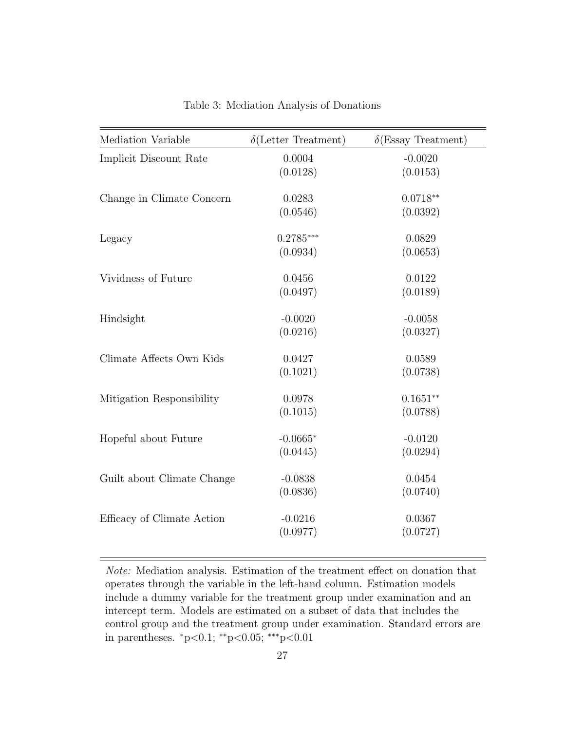Table 3: Mediation Analysis of Donations

| Mediation Variable | $\delta$(Letter Treatment) | $\delta$(Essay Treatment) |
|---|---|---|
| Implicit Discount Rate | 0.0004 | -0.0020 |
| | (0.0128) | (0.0153) |
| Change in Climate Concern | 0.0283 | 0.0718$^{**}$ |
| | (0.0546) | (0.0392) |
| Legacy | 0.2785$^{***}$ | 0.0829 |
| | (0.0934) | (0.0653) |
| Vividness of Future | 0.0456 | 0.0122 |
| | (0.0497) | (0.0189) |
| Hindsight | -0.0020 | -0.0058 |
| | (0.0216) | (0.0327) |
| Climate Affects Own Kids | 0.0427 | 0.0589 |
| | (0.1021) | (0.0738) |
| Mitigation Responsibility | 0.0978 | 0.1651$^{**}$ |
| | (0.1015) | (0.0788) |
| Hopeful about Future | -0.0665$^{*}$ | -0.0120 |
| | (0.0445) | (0.0294) |
| Guilt about Climate Change | -0.0838 | 0.0454 |
| | (0.0836) | (0.0740) |
| Efficacy of Climate Action | -0.0216 | 0.0367 |
| | (0.0977) | (0.0727) |

*Note:* Mediation analysis. Estimation of the treatment effect on donation that operates through the variable in the left-hand column. Estimation models include a dummy variable for the treatment group under examination and an intercept term. Models are estimated on a subset of data that includes the control group and the treatment group under examination. Standard errors are in parentheses. $^{*}$p<0.1; $^{**}$p<0.05; $^{***}$p<0.01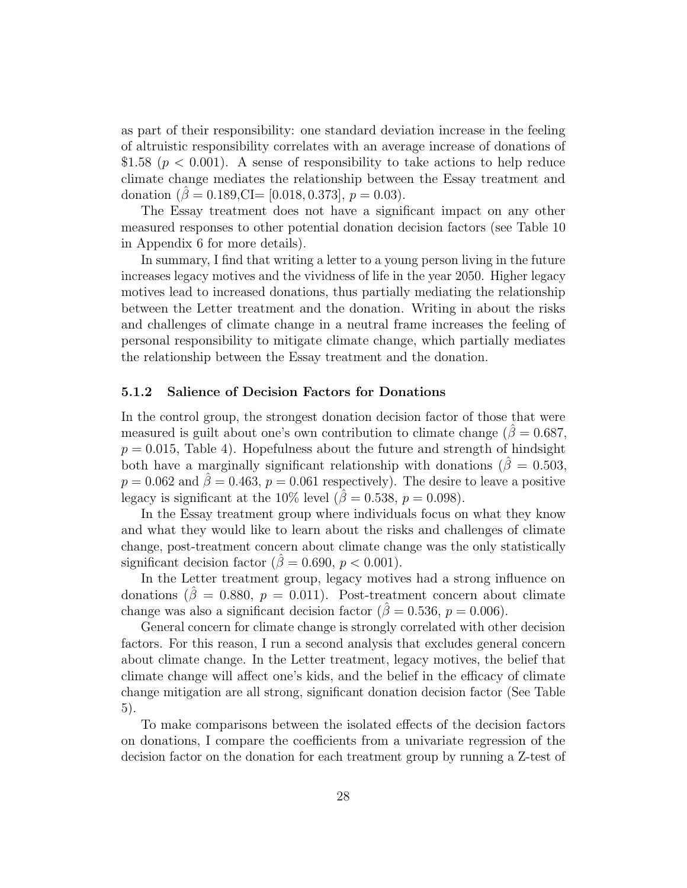as part of their responsibility: one standard deviation increase in the feeling of altruistic responsibility correlates with an average increase of donations of \$1.58 ($p < 0.001$). A sense of responsibility to take actions to help reduce climate change mediates the relationship between the Essay treatment and donation ($\hat{\beta} = 0.189$,CI$= [0.018, 0.373]$, $p = 0.03$).

The Essay treatment does not have a significant impact on any other measured responses to other potential donation decision factors (see Table 10 in Appendix 6 for more details).

In summary, I find that writing a letter to a young person living in the future increases legacy motives and the vividness of life in the year 2050. Higher legacy motives lead to increased donations, thus partially mediating the relationship between the Letter treatment and the donation. Writing in about the risks and challenges of climate change in a neutral frame increases the feeling of personal responsibility to mitigate climate change, which partially mediates the relationship between the Essay treatment and the donation.

### 5.1.2 Salience of Decision Factors for Donations

In the control group, the strongest donation decision factor of those that were measured is guilt about one's own contribution to climate change ($\hat{\beta} = 0.687$, $p = 0.015$, Table 4). Hopefulness about the future and strength of hindsight both have a marginally significant relationship with donations ($\hat{\beta} = 0.503$, $p = 0.062$ and $\hat{\beta} = 0.463$, $p = 0.061$ respectively). The desire to leave a positive legacy is significant at the 10% level ($\hat{\beta} = 0.538$, $p = 0.098$).

In the Essay treatment group where individuals focus on what they know and what they would like to learn about the risks and challenges of climate change, post-treatment concern about climate change was the only statistically significant decision factor ($\hat{\beta} = 0.690$, $p < 0.001$).

In the Letter treatment group, legacy motives had a strong influence on donations ($\hat{\beta} = 0.880$, $p = 0.011$). Post-treatment concern about climate change was also a significant decision factor ($\hat{\beta} = 0.536$, $p = 0.006$).

General concern for climate change is strongly correlated with other decision factors. For this reason, I run a second analysis that excludes general concern about climate change. In the Letter treatment, legacy motives, the belief that climate change will affect one's kids, and the belief in the efficacy of climate change mitigation are all strong, significant donation decision factor (See Table 5).

To make comparisons between the isolated effects of the decision factors on donations, I compare the coefficients from a univariate regression of the decision factor on the donation for each treatment group by running a Z-test of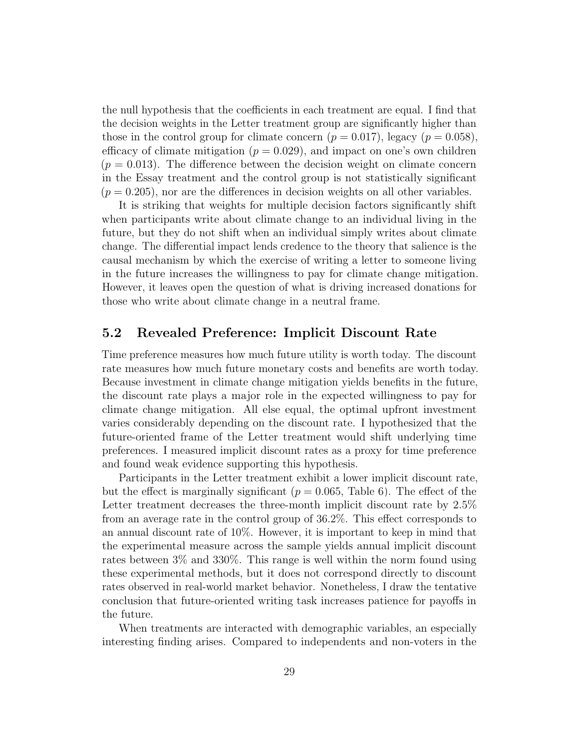the null hypothesis that the coefficients in each treatment are equal. I find that the decision weights in the Letter treatment group are significantly higher than those in the control group for climate concern ($p = 0.017$), legacy ($p = 0.058$), efficacy of climate mitigation ($p = 0.029$), and impact on one's own children ($p = 0.013$). The difference between the decision weight on climate concern in the Essay treatment and the control group is not statistically significant ($p = 0.205$), nor are the differences in decision weights on all other variables.

It is striking that weights for multiple decision factors significantly shift when participants write about climate change to an individual living in the future, but they do not shift when an individual simply writes about climate change. The differential impact lends credence to the theory that salience is the causal mechanism by which the exercise of writing a letter to someone living in the future increases the willingness to pay for climate change mitigation. However, it leaves open the question of what is driving increased donations for those who write about climate change in a neutral frame.

## 5.2 Revealed Preference: Implicit Discount Rate

Time preference measures how much future utility is worth today. The discount rate measures how much future monetary costs and benefits are worth today. Because investment in climate change mitigation yields benefits in the future, the discount rate plays a major role in the expected willingness to pay for climate change mitigation. All else equal, the optimal upfront investment varies considerably depending on the discount rate. I hypothesized that the future-oriented frame of the Letter treatment would shift underlying time preferences. I measured implicit discount rates as a proxy for time preference and found weak evidence supporting this hypothesis.

Participants in the Letter treatment exhibit a lower implicit discount rate, but the effect is marginally significant ($p = 0.065$, Table 6). The effect of the Letter treatment decreases the three-month implicit discount rate by 2.5% from an average rate in the control group of 36.2%. This effect corresponds to an annual discount rate of 10%. However, it is important to keep in mind that the experimental measure across the sample yields annual implicit discount rates between 3% and 330%. This range is well within the norm found using these experimental methods, but it does not correspond directly to discount rates observed in real-world market behavior. Nonetheless, I draw the tentative conclusion that future-oriented writing task increases patience for payoffs in the future.

When treatments are interacted with demographic variables, an especially interesting finding arises. Compared to independents and non-voters in the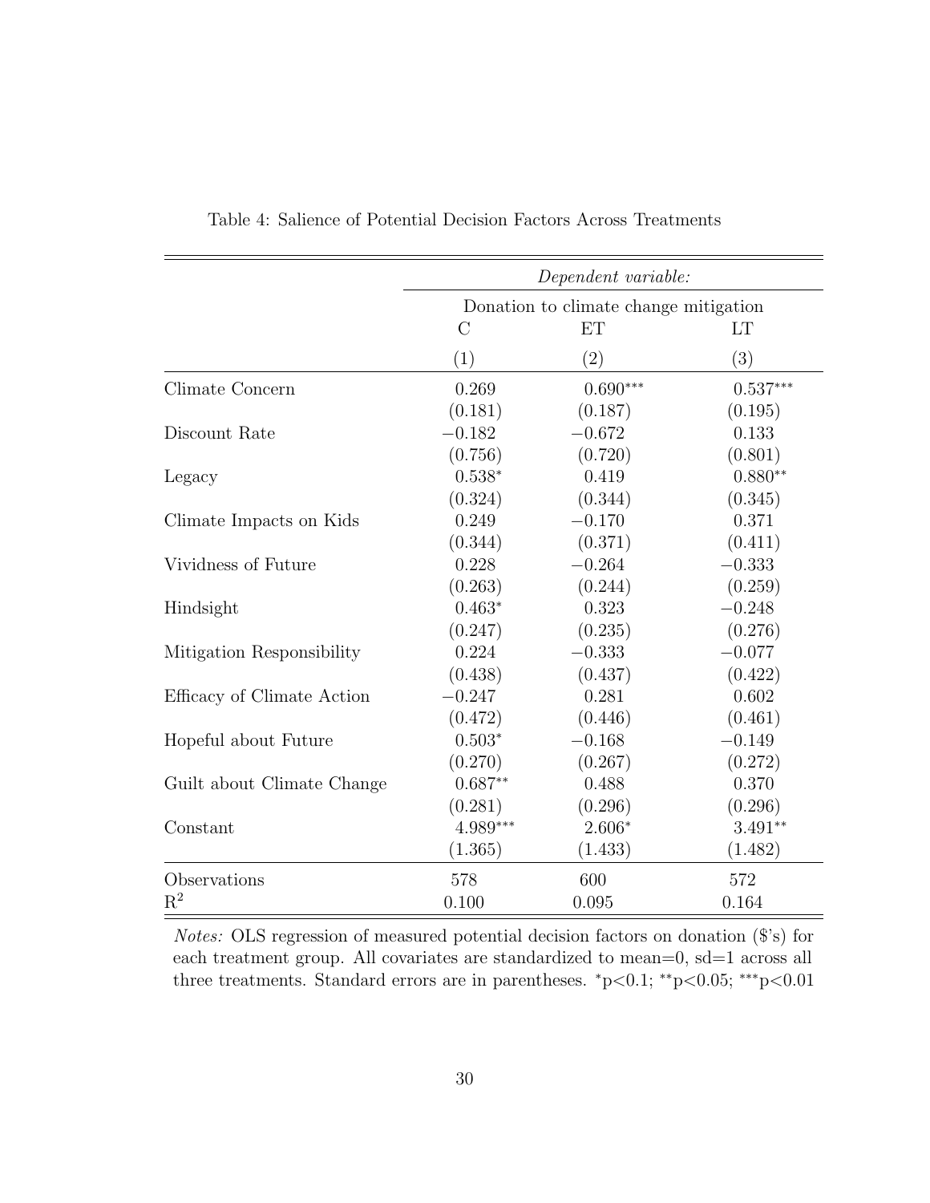Table 4: Salience of Potential Decision Factors Across Treatments

| | *Dependent variable:* | | |
|---|---|---|---|
| | Donation to climate change mitigation | | |
| | C | ET | LT |
| | (1) | (2) | (3) |
| Climate Concern | 0.269 | 0.690*** | 0.537*** |
| | (0.181) | (0.187) | (0.195) |
| Discount Rate | −0.182 | −0.672 | 0.133 |
| | (0.756) | (0.720) | (0.801) |
| Legacy | 0.538* | 0.419 | 0.880** |
| | (0.324) | (0.344) | (0.345) |
| Climate Impacts on Kids | 0.249 | −0.170 | 0.371 |
| | (0.344) | (0.371) | (0.411) |
| Vividness of Future | 0.228 | −0.264 | −0.333 |
| | (0.263) | (0.244) | (0.259) |
| Hindsight | 0.463* | 0.323 | −0.248 |
| | (0.247) | (0.235) | (0.276) |
| Mitigation Responsibility | 0.224 | −0.333 | −0.077 |
| | (0.438) | (0.437) | (0.422) |
| Efficacy of Climate Action | −0.247 | 0.281 | 0.602 |
| | (0.472) | (0.446) | (0.461) |
| Hopeful about Future | 0.503* | −0.168 | −0.149 |
| | (0.270) | (0.267) | (0.272) |
| Guilt about Climate Change | 0.687** | 0.488 | 0.370 |
| | (0.281) | (0.296) | (0.296) |
| Constant | 4.989*** | 2.606* | 3.491** |
| | (1.365) | (1.433) | (1.482) |
| Observations | 578 | 600 | 572 |
| $R^2$ | 0.100 | 0.095 | 0.164 |

*Notes:* OLS regression of measured potential decision factors on donation ($'s) for each treatment group. All covariates are standardized to mean=0, sd=1 across all three treatments. Standard errors are in parentheses. *p<0.1; **p<0.05; ***p<0.01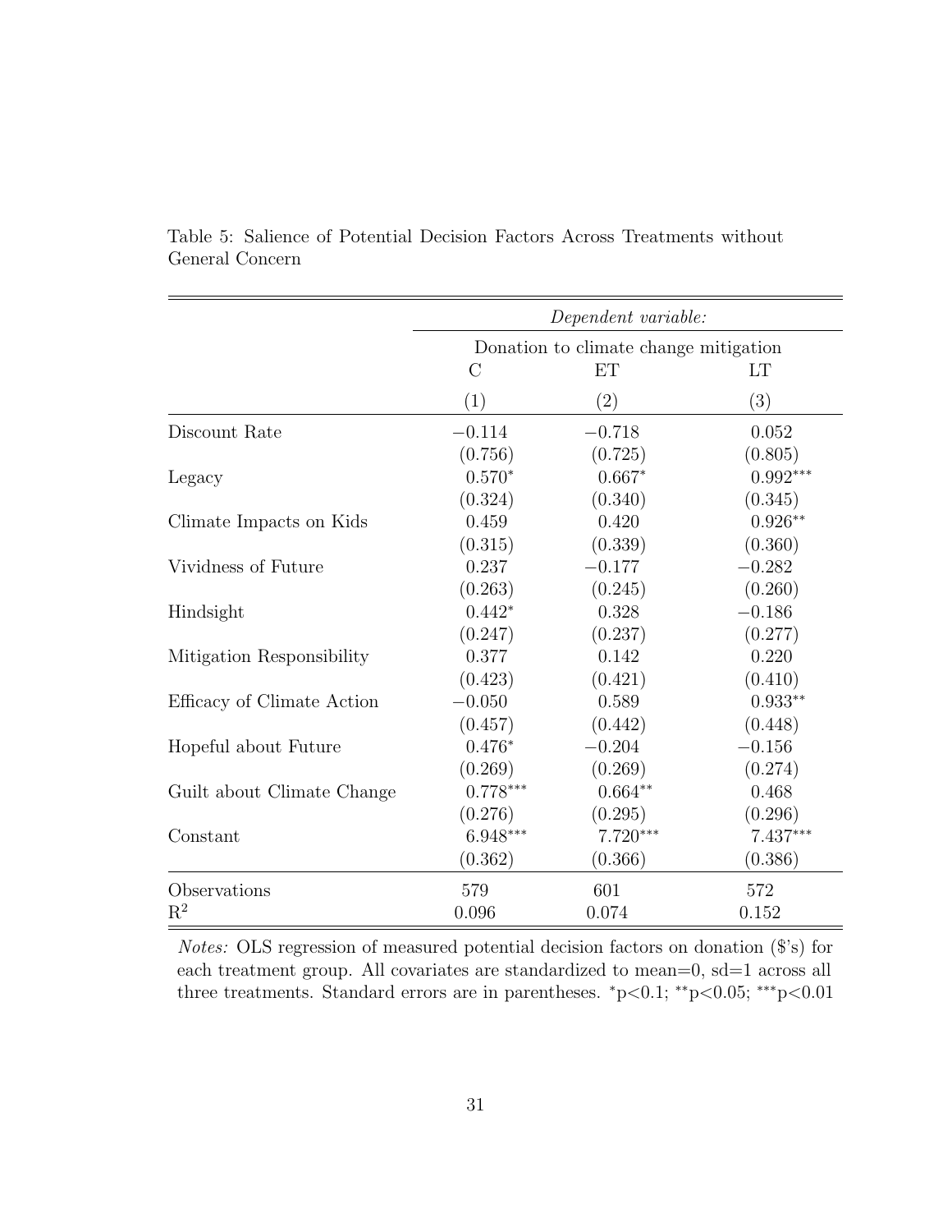Table 5: Salience of Potential Decision Factors Across Treatments without General Concern

| | *Dependent variable:* | | |
|---|---|---|---|
| | Donation to climate change mitigation | | |
| | C | ET | LT |
| | (1) | (2) | (3) |
| Discount Rate | −0.114 | −0.718 | 0.052 |
| | (0.756) | (0.725) | (0.805) |
| Legacy | $0.570^{*}$ | $0.667^{*}$ | $0.992^{***}$ |
| | (0.324) | (0.340) | (0.345) |
| Climate Impacts on Kids | 0.459 | 0.420 | $0.926^{**}$ |
| | (0.315) | (0.339) | (0.360) |
| Vividness of Future | 0.237 | −0.177 | −0.282 |
| | (0.263) | (0.245) | (0.260) |
| Hindsight | $0.442^{*}$ | 0.328 | −0.186 |
| | (0.247) | (0.237) | (0.277) |
| Mitigation Responsibility | 0.377 | 0.142 | 0.220 |
| | (0.423) | (0.421) | (0.410) |
| Efficacy of Climate Action | −0.050 | 0.589 | $0.933^{**}$ |
| | (0.457) | (0.442) | (0.448) |
| Hopeful about Future | $0.476^{*}$ | −0.204 | −0.156 |
| | (0.269) | (0.269) | (0.274) |
| Guilt about Climate Change | $0.778^{***}$ | $0.664^{**}$ | 0.468 |
| | (0.276) | (0.295) | (0.296) |
| Constant | $6.948^{***}$ | $7.720^{***}$ | $7.437^{***}$ |
| | (0.362) | (0.366) | (0.386) |
| Observations | 579 | 601 | 572 |
| $R^2$ | 0.096 | 0.074 | 0.152 |

*Notes:* OLS regression of measured potential decision factors on donation ($'s) for each treatment group. All covariates are standardized to mean=0, sd=1 across all three treatments. Standard errors are in parentheses. $^{*}p<0.1$; $^{**}p<0.05$; $^{***}p<0.01$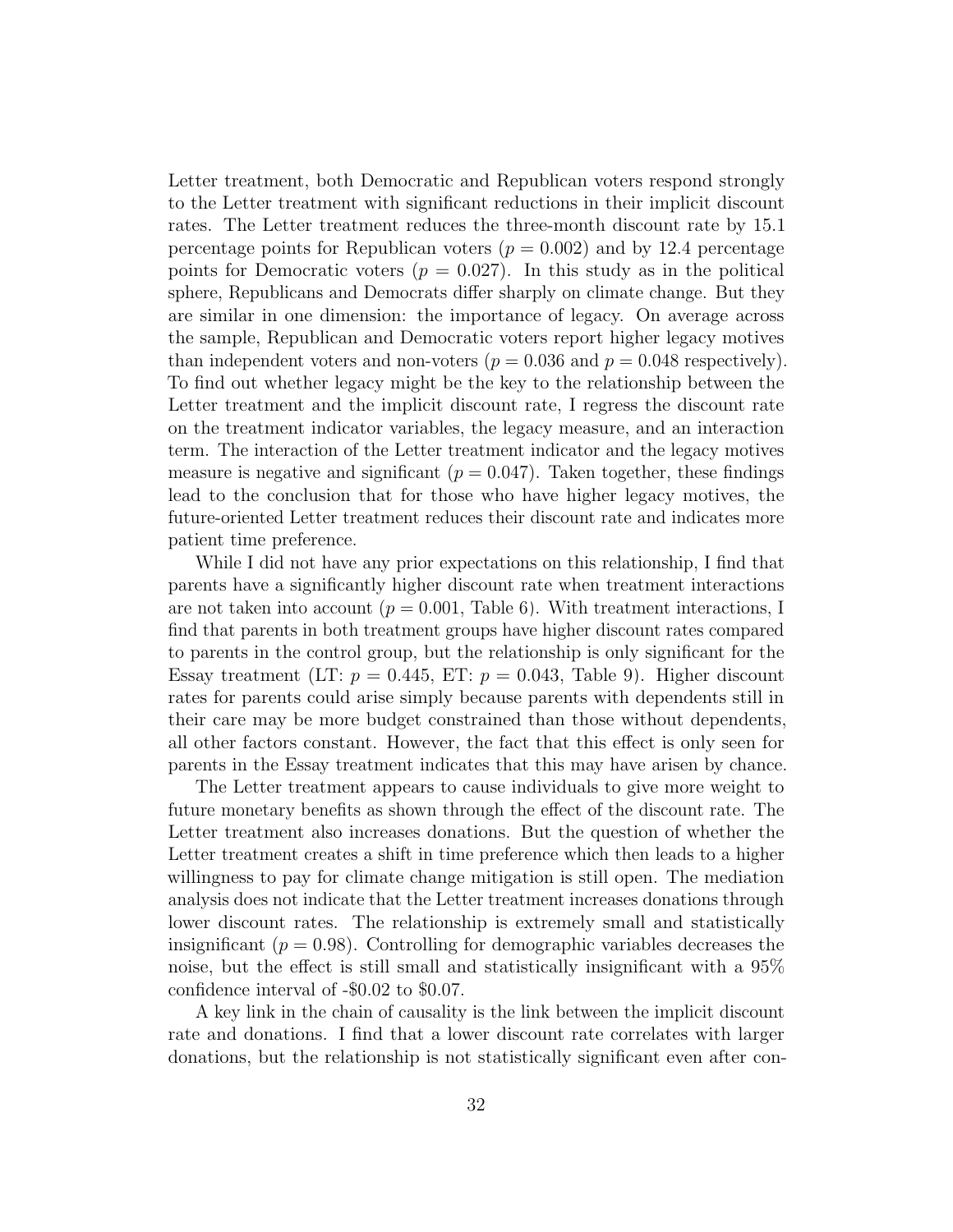Letter treatment, both Democratic and Republican voters respond strongly to the Letter treatment with significant reductions in their implicit discount rates. The Letter treatment reduces the three-month discount rate by 15.1 percentage points for Republican voters ($p = 0.002$) and by 12.4 percentage points for Democratic voters ($p = 0.027$). In this study as in the political sphere, Republicans and Democrats differ sharply on climate change. But they are similar in one dimension: the importance of legacy. On average across the sample, Republican and Democratic voters report higher legacy motives than independent voters and non-voters ($p = 0.036$ and $p = 0.048$ respectively). To find out whether legacy might be the key to the relationship between the Letter treatment and the implicit discount rate, I regress the discount rate on the treatment indicator variables, the legacy measure, and an interaction term. The interaction of the Letter treatment indicator and the legacy motives measure is negative and significant ($p = 0.047$). Taken together, these findings lead to the conclusion that for those who have higher legacy motives, the future-oriented Letter treatment reduces their discount rate and indicates more patient time preference.

While I did not have any prior expectations on this relationship, I find that parents have a significantly higher discount rate when treatment interactions are not taken into account ($p = 0.001$, Table 6). With treatment interactions, I find that parents in both treatment groups have higher discount rates compared to parents in the control group, but the relationship is only significant for the Essay treatment (LT: $p = 0.445$, ET: $p = 0.043$, Table 9). Higher discount rates for parents could arise simply because parents with dependents still in their care may be more budget constrained than those without dependents, all other factors constant. However, the fact that this effect is only seen for parents in the Essay treatment indicates that this may have arisen by chance.

The Letter treatment appears to cause individuals to give more weight to future monetary benefits as shown through the effect of the discount rate. The Letter treatment also increases donations. But the question of whether the Letter treatment creates a shift in time preference which then leads to a higher willingness to pay for climate change mitigation is still open. The mediation analysis does not indicate that the Letter treatment increases donations through lower discount rates. The relationship is extremely small and statistically insignificant ($p = 0.98$). Controlling for demographic variables decreases the noise, but the effect is still small and statistically insignificant with a 95% confidence interval of -$0.02 to $0.07.

A key link in the chain of causality is the link between the implicit discount rate and donations. I find that a lower discount rate correlates with larger donations, but the relationship is not statistically significant even after con-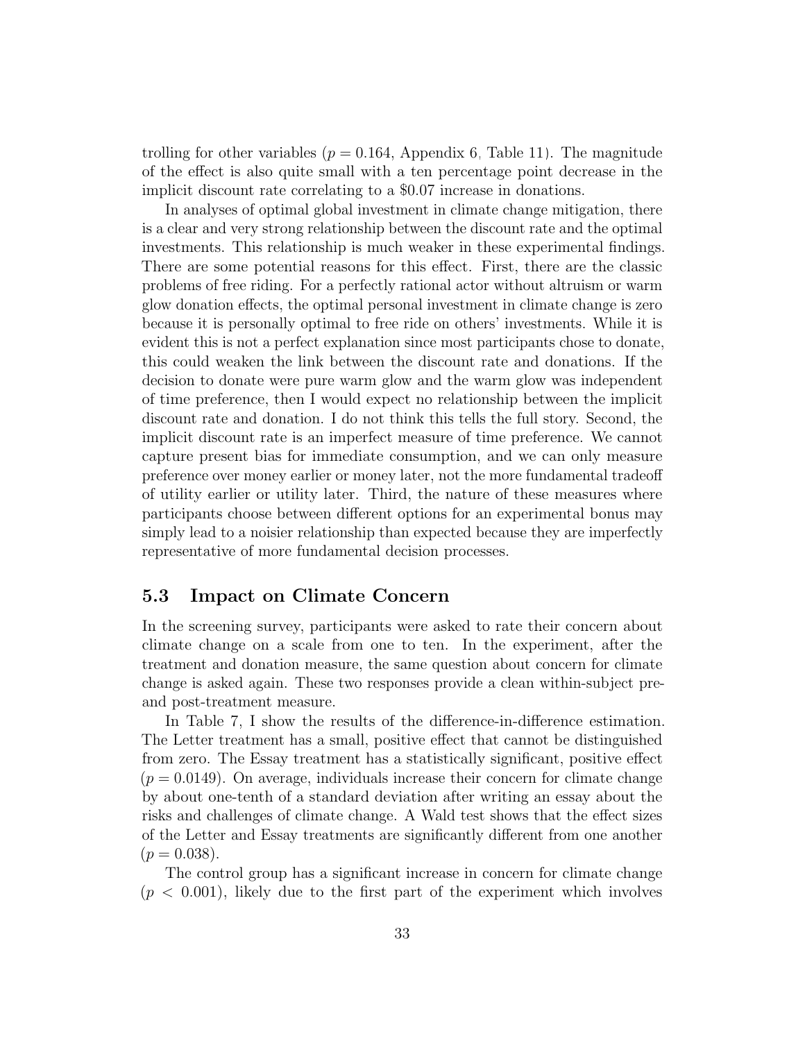trolling for other variables ($p = 0.164$, Appendix 6, Table 11). The magnitude of the effect is also quite small with a ten percentage point decrease in the implicit discount rate correlating to a $0.07 increase in donations.

In analyses of optimal global investment in climate change mitigation, there is a clear and very strong relationship between the discount rate and the optimal investments. This relationship is much weaker in these experimental findings. There are some potential reasons for this effect. First, there are the classic problems of free riding. For a perfectly rational actor without altruism or warm glow donation effects, the optimal personal investment in climate change is zero because it is personally optimal to free ride on others' investments. While it is evident this is not a perfect explanation since most participants chose to donate, this could weaken the link between the discount rate and donations. If the decision to donate were pure warm glow and the warm glow was independent of time preference, then I would expect no relationship between the implicit discount rate and donation. I do not think this tells the full story. Second, the implicit discount rate is an imperfect measure of time preference. We cannot capture present bias for immediate consumption, and we can only measure preference over money earlier or money later, not the more fundamental tradeoff of utility earlier or utility later. Third, the nature of these measures where participants choose between different options for an experimental bonus may simply lead to a noisier relationship than expected because they are imperfectly representative of more fundamental decision processes.

## 5.3 Impact on Climate Concern

In the screening survey, participants were asked to rate their concern about climate change on a scale from one to ten. In the experiment, after the treatment and donation measure, the same question about concern for climate change is asked again. These two responses provide a clean within-subject pre- and post-treatment measure.

In Table 7, I show the results of the difference-in-difference estimation. The Letter treatment has a small, positive effect that cannot be distinguished from zero. The Essay treatment has a statistically significant, positive effect ($p = 0.0149$). On average, individuals increase their concern for climate change by about one-tenth of a standard deviation after writing an essay about the risks and challenges of climate change. A Wald test shows that the effect sizes of the Letter and Essay treatments are significantly different from one another ($p = 0.038$).

The control group has a significant increase in concern for climate change ($p < 0.001$), likely due to the first part of the experiment which involves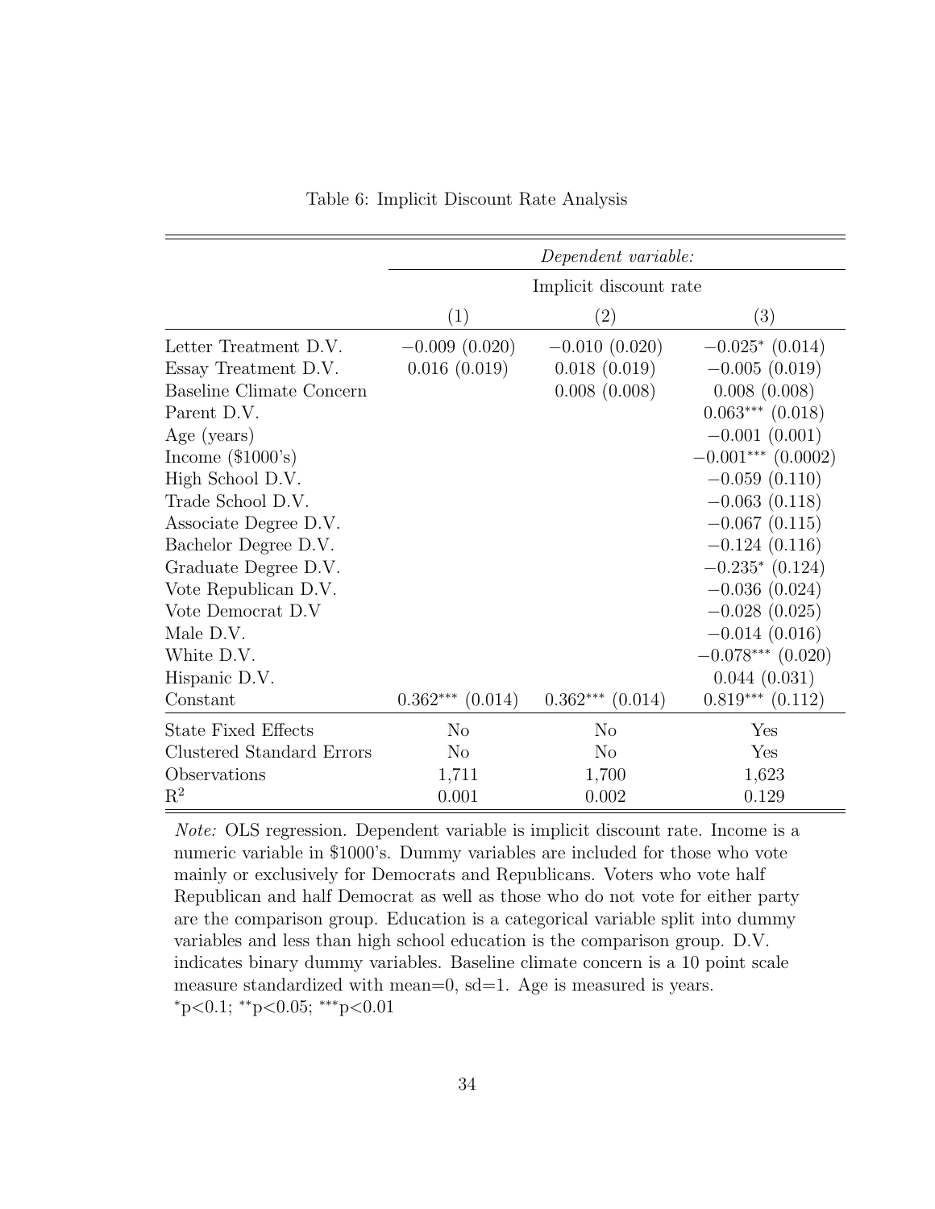Table 6: Implicit Discount Rate Analysis

| | *Dependent variable:* | | |
|---|---|---|---|
| | Implicit discount rate | | |
| | (1) | (2) | (3) |
| Letter Treatment D.V. | −0.009 (0.020) | −0.010 (0.020) | $-0.025^{*}$ (0.014) |
| Essay Treatment D.V. | 0.016 (0.019) | 0.018 (0.019) | −0.005 (0.019) |
| Baseline Climate Concern | | 0.008 (0.008) | 0.008 (0.008) |
| Parent D.V. | | | $0.063^{***}$ (0.018) |
| Age (years) | | | −0.001 (0.001) |
| Income ($1000's) | | | $-0.001^{***}$ (0.0002) |
| High School D.V. | | | −0.059 (0.110) |
| Trade School D.V. | | | −0.063 (0.118) |
| Associate Degree D.V. | | | −0.067 (0.115) |
| Bachelor Degree D.V. | | | −0.124 (0.116) |
| Graduate Degree D.V. | | | $-0.235^{*}$ (0.124) |
| Vote Republican D.V. | | | −0.036 (0.024) |
| Vote Democrat D.V | | | −0.028 (0.025) |
| Male D.V. | | | −0.014 (0.016) |
| White D.V. | | | $-0.078^{***}$ (0.020) |
| Hispanic D.V. | | | 0.044 (0.031) |
| Constant | $0.362^{***}$ (0.014) | $0.362^{***}$ (0.014) | $0.819^{***}$ (0.112) |
| State Fixed Effects | No | No | Yes |
| Clustered Standard Errors | No | No | Yes |
| Observations | 1,711 | 1,700 | 1,623 |
| $R^2$ | 0.001 | 0.002 | 0.129 |

*Note:* OLS regression. Dependent variable is implicit discount rate. Income is a numeric variable in $1000's. Dummy variables are included for those who vote mainly or exclusively for Democrats and Republicans. Voters who vote half Republican and half Democrat as well as those who do not vote for either party are the comparison group. Education is a categorical variable split into dummy variables and less than high school education is the comparison group. D.V. indicates binary dummy variables. Baseline climate concern is a 10 point scale measure standardized with mean=0, sd=1. Age is measured is years.
$^{*}$p<0.1; $^{**}$p<0.05; $^{***}$p<0.01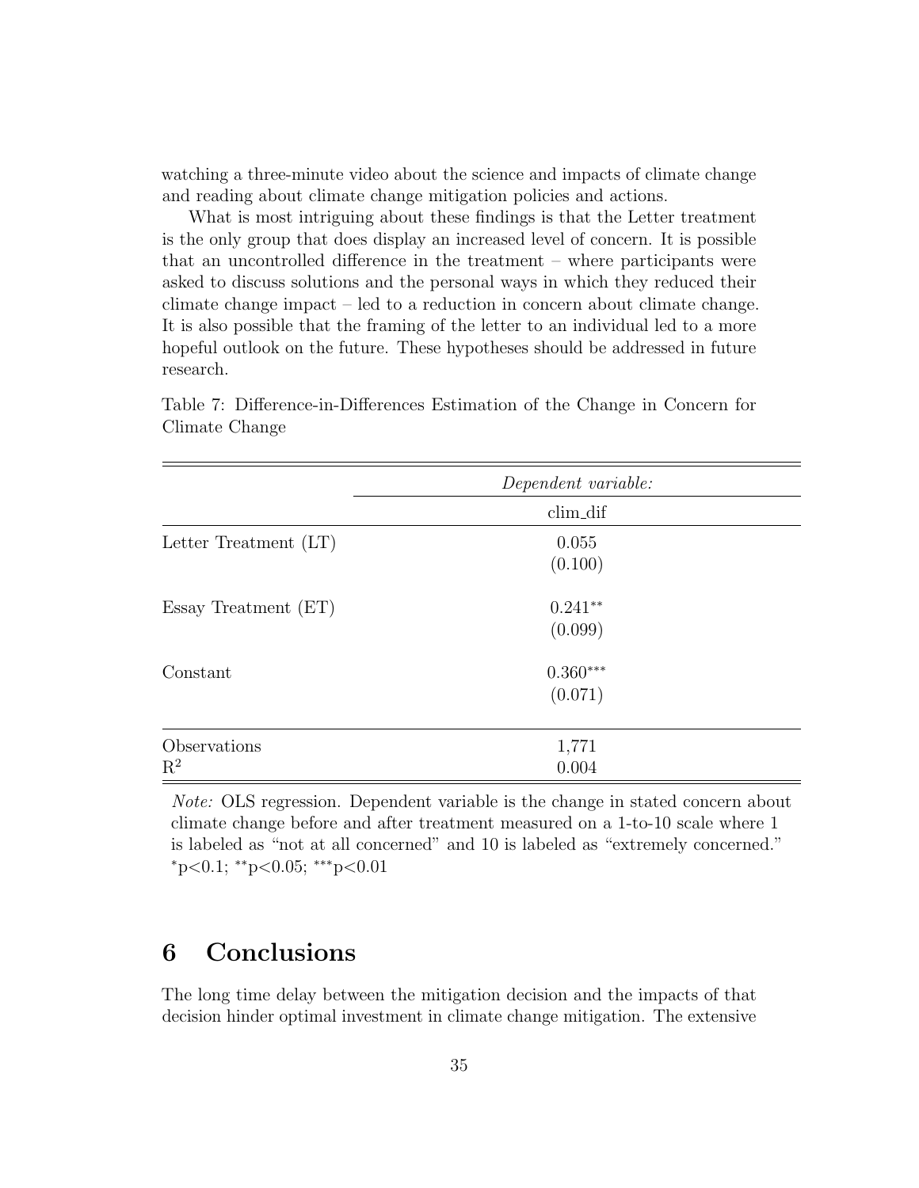watching a three-minute video about the science and impacts of climate change and reading about climate change mitigation policies and actions.

What is most intriguing about these findings is that the Letter treatment is the only group that does display an increased level of concern. It is possible that an uncontrolled difference in the treatment – where participants were asked to discuss solutions and the personal ways in which they reduced their climate change impact – led to a reduction in concern about climate change. It is also possible that the framing of the letter to an individual led to a more hopeful outlook on the future. These hypotheses should be addressed in future research.

Table 7: Difference-in-Differences Estimation of the Change in Concern for Climate Change

| | *Dependent variable:* |
|---|---|
| | clim_dif |
| Letter Treatment (LT) | 0.055 |
| | (0.100) |
| Essay Treatment (ET) | $0.241^{**}$ |
| | (0.099) |
| Constant | $0.360^{***}$ |
| | (0.071) |
| Observations | 1,771 |
| $R^2$ | 0.004 |

*Note:* OLS regression. Dependent variable is the change in stated concern about climate change before and after treatment measured on a 1-to-10 scale where 1 is labeled as "not at all concerned" and 10 is labeled as "extremely concerned." $^{*}$p<0.1; $^{**}$p<0.05; $^{***}$p<0.01

## 6 Conclusions

The long time delay between the mitigation decision and the impacts of that decision hinder optimal investment in climate change mitigation. The extensive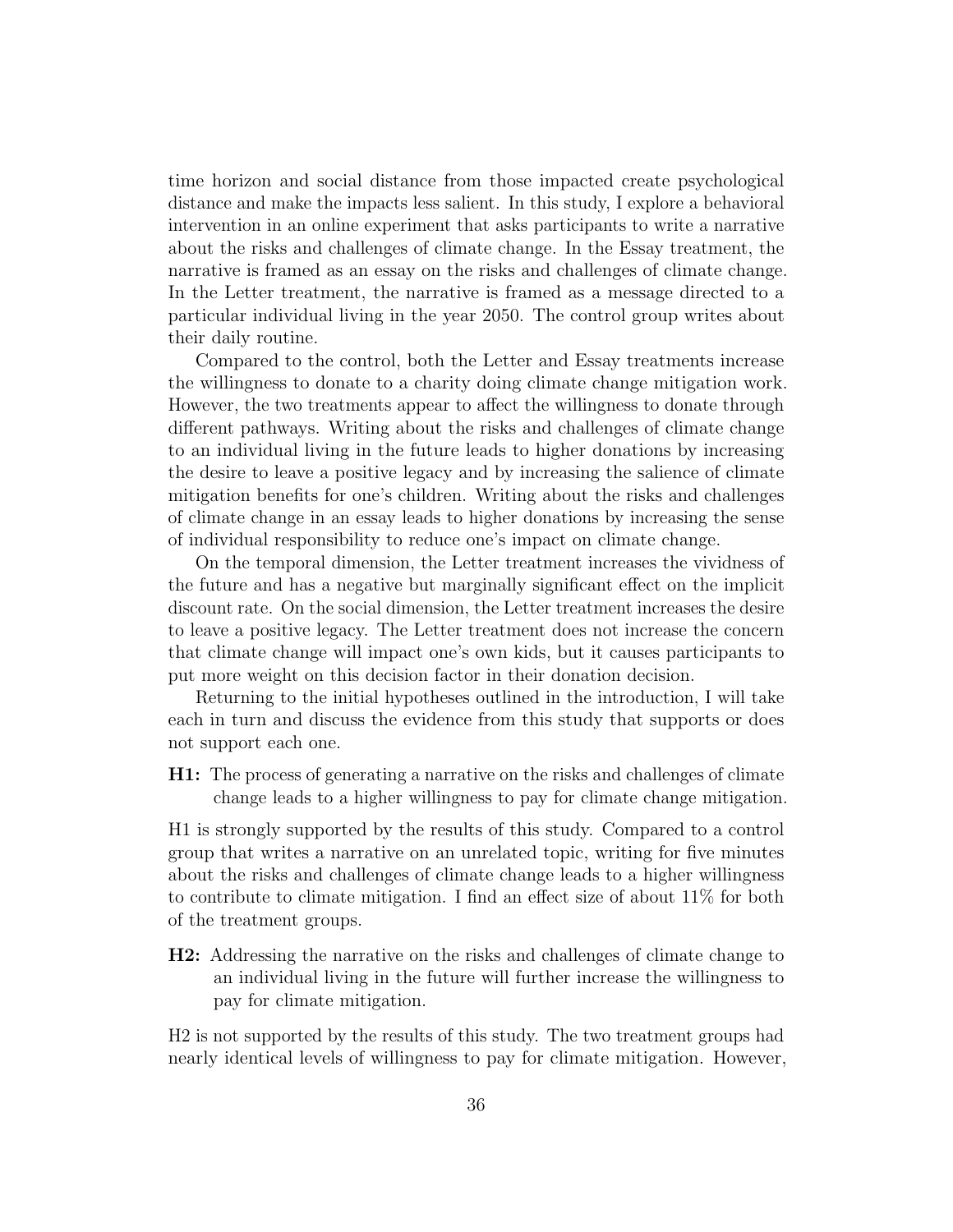time horizon and social distance from those impacted create psychological distance and make the impacts less salient. In this study, I explore a behavioral intervention in an online experiment that asks participants to write a narrative about the risks and challenges of climate change. In the Essay treatment, the narrative is framed as an essay on the risks and challenges of climate change. In the Letter treatment, the narrative is framed as a message directed to a particular individual living in the year 2050. The control group writes about their daily routine.

Compared to the control, both the Letter and Essay treatments increase the willingness to donate to a charity doing climate change mitigation work. However, the two treatments appear to affect the willingness to donate through different pathways. Writing about the risks and challenges of climate change to an individual living in the future leads to higher donations by increasing the desire to leave a positive legacy and by increasing the salience of climate mitigation benefits for one's children. Writing about the risks and challenges of climate change in an essay leads to higher donations by increasing the sense of individual responsibility to reduce one's impact on climate change.

On the temporal dimension, the Letter treatment increases the vividness of the future and has a negative but marginally significant effect on the implicit discount rate. On the social dimension, the Letter treatment increases the desire to leave a positive legacy. The Letter treatment does not increase the concern that climate change will impact one's own kids, but it causes participants to put more weight on this decision factor in their donation decision.

Returning to the initial hypotheses outlined in the introduction, I will take each in turn and discuss the evidence from this study that supports or does not support each one.

**H1:** The process of generating a narrative on the risks and challenges of climate change leads to a higher willingness to pay for climate change mitigation.

H1 is strongly supported by the results of this study. Compared to a control group that writes a narrative on an unrelated topic, writing for five minutes about the risks and challenges of climate change leads to a higher willingness to contribute to climate mitigation. I find an effect size of about 11% for both of the treatment groups.

**H2:** Addressing the narrative on the risks and challenges of climate change to an individual living in the future will further increase the willingness to pay for climate mitigation.

H2 is not supported by the results of this study. The two treatment groups had nearly identical levels of willingness to pay for climate mitigation. However,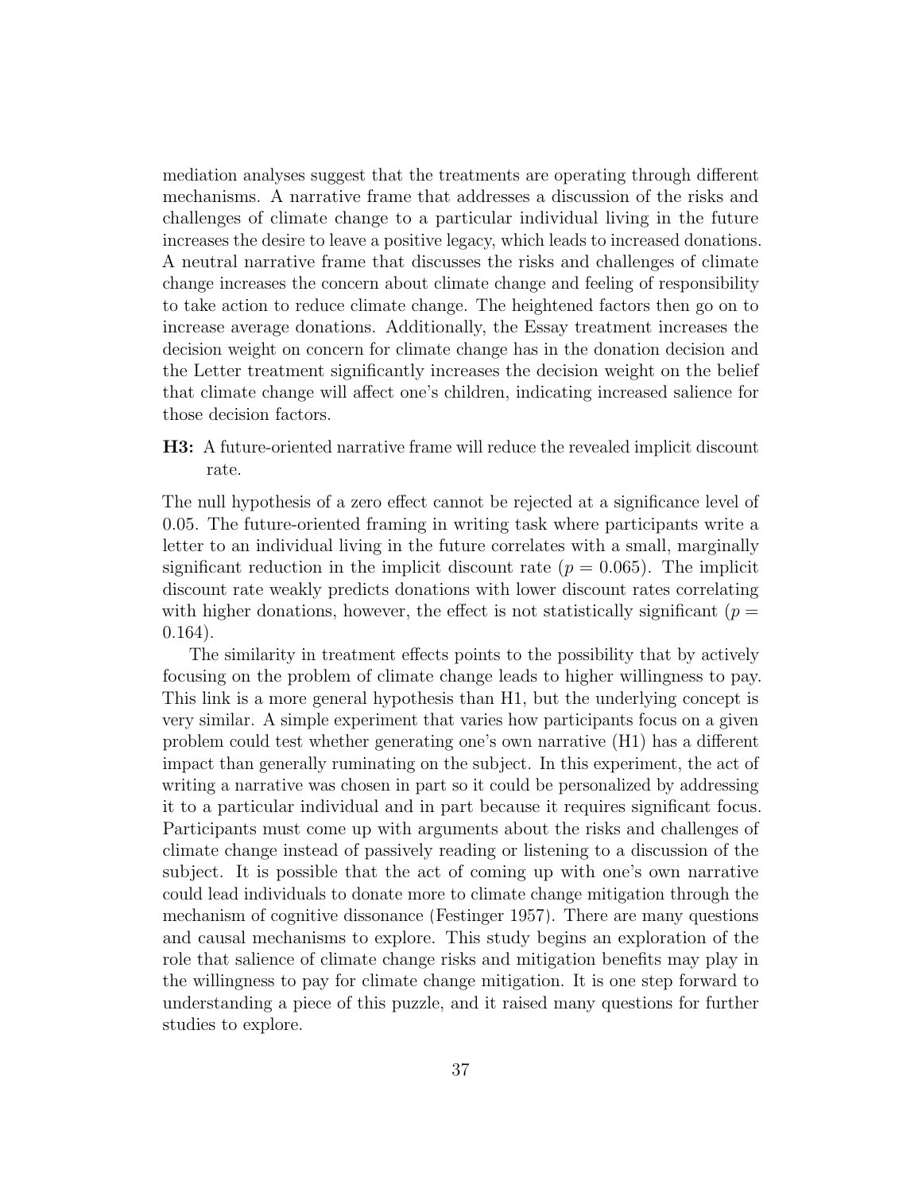mediation analyses suggest that the treatments are operating through different mechanisms. A narrative frame that addresses a discussion of the risks and challenges of climate change to a particular individual living in the future increases the desire to leave a positive legacy, which leads to increased donations. A neutral narrative frame that discusses the risks and challenges of climate change increases the concern about climate change and feeling of responsibility to take action to reduce climate change. The heightened factors then go on to increase average donations. Additionally, the Essay treatment increases the decision weight on concern for climate change has in the donation decision and the Letter treatment significantly increases the decision weight on the belief that climate change will affect one's children, indicating increased salience for those decision factors.

**H3:** A future-oriented narrative frame will reduce the revealed implicit discount rate.

The null hypothesis of a zero effect cannot be rejected at a significance level of 0.05. The future-oriented framing in writing task where participants write a letter to an individual living in the future correlates with a small, marginally significant reduction in the implicit discount rate ($p = 0.065$). The implicit discount rate weakly predicts donations with lower discount rates correlating with higher donations, however, the effect is not statistically significant ($p = 0.164$).

The similarity in treatment effects points to the possibility that by actively focusing on the problem of climate change leads to higher willingness to pay. This link is a more general hypothesis than H1, but the underlying concept is very similar. A simple experiment that varies how participants focus on a given problem could test whether generating one's own narrative (H1) has a different impact than generally ruminating on the subject. In this experiment, the act of writing a narrative was chosen in part so it could be personalized by addressing it to a particular individual and in part because it requires significant focus. Participants must come up with arguments about the risks and challenges of climate change instead of passively reading or listening to a discussion of the subject. It is possible that the act of coming up with one's own narrative could lead individuals to donate more to climate change mitigation through the mechanism of cognitive dissonance (Festinger 1957). There are many questions and causal mechanisms to explore. This study begins an exploration of the role that salience of climate change risks and mitigation benefits may play in the willingness to pay for climate change mitigation. It is one step forward to understanding a piece of this puzzle, and it raised many questions for further studies to explore.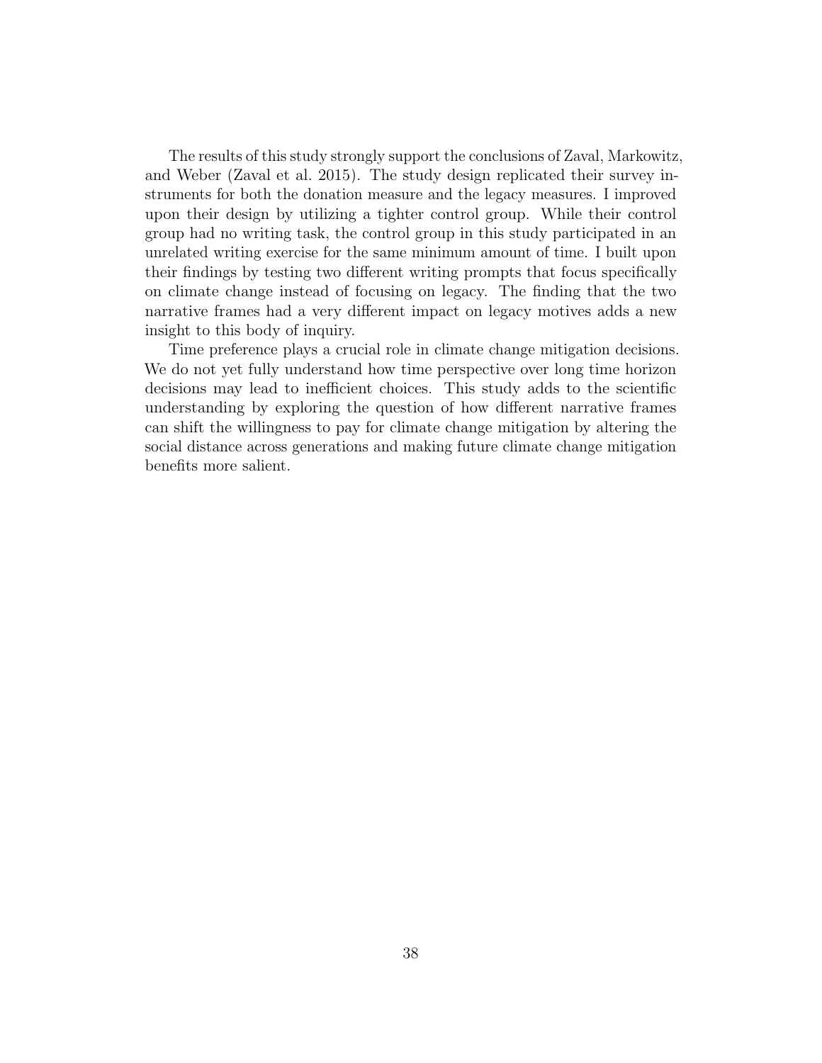The results of this study strongly support the conclusions of Zaval, Markowitz, and Weber (Zaval et al. 2015). The study design replicated their survey instruments for both the donation measure and the legacy measures. I improved upon their design by utilizing a tighter control group. While their control group had no writing task, the control group in this study participated in an unrelated writing exercise for the same minimum amount of time. I built upon their findings by testing two different writing prompts that focus specifically on climate change instead of focusing on legacy. The finding that the two narrative frames had a very different impact on legacy motives adds a new insight to this body of inquiry.

Time preference plays a crucial role in climate change mitigation decisions. We do not yet fully understand how time perspective over long time horizon decisions may lead to inefficient choices. This study adds to the scientific understanding by exploring the question of how different narrative frames can shift the willingness to pay for climate change mitigation by altering the social distance across generations and making future climate change mitigation benefits more salient.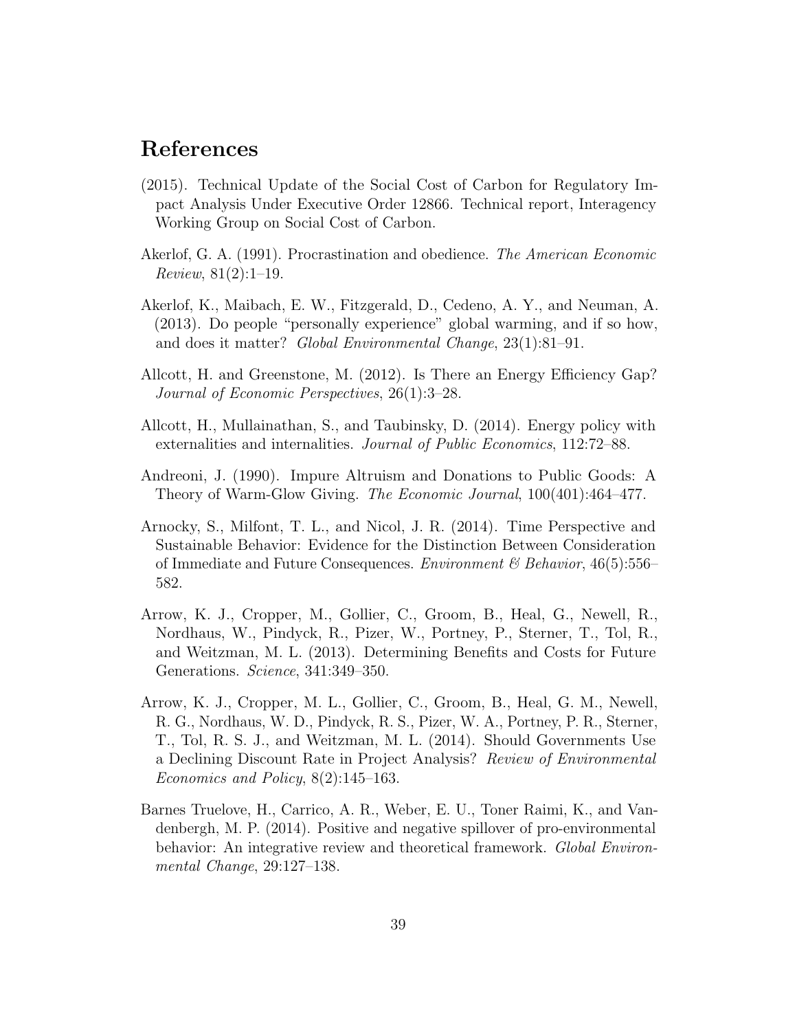# References

(2015). Technical Update of the Social Cost of Carbon for Regulatory Impact Analysis Under Executive Order 12866. Technical report, Interagency Working Group on Social Cost of Carbon.

Akerlof, G. A. (1991). Procrastination and obedience. *The American Economic Review*, 81(2):1–19.

Akerlof, K., Maibach, E. W., Fitzgerald, D., Cedeno, A. Y., and Neuman, A. (2013). Do people "personally experience" global warming, and if so how, and does it matter? *Global Environmental Change*, 23(1):81–91.

Allcott, H. and Greenstone, M. (2012). Is There an Energy Efficiency Gap? *Journal of Economic Perspectives*, 26(1):3–28.

Allcott, H., Mullainathan, S., and Taubinsky, D. (2014). Energy policy with externalities and internalities. *Journal of Public Economics*, 112:72–88.

Andreoni, J. (1990). Impure Altruism and Donations to Public Goods: A Theory of Warm-Glow Giving. *The Economic Journal*, 100(401):464–477.

Arnocky, S., Milfont, T. L., and Nicol, J. R. (2014). Time Perspective and Sustainable Behavior: Evidence for the Distinction Between Consideration of Immediate and Future Consequences. *Environment & Behavior*, 46(5):556–582.

Arrow, K. J., Cropper, M., Gollier, C., Groom, B., Heal, G., Newell, R., Nordhaus, W., Pindyck, R., Pizer, W., Portney, P., Sterner, T., Tol, R., and Weitzman, M. L. (2013). Determining Benefits and Costs for Future Generations. *Science*, 341:349–350.

Arrow, K. J., Cropper, M. L., Gollier, C., Groom, B., Heal, G. M., Newell, R. G., Nordhaus, W. D., Pindyck, R. S., Pizer, W. A., Portney, P. R., Sterner, T., Tol, R. S. J., and Weitzman, M. L. (2014). Should Governments Use a Declining Discount Rate in Project Analysis? *Review of Environmental Economics and Policy*, 8(2):145–163.

Barnes Truelove, H., Carrico, A. R., Weber, E. U., Toner Raimi, K., and Vandenbergh, M. P. (2014). Positive and negative spillover of pro-environmental behavior: An integrative review and theoretical framework. *Global Environmental Change*, 29:127–138.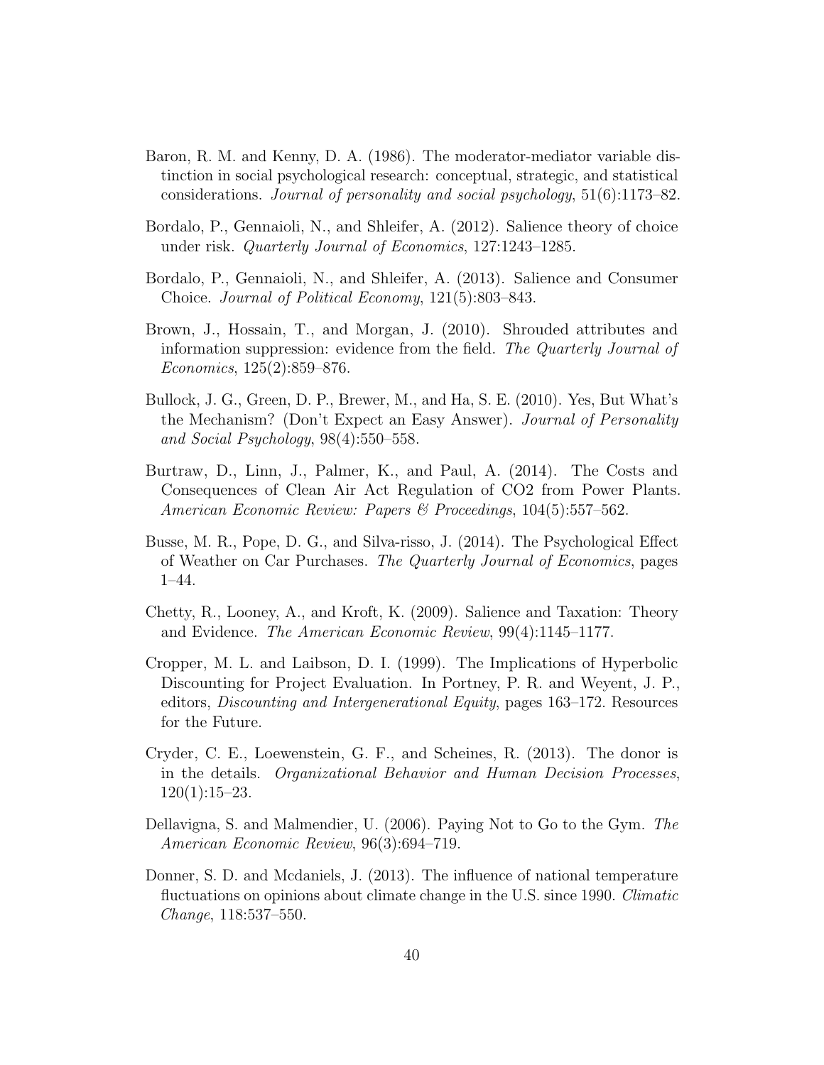Baron, R. M. and Kenny, D. A. (1986). The moderator-mediator variable distinction in social psychological research: conceptual, strategic, and statistical considerations. *Journal of personality and social psychology*, 51(6):1173–82.

Bordalo, P., Gennaioli, N., and Shleifer, A. (2012). Salience theory of choice under risk. *Quarterly Journal of Economics*, 127:1243–1285.

Bordalo, P., Gennaioli, N., and Shleifer, A. (2013). Salience and Consumer Choice. *Journal of Political Economy*, 121(5):803–843.

Brown, J., Hossain, T., and Morgan, J. (2010). Shrouded attributes and information suppression: evidence from the field. *The Quarterly Journal of Economics*, 125(2):859–876.

Bullock, J. G., Green, D. P., Brewer, M., and Ha, S. E. (2010). Yes, But What's the Mechanism? (Don't Expect an Easy Answer). *Journal of Personality and Social Psychology*, 98(4):550–558.

Burtraw, D., Linn, J., Palmer, K., and Paul, A. (2014). The Costs and Consequences of Clean Air Act Regulation of CO2 from Power Plants. *American Economic Review: Papers & Proceedings*, 104(5):557–562.

Busse, M. R., Pope, D. G., and Silva-risso, J. (2014). The Psychological Effect of Weather on Car Purchases. *The Quarterly Journal of Economics*, pages 1–44.

Chetty, R., Looney, A., and Kroft, K. (2009). Salience and Taxation: Theory and Evidence. *The American Economic Review*, 99(4):1145–1177.

Cropper, M. L. and Laibson, D. I. (1999). The Implications of Hyperbolic Discounting for Project Evaluation. In Portney, P. R. and Weyent, J. P., editors, *Discounting and Intergenerational Equity*, pages 163–172. Resources for the Future.

Cryder, C. E., Loewenstein, G. F., and Scheines, R. (2013). The donor is in the details. *Organizational Behavior and Human Decision Processes*, 120(1):15–23.

Dellavigna, S. and Malmendier, U. (2006). Paying Not to Go to the Gym. *The American Economic Review*, 96(3):694–719.

Donner, S. D. and Mcdaniels, J. (2013). The influence of national temperature fluctuations on opinions about climate change in the U.S. since 1990. *Climatic Change*, 118:537–550.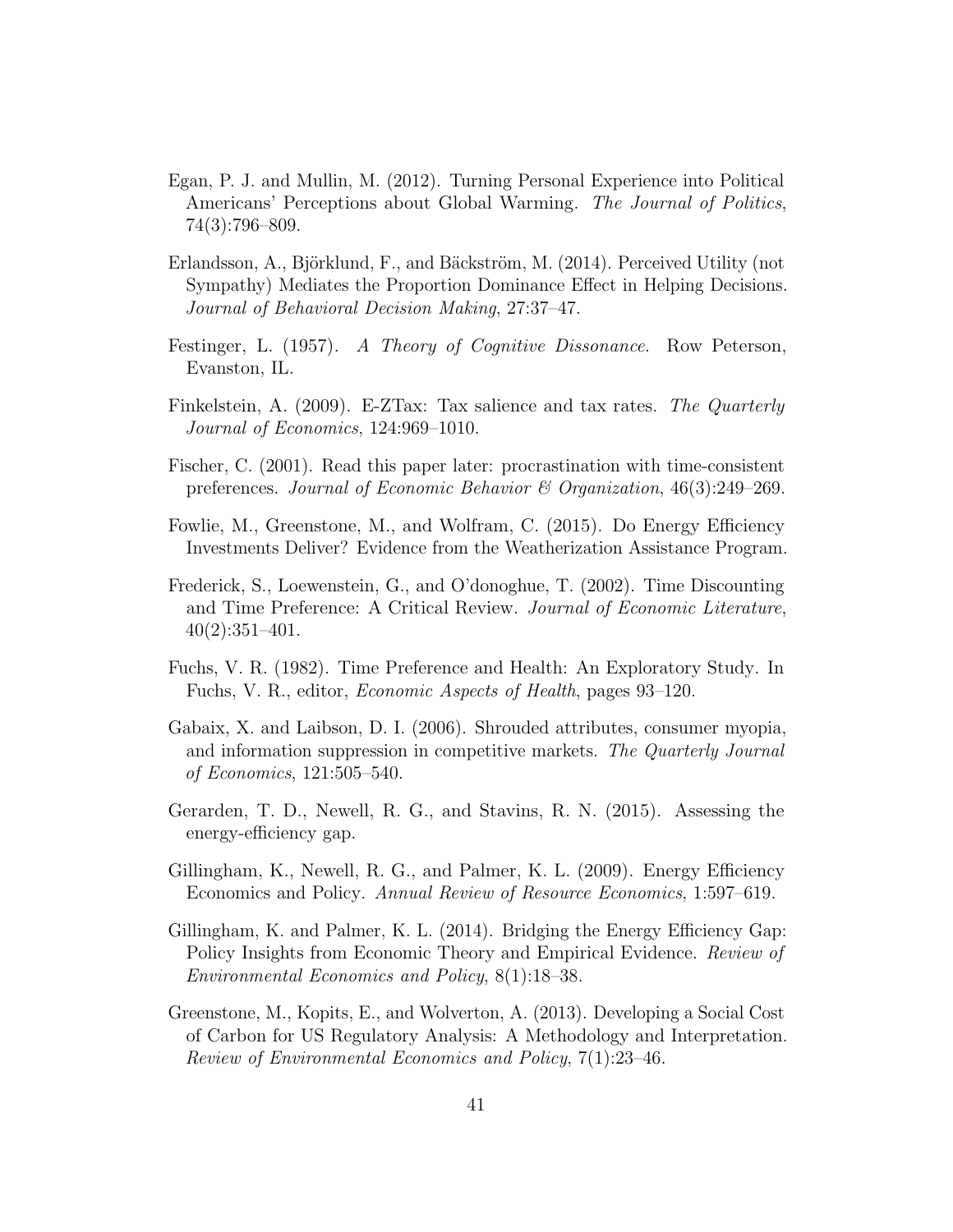Egan, P. J. and Mullin, M. (2012). Turning Personal Experience into Political Americans' Perceptions about Global Warming. *The Journal of Politics*, 74(3):796–809.

Erlandsson, A., Björklund, F., and Bäckström, M. (2014). Perceived Utility (not Sympathy) Mediates the Proportion Dominance Effect in Helping Decisions. *Journal of Behavioral Decision Making*, 27:37–47.

Festinger, L. (1957). *A Theory of Cognitive Dissonance*. Row Peterson, Evanston, IL.

Finkelstein, A. (2009). E-ZTax: Tax salience and tax rates. *The Quarterly Journal of Economics*, 124:969–1010.

Fischer, C. (2001). Read this paper later: procrastination with time-consistent preferences. *Journal of Economic Behavior & Organization*, 46(3):249–269.

Fowlie, M., Greenstone, M., and Wolfram, C. (2015). Do Energy Efficiency Investments Deliver? Evidence from the Weatherization Assistance Program.

Frederick, S., Loewenstein, G., and O'donoghue, T. (2002). Time Discounting and Time Preference: A Critical Review. *Journal of Economic Literature*, 40(2):351–401.

Fuchs, V. R. (1982). Time Preference and Health: An Exploratory Study. In Fuchs, V. R., editor, *Economic Aspects of Health*, pages 93–120.

Gabaix, X. and Laibson, D. I. (2006). Shrouded attributes, consumer myopia, and information suppression in competitive markets. *The Quarterly Journal of Economics*, 121:505–540.

Gerarden, T. D., Newell, R. G., and Stavins, R. N. (2015). Assessing the energy-efficiency gap.

Gillingham, K., Newell, R. G., and Palmer, K. L. (2009). Energy Efficiency Economics and Policy. *Annual Review of Resource Economics*, 1:597–619.

Gillingham, K. and Palmer, K. L. (2014). Bridging the Energy Efficiency Gap: Policy Insights from Economic Theory and Empirical Evidence. *Review of Environmental Economics and Policy*, 8(1):18–38.

Greenstone, M., Kopits, E., and Wolverton, A. (2013). Developing a Social Cost of Carbon for US Regulatory Analysis: A Methodology and Interpretation. *Review of Environmental Economics and Policy*, 7(1):23–46.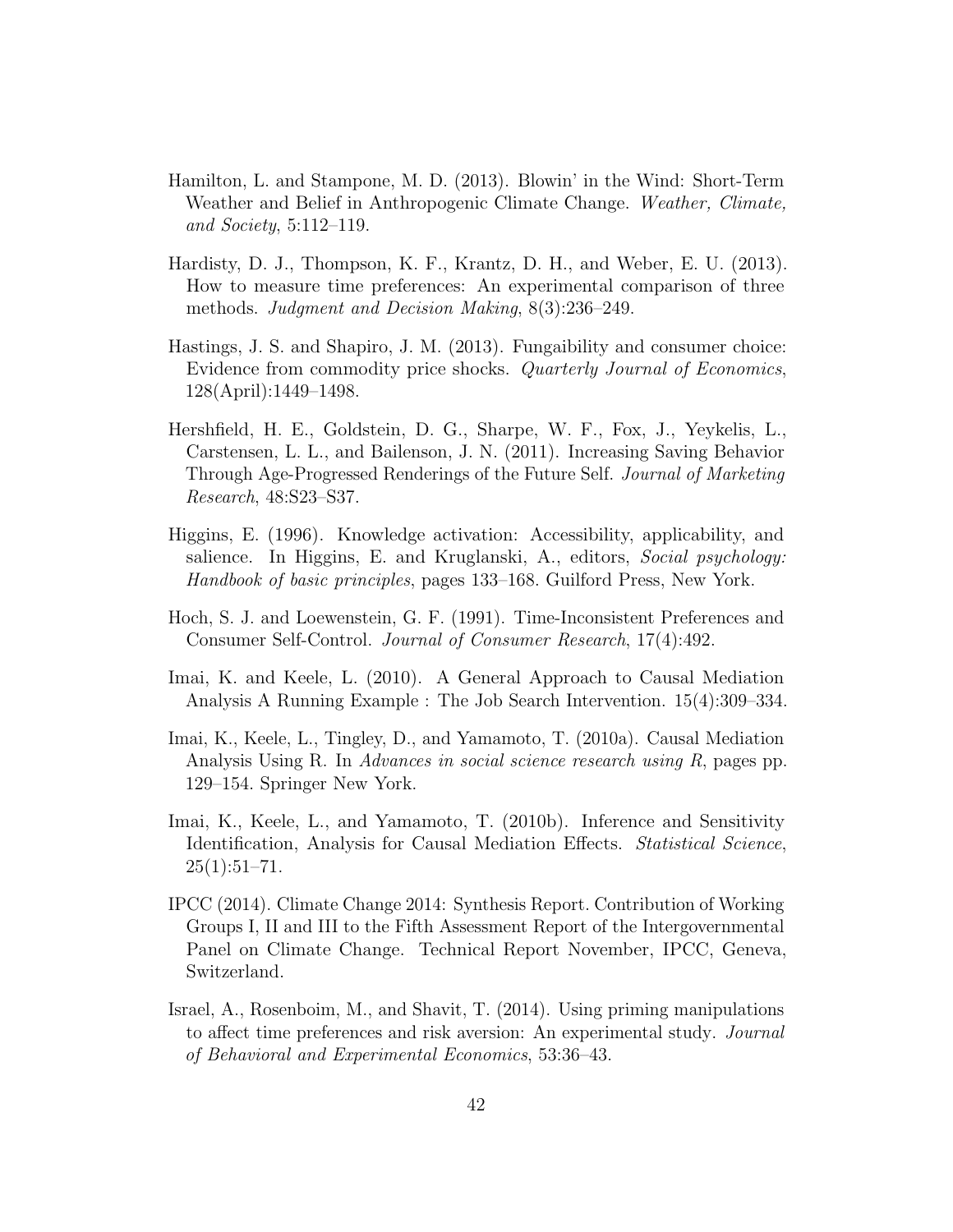Hamilton, L. and Stampone, M. D. (2013). Blowin' in the Wind: Short-Term Weather and Belief in Anthropogenic Climate Change. *Weather, Climate, and Society*, 5:112–119.

Hardisty, D. J., Thompson, K. F., Krantz, D. H., and Weber, E. U. (2013). How to measure time preferences: An experimental comparison of three methods. *Judgment and Decision Making*, 8(3):236–249.

Hastings, J. S. and Shapiro, J. M. (2013). Fungaibility and consumer choice: Evidence from commodity price shocks. *Quarterly Journal of Economics*, 128(April):1449–1498.

Hershfield, H. E., Goldstein, D. G., Sharpe, W. F., Fox, J., Yeykelis, L., Carstensen, L. L., and Bailenson, J. N. (2011). Increasing Saving Behavior Through Age-Progressed Renderings of the Future Self. *Journal of Marketing Research*, 48:S23–S37.

Higgins, E. (1996). Knowledge activation: Accessibility, applicability, and salience. In Higgins, E. and Kruglanski, A., editors, *Social psychology: Handbook of basic principles*, pages 133–168. Guilford Press, New York.

Hoch, S. J. and Loewenstein, G. F. (1991). Time-Inconsistent Preferences and Consumer Self-Control. *Journal of Consumer Research*, 17(4):492.

Imai, K. and Keele, L. (2010). A General Approach to Causal Mediation Analysis A Running Example : The Job Search Intervention. 15(4):309–334.

Imai, K., Keele, L., Tingley, D., and Yamamoto, T. (2010a). Causal Mediation Analysis Using R. In *Advances in social science research using R*, pages pp. 129–154. Springer New York.

Imai, K., Keele, L., and Yamamoto, T. (2010b). Inference and Sensitivity Identification, Analysis for Causal Mediation Effects. *Statistical Science*, 25(1):51–71.

IPCC (2014). Climate Change 2014: Synthesis Report. Contribution of Working Groups I, II and III to the Fifth Assessment Report of the Intergovernmental Panel on Climate Change. Technical Report November, IPCC, Geneva, Switzerland.

Israel, A., Rosenboim, M., and Shavit, T. (2014). Using priming manipulations to affect time preferences and risk aversion: An experimental study. *Journal of Behavioral and Experimental Economics*, 53:36–43.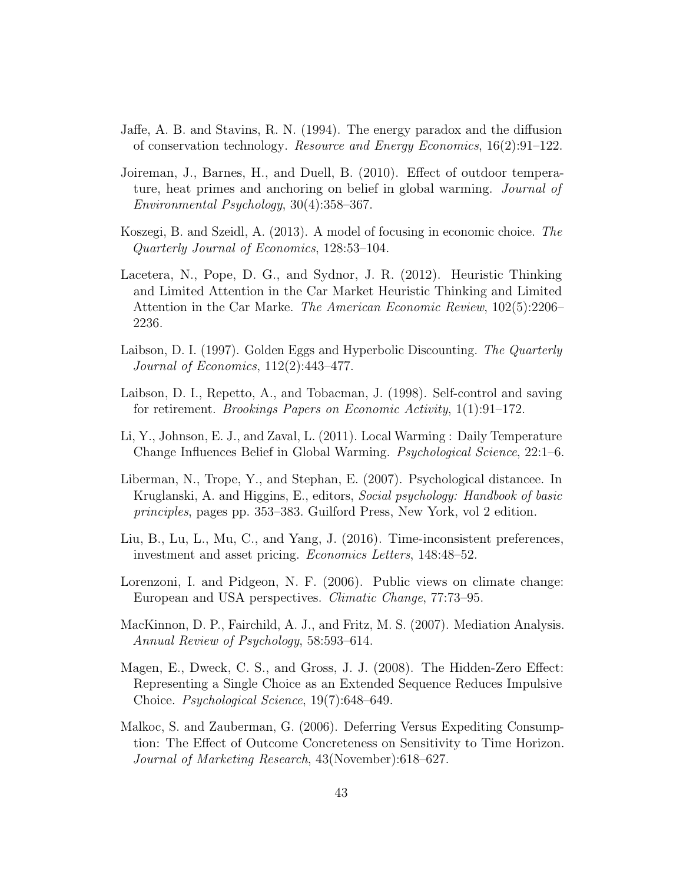Jaffe, A. B. and Stavins, R. N. (1994). The energy paradox and the diffusion of conservation technology. *Resource and Energy Economics*, 16(2):91–122.

Joireman, J., Barnes, H., and Duell, B. (2010). Effect of outdoor temperature, heat primes and anchoring on belief in global warming. *Journal of Environmental Psychology*, 30(4):358–367.

Koszegi, B. and Szeidl, A. (2013). A model of focusing in economic choice. *The Quarterly Journal of Economics*, 128:53–104.

Lacetera, N., Pope, D. G., and Sydnor, J. R. (2012). Heuristic Thinking and Limited Attention in the Car Market Heuristic Thinking and Limited Attention in the Car Marke. *The American Economic Review*, 102(5):2206–2236.

Laibson, D. I. (1997). Golden Eggs and Hyperbolic Discounting. *The Quarterly Journal of Economics*, 112(2):443–477.

Laibson, D. I., Repetto, A., and Tobacman, J. (1998). Self-control and saving for retirement. *Brookings Papers on Economic Activity*, 1(1):91–172.

Li, Y., Johnson, E. J., and Zaval, L. (2011). Local Warming : Daily Temperature Change Influences Belief in Global Warming. *Psychological Science*, 22:1–6.

Liberman, N., Trope, Y., and Stephan, E. (2007). Psychological distancee. In Kruglanski, A. and Higgins, E., editors, *Social psychology: Handbook of basic principles*, pages pp. 353–383. Guilford Press, New York, vol 2 edition.

Liu, B., Lu, L., Mu, C., and Yang, J. (2016). Time-inconsistent preferences, investment and asset pricing. *Economics Letters*, 148:48–52.

Lorenzoni, I. and Pidgeon, N. F. (2006). Public views on climate change: European and USA perspectives. *Climatic Change*, 77:73–95.

MacKinnon, D. P., Fairchild, A. J., and Fritz, M. S. (2007). Mediation Analysis. *Annual Review of Psychology*, 58:593–614.

Magen, E., Dweck, C. S., and Gross, J. J. (2008). The Hidden-Zero Effect: Representing a Single Choice as an Extended Sequence Reduces Impulsive Choice. *Psychological Science*, 19(7):648–649.

Malkoc, S. and Zauberman, G. (2006). Deferring Versus Expediting Consumption: The Effect of Outcome Concreteness on Sensitivity to Time Horizon. *Journal of Marketing Research*, 43(November):618–627.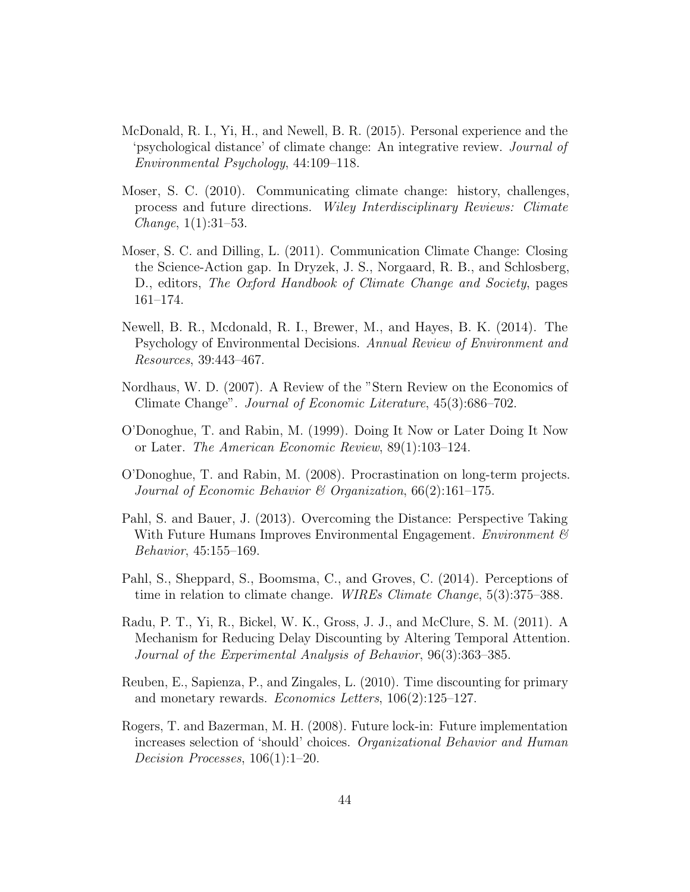McDonald, R. I., Yi, H., and Newell, B. R. (2015). Personal experience and the 'psychological distance' of climate change: An integrative review. *Journal of Environmental Psychology*, 44:109–118.

Moser, S. C. (2010). Communicating climate change: history, challenges, process and future directions. *Wiley Interdisciplinary Reviews: Climate Change*, 1(1):31–53.

Moser, S. C. and Dilling, L. (2011). Communication Climate Change: Closing the Science-Action gap. In Dryzek, J. S., Norgaard, R. B., and Schlosberg, D., editors, *The Oxford Handbook of Climate Change and Society*, pages 161–174.

Newell, B. R., Mcdonald, R. I., Brewer, M., and Hayes, B. K. (2014). The Psychology of Environmental Decisions. *Annual Review of Environment and Resources*, 39:443–467.

Nordhaus, W. D. (2007). A Review of the "Stern Review on the Economics of Climate Change". *Journal of Economic Literature*, 45(3):686–702.

O'Donoghue, T. and Rabin, M. (1999). Doing It Now or Later Doing It Now or Later. *The American Economic Review*, 89(1):103–124.

O'Donoghue, T. and Rabin, M. (2008). Procrastination on long-term projects. *Journal of Economic Behavior & Organization*, 66(2):161–175.

Pahl, S. and Bauer, J. (2013). Overcoming the Distance: Perspective Taking With Future Humans Improves Environmental Engagement. *Environment & Behavior*, 45:155–169.

Pahl, S., Sheppard, S., Boomsma, C., and Groves, C. (2014). Perceptions of time in relation to climate change. *WIREs Climate Change*, 5(3):375–388.

Radu, P. T., Yi, R., Bickel, W. K., Gross, J. J., and McClure, S. M. (2011). A Mechanism for Reducing Delay Discounting by Altering Temporal Attention. *Journal of the Experimental Analysis of Behavior*, 96(3):363–385.

Reuben, E., Sapienza, P., and Zingales, L. (2010). Time discounting for primary and monetary rewards. *Economics Letters*, 106(2):125–127.

Rogers, T. and Bazerman, M. H. (2008). Future lock-in: Future implementation increases selection of 'should' choices. *Organizational Behavior and Human Decision Processes*, 106(1):1–20.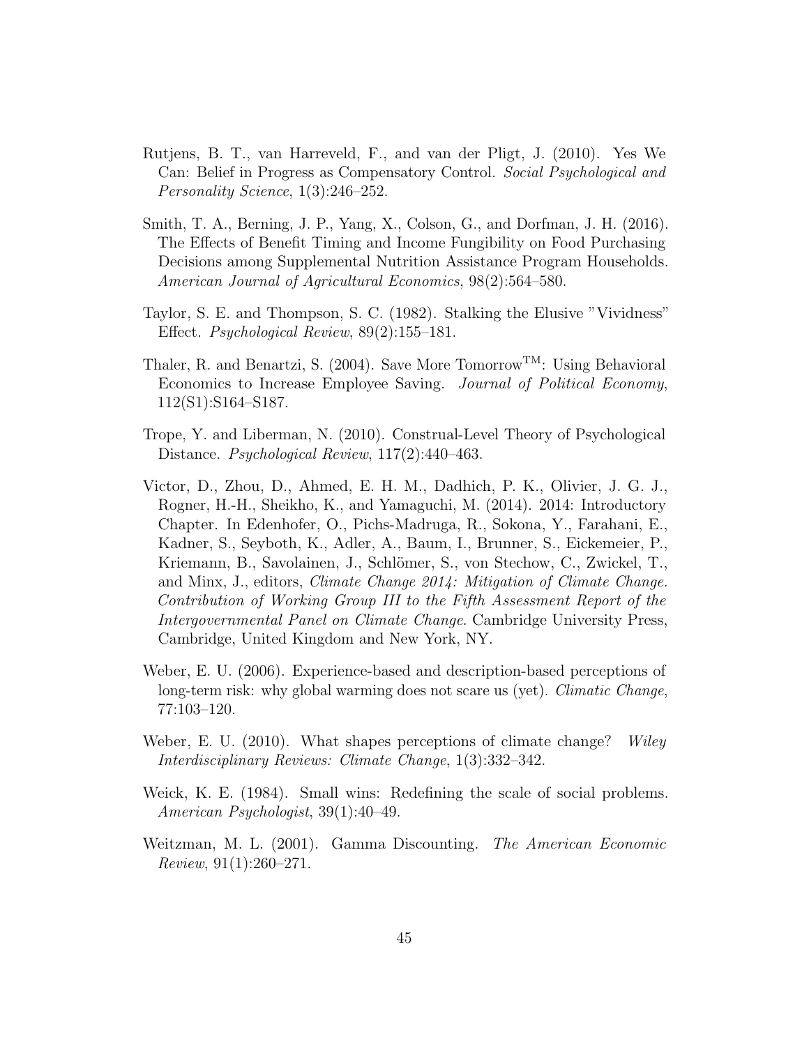Rutjens, B. T., van Harreveld, F., and van der Pligt, J. (2010). Yes We Can: Belief in Progress as Compensatory Control. *Social Psychological and Personality Science*, 1(3):246–252.

Smith, T. A., Berning, J. P., Yang, X., Colson, G., and Dorfman, J. H. (2016). The Effects of Benefit Timing and Income Fungibility on Food Purchasing Decisions among Supplemental Nutrition Assistance Program Households. *American Journal of Agricultural Economics*, 98(2):564–580.

Taylor, S. E. and Thompson, S. C. (1982). Stalking the Elusive "Vividness" Effect. *Psychological Review*, 89(2):155–181.

Thaler, R. and Benartzi, S. (2004). Save More Tomorrow$^{TM}$: Using Behavioral Economics to Increase Employee Saving. *Journal of Political Economy*, 112(S1):S164–S187.

Trope, Y. and Liberman, N. (2010). Construal-Level Theory of Psychological Distance. *Psychological Review*, 117(2):440–463.

Victor, D., Zhou, D., Ahmed, E. H. M., Dadhich, P. K., Olivier, J. G. J., Rogner, H.-H., Sheikho, K., and Yamaguchi, M. (2014). 2014: Introductory Chapter. In Edenhofer, O., Pichs-Madruga, R., Sokona, Y., Farahani, E., Kadner, S., Seyboth, K., Adler, A., Baum, I., Brunner, S., Eickemeier, P., Kriemann, B., Savolainen, J., Schlömer, S., von Stechow, C., Zwickel, T., and Minx, J., editors, *Climate Change 2014: Mitigation of Climate Change. Contribution of Working Group III to the Fifth Assessment Report of the Intergovernmental Panel on Climate Change*. Cambridge University Press, Cambridge, United Kingdom and New York, NY.

Weber, E. U. (2006). Experience-based and description-based perceptions of long-term risk: why global warming does not scare us (yet). *Climatic Change*, 77:103–120.

Weber, E. U. (2010). What shapes perceptions of climate change? *Wiley Interdisciplinary Reviews: Climate Change*, 1(3):332–342.

Weick, K. E. (1984). Small wins: Redefining the scale of social problems. *American Psychologist*, 39(1):40–49.

Weitzman, M. L. (2001). Gamma Discounting. *The American Economic Review*, 91(1):260–271.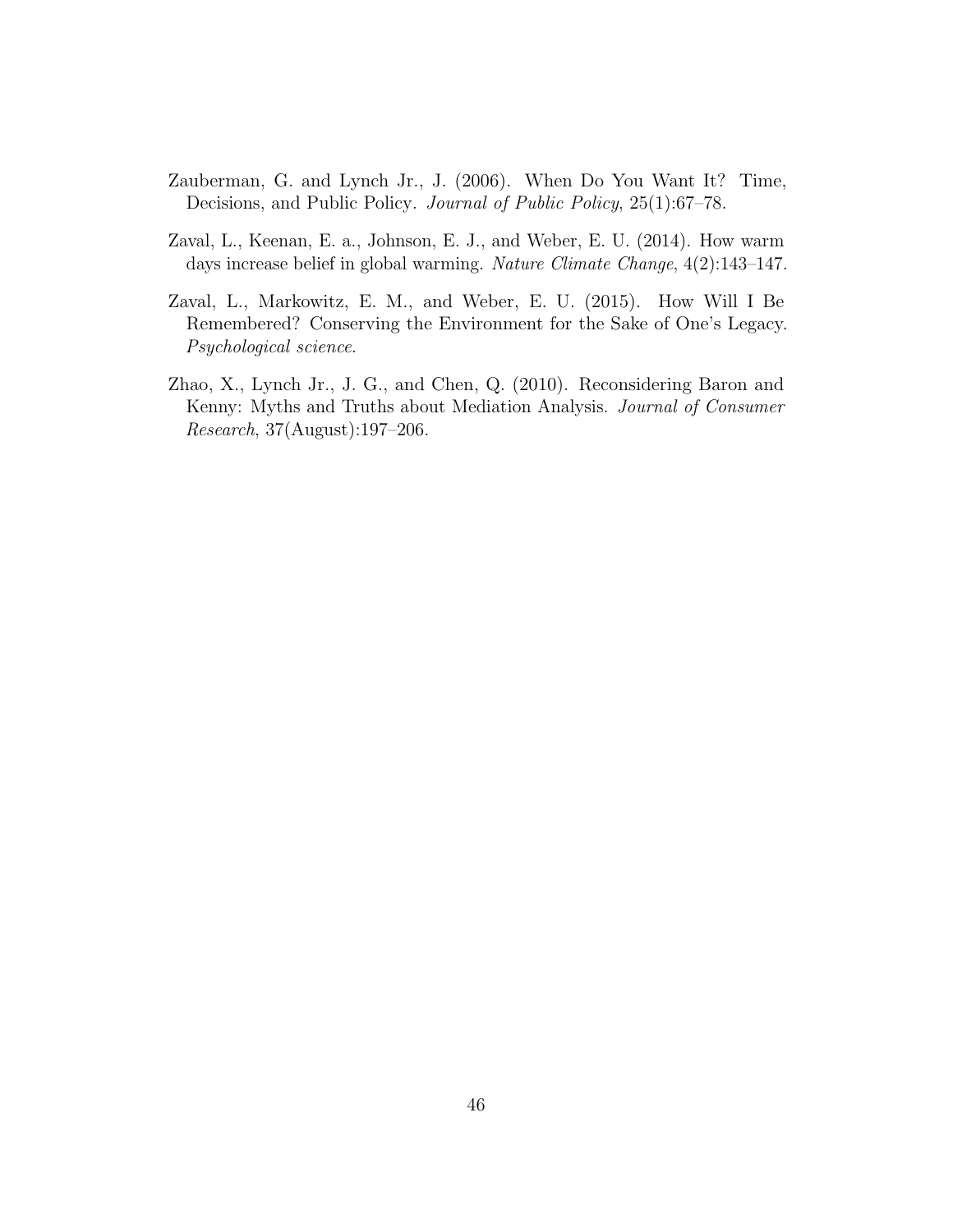Zauberman, G. and Lynch Jr., J. (2006). When Do You Want It? Time, Decisions, and Public Policy. *Journal of Public Policy*, 25(1):67–78.

Zaval, L., Keenan, E. a., Johnson, E. J., and Weber, E. U. (2014). How warm days increase belief in global warming. *Nature Climate Change*, 4(2):143–147.

Zaval, L., Markowitz, E. M., and Weber, E. U. (2015). How Will I Be Remembered? Conserving the Environment for the Sake of One's Legacy. *Psychological science*.

Zhao, X., Lynch Jr., J. G., and Chen, Q. (2010). Reconsidering Baron and Kenny: Myths and Truths about Mediation Analysis. *Journal of Consumer Research*, 37(August):197–206.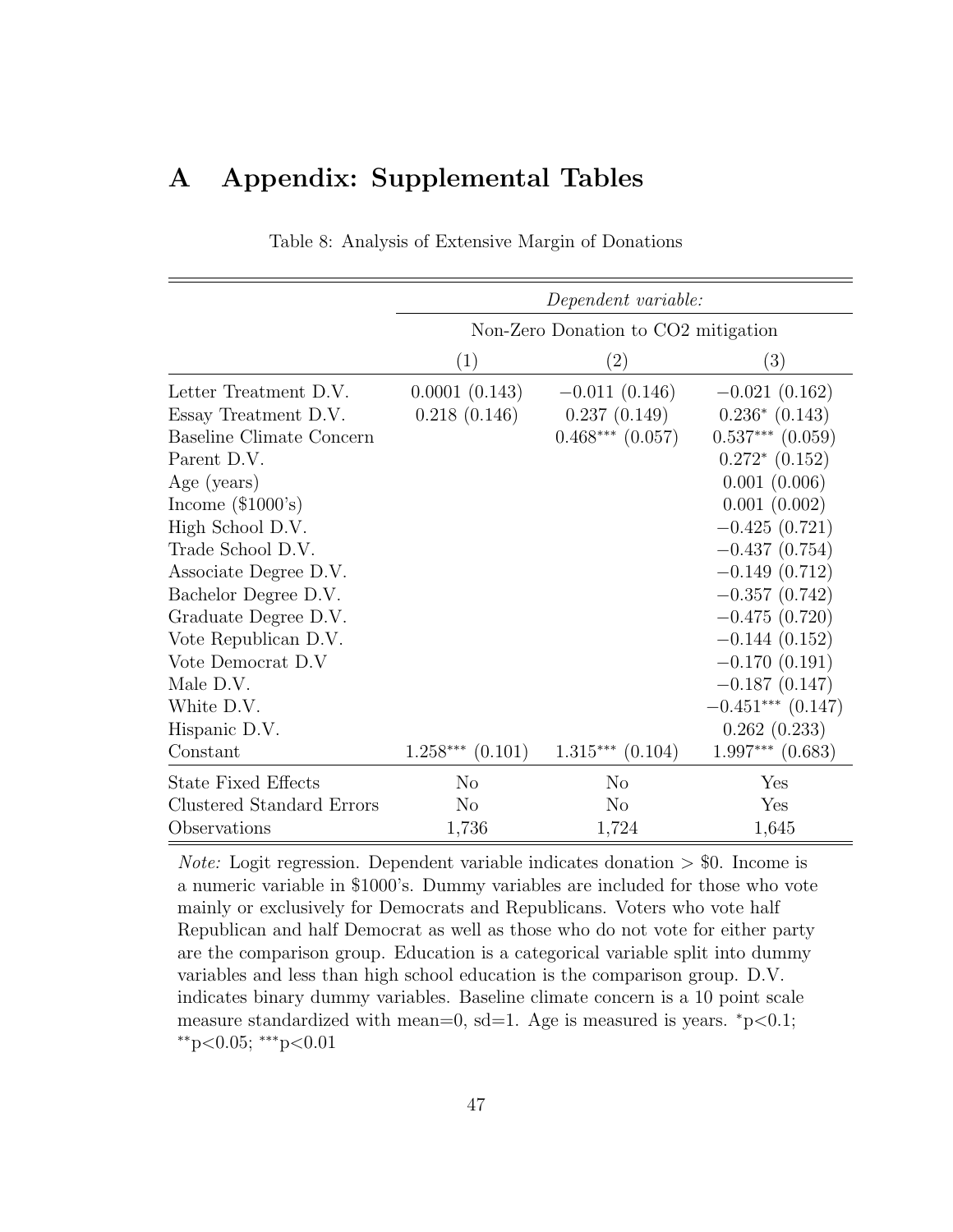# A Appendix: Supplemental Tables

Table 8: Analysis of Extensive Margin of Donations

| | *Dependent variable:* | | |
|---|---|---|---|
| | Non-Zero Donation to CO2 mitigation | | |
| | (1) | (2) | (3) |
| Letter Treatment D.V. | 0.0001 (0.143) | −0.011 (0.146) | −0.021 (0.162) |
| Essay Treatment D.V. | 0.218 (0.146) | 0.237 (0.149) | 0.236* (0.143) |
| Baseline Climate Concern | | 0.468*** (0.057) | 0.537*** (0.059) |
| Parent D.V. | | | 0.272* (0.152) |
| Age (years) | | | 0.001 (0.006) |
| Income ($1000's) | | | 0.001 (0.002) |
| High School D.V. | | | −0.425 (0.721) |
| Trade School D.V. | | | −0.437 (0.754) |
| Associate Degree D.V. | | | −0.149 (0.712) |
| Bachelor Degree D.V. | | | −0.357 (0.742) |
| Graduate Degree D.V. | | | −0.475 (0.720) |
| Vote Republican D.V. | | | −0.144 (0.152) |
| Vote Democrat D.V | | | −0.170 (0.191) |
| Male D.V. | | | −0.187 (0.147) |
| White D.V. | | | −0.451*** (0.147) |
| Hispanic D.V. | | | 0.262 (0.233) |
| Constant | 1.258*** (0.101) | 1.315*** (0.104) | 1.997*** (0.683) |
| State Fixed Effects | No | No | Yes |
| Clustered Standard Errors | No | No | Yes |
| Observations | 1,736 | 1,724 | 1,645 |

*Note:* Logit regression. Dependent variable indicates donation > $0. Income is a numeric variable in $1000's. Dummy variables are included for those who vote mainly or exclusively for Democrats and Republicans. Voters who vote half Republican and half Democrat as well as those who do not vote for either party are the comparison group. Education is a categorical variable split into dummy variables and less than high school education is the comparison group. D.V. indicates binary dummy variables. Baseline climate concern is a 10 point scale measure standardized with mean=0, sd=1. Age is measured is years. *p<0.1; **p<0.05; ***p<0.01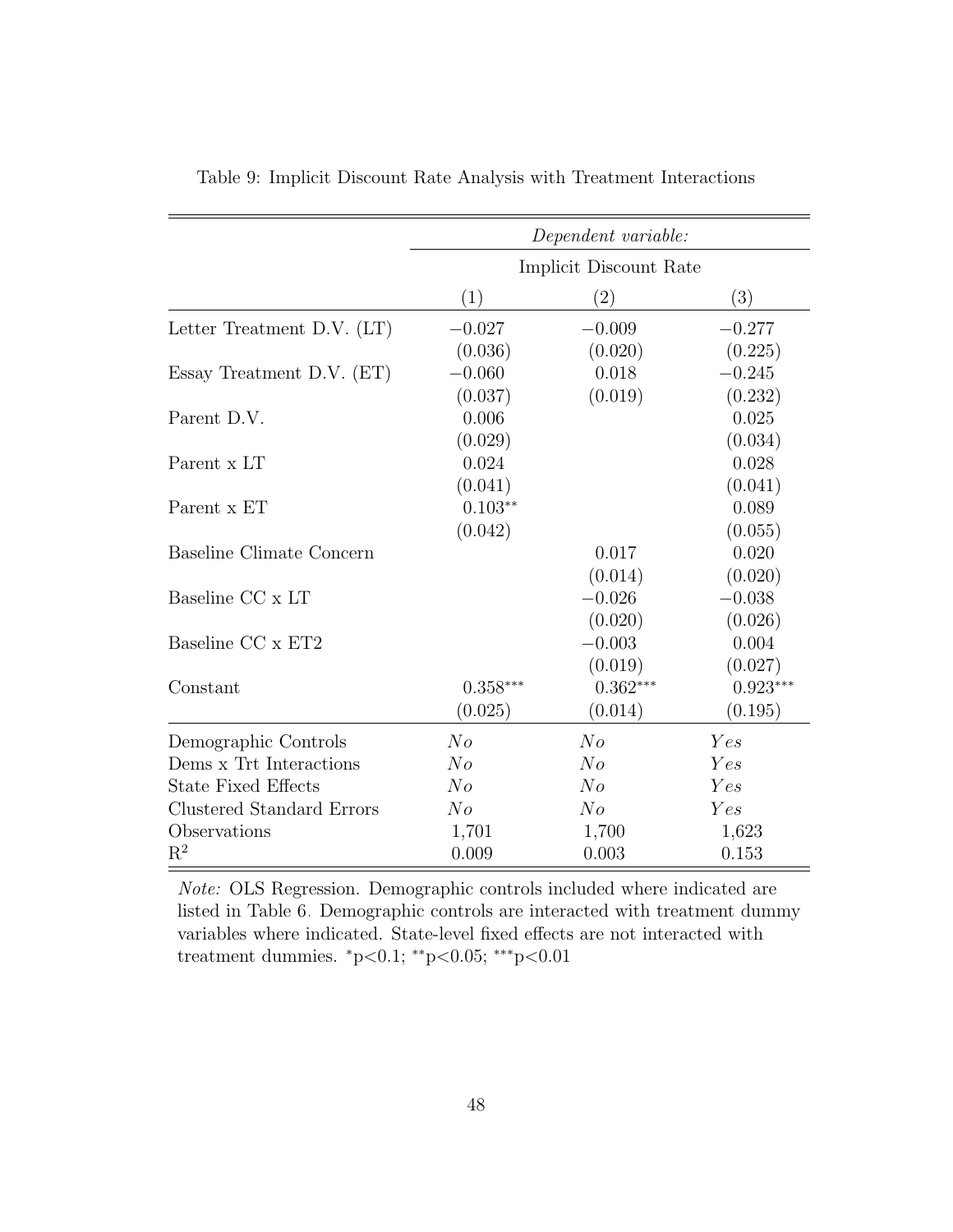Table 9: Implicit Discount Rate Analysis with Treatment Interactions

| | *Dependent variable:* | | |
|---|---|---|---|
| | Implicit Discount Rate | | |
| | (1) | (2) | (3) |
| Letter Treatment D.V. (LT) | −0.027 | −0.009 | −0.277 |
| | (0.036) | (0.020) | (0.225) |
| Essay Treatment D.V. (ET) | −0.060 | 0.018 | −0.245 |
| | (0.037) | (0.019) | (0.232) |
| Parent D.V. | 0.006 | | 0.025 |
| | (0.029) | | (0.034) |
| Parent x LT | 0.024 | | 0.028 |
| | (0.041) | | (0.041) |
| Parent x ET | $0.103^{**}$ | | 0.089 |
| | (0.042) | | (0.055) |
| Baseline Climate Concern | | 0.017 | 0.020 |
| | | (0.014) | (0.020) |
| Baseline CC x LT | | −0.026 | −0.038 |
| | | (0.020) | (0.026) |
| Baseline CC x ET2 | | −0.003 | 0.004 |
| | | (0.019) | (0.027) |
| Constant | $0.358^{***}$ | $0.362^{***}$ | $0.923^{***}$ |
| | (0.025) | (0.014) | (0.195) |
| Demographic Controls | *No* | *No* | *Yes* |
| Dems x Trt Interactions | *No* | *No* | *Yes* |
| State Fixed Effects | *No* | *No* | *Yes* |
| Clustered Standard Errors | *No* | *No* | *Yes* |
| Observations | 1,701 | 1,700 | 1,623 |
| $R^2$ | 0.009 | 0.003 | 0.153 |

*Note:* OLS Regression. Demographic controls included where indicated are listed in Table 6. Demographic controls are interacted with treatment dummy variables where indicated. State-level fixed effects are not interacted with treatment dummies. $^{*}$p<0.1; $^{**}$p<0.05; $^{***}$p<0.01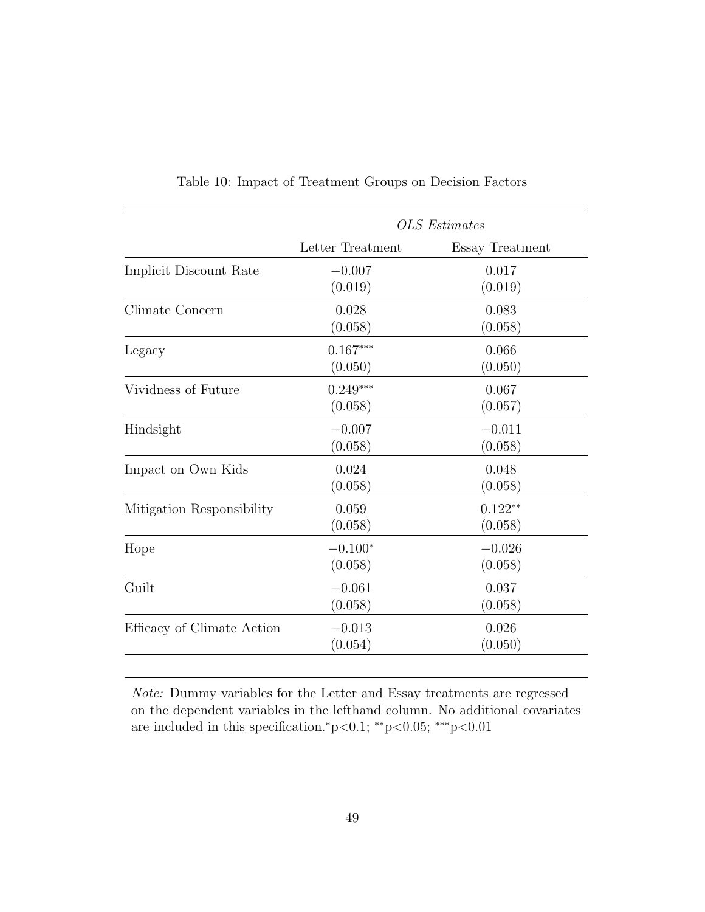Table 10: Impact of Treatment Groups on Decision Factors

| | *OLS Estimates* | |
|---|---|---|
| | Letter Treatment | Essay Treatment |
| Implicit Discount Rate | −0.007 | 0.017 |
| | (0.019) | (0.019) |
| Climate Concern | 0.028 | 0.083 |
| | (0.058) | (0.058) |
| Legacy | 0.167*** | 0.066 |
| | (0.050) | (0.050) |
| Vividness of Future | 0.249*** | 0.067 |
| | (0.058) | (0.057) |
| Hindsight | −0.007 | −0.011 |
| | (0.058) | (0.058) |
| Impact on Own Kids | 0.024 | 0.048 |
| | (0.058) | (0.058) |
| Mitigation Responsibility | 0.059 | 0.122** |
| | (0.058) | (0.058) |
| Hope | −0.100* | −0.026 |
| | (0.058) | (0.058) |
| Guilt | −0.061 | 0.037 |
| | (0.058) | (0.058) |
| Efficacy of Climate Action | −0.013 | 0.026 |
| | (0.054) | (0.050) |

*Note:* Dummy variables for the Letter and Essay treatments are regressed on the dependent variables in the lefthand column. No additional covariates are included in this specification.*p<0.1; **p<0.05; ***p<0.01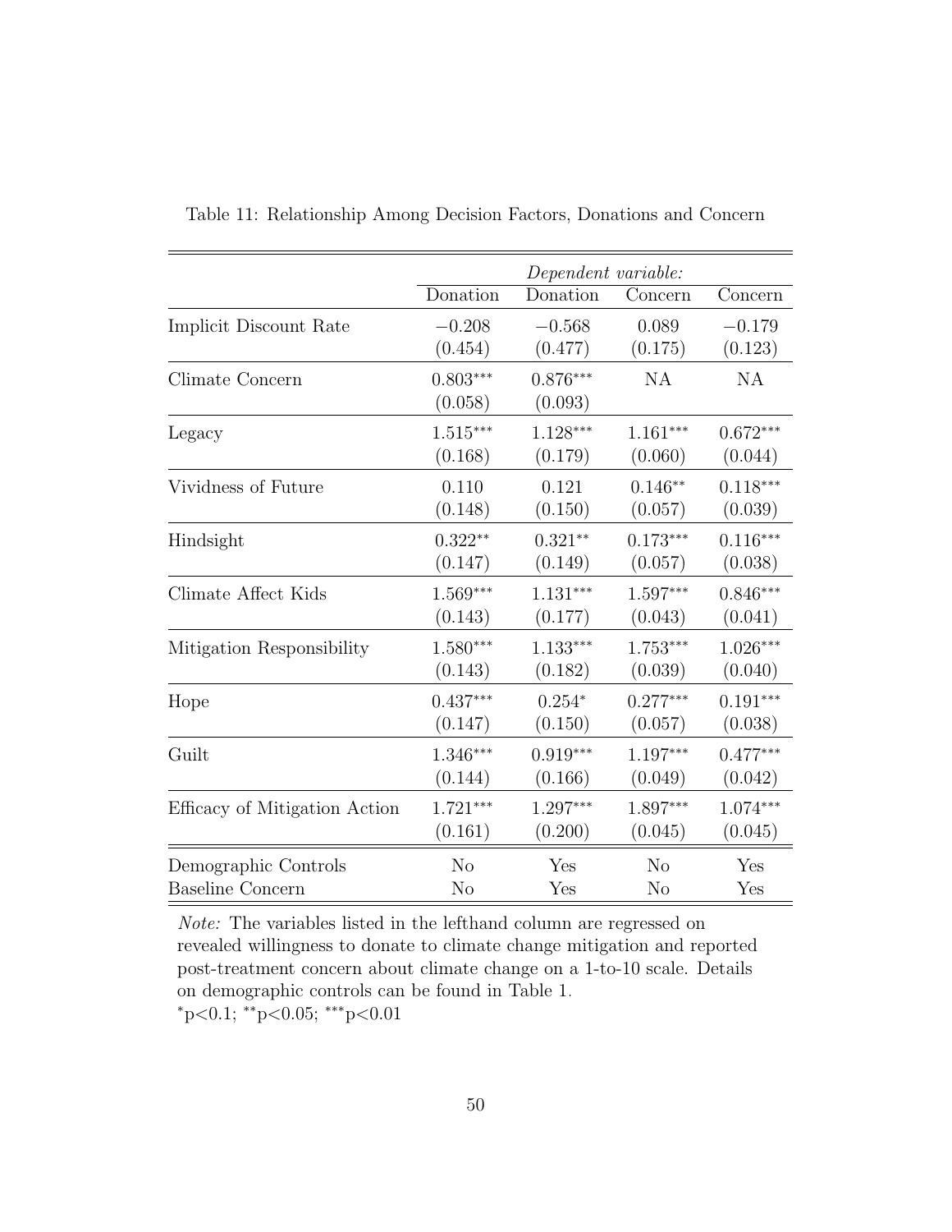Table 11: Relationship Among Decision Factors, Donations and Concern

| | *Dependent variable:* | | | |
|---|---|---|---|---|
| | Donation | Donation | Concern | Concern |
| Implicit Discount Rate | −0.208 | −0.568 | 0.089 | −0.179 |
| | (0.454) | (0.477) | (0.175) | (0.123) |
| Climate Concern | 0.803*** | 0.876*** | NA | NA |
| | (0.058) | (0.093) | | |
| Legacy | 1.515*** | 1.128*** | 1.161*** | 0.672*** |
| | (0.168) | (0.179) | (0.060) | (0.044) |
| Vividness of Future | 0.110 | 0.121 | 0.146** | 0.118*** |
| | (0.148) | (0.150) | (0.057) | (0.039) |
| Hindsight | 0.322** | 0.321** | 0.173*** | 0.116*** |
| | (0.147) | (0.149) | (0.057) | (0.038) |
| Climate Affect Kids | 1.569*** | 1.131*** | 1.597*** | 0.846*** |
| | (0.143) | (0.177) | (0.043) | (0.041) |
| Mitigation Responsibility | 1.580*** | 1.133*** | 1.753*** | 1.026*** |
| | (0.143) | (0.182) | (0.039) | (0.040) |
| Hope | 0.437*** | 0.254* | 0.277*** | 0.191*** |
| | (0.147) | (0.150) | (0.057) | (0.038) |
| Guilt | 1.346*** | 0.919*** | 1.197*** | 0.477*** |
| | (0.144) | (0.166) | (0.049) | (0.042) |
| Efficacy of Mitigation Action | 1.721*** | 1.297*** | 1.897*** | 1.074*** |
| | (0.161) | (0.200) | (0.045) | (0.045) |
| Demographic Controls | No | Yes | No | Yes |
| Baseline Concern | No | Yes | No | Yes |

*Note:* The variables listed in the lefthand column are regressed on revealed willingness to donate to climate change mitigation and reported post-treatment concern about climate change on a 1-to-10 scale. Details on demographic controls can be found in Table 1.
*p<0.1; **p<0.05; ***p<0.01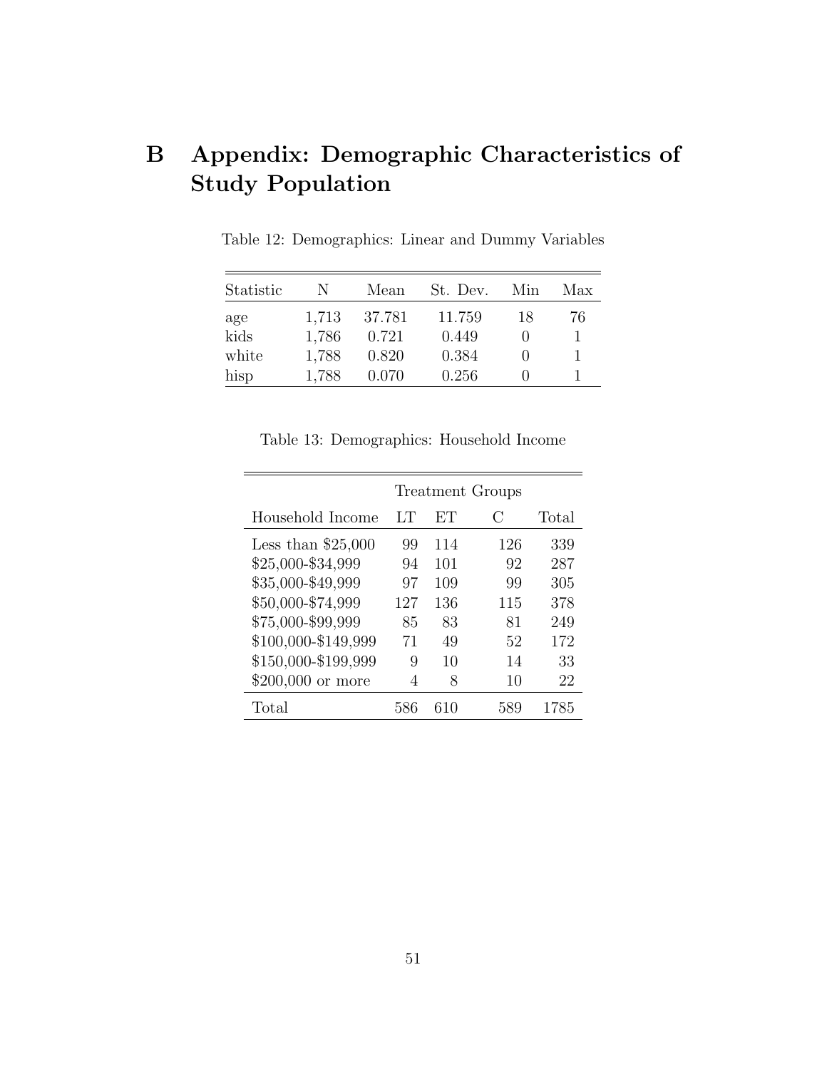# B Appendix: Demographic Characteristics of Study Population

Table 12: Demographics: Linear and Dummy Variables

| Statistic | N | Mean | St. Dev. | Min | Max |
|---|---|---|---|---|---|
| age | 1,713 | 37.781 | 11.759 | 18 | 76 |
| kids | 1,786 | 0.721 | 0.449 | 0 | 1 |
| white | 1,788 | 0.820 | 0.384 | 0 | 1 |
| hisp | 1,788 | 0.070 | 0.256 | 0 | 1 |

Table 13: Demographics: Household Income

| | Treatment Groups | | | |
|---|---|---|---|---|
| Household Income | LT | ET | C | Total |
| Less than $25,000 | 99 | 114 | 126 | 339 |
| $25,000-$34,999 | 94 | 101 | 92 | 287 |
| $35,000-$49,999 | 97 | 109 | 99 | 305 |
| $50,000-$74,999 | 127 | 136 | 115 | 378 |
| $75,000-$99,999 | 85 | 83 | 81 | 249 |
| $100,000-$149,999 | 71 | 49 | 52 | 172 |
| $150,000-$199,999 | 9 | 10 | 14 | 33 |
| $200,000 or more | 4 | 8 | 10 | 22 |
| Total | 586 | 610 | 589 | 1785 |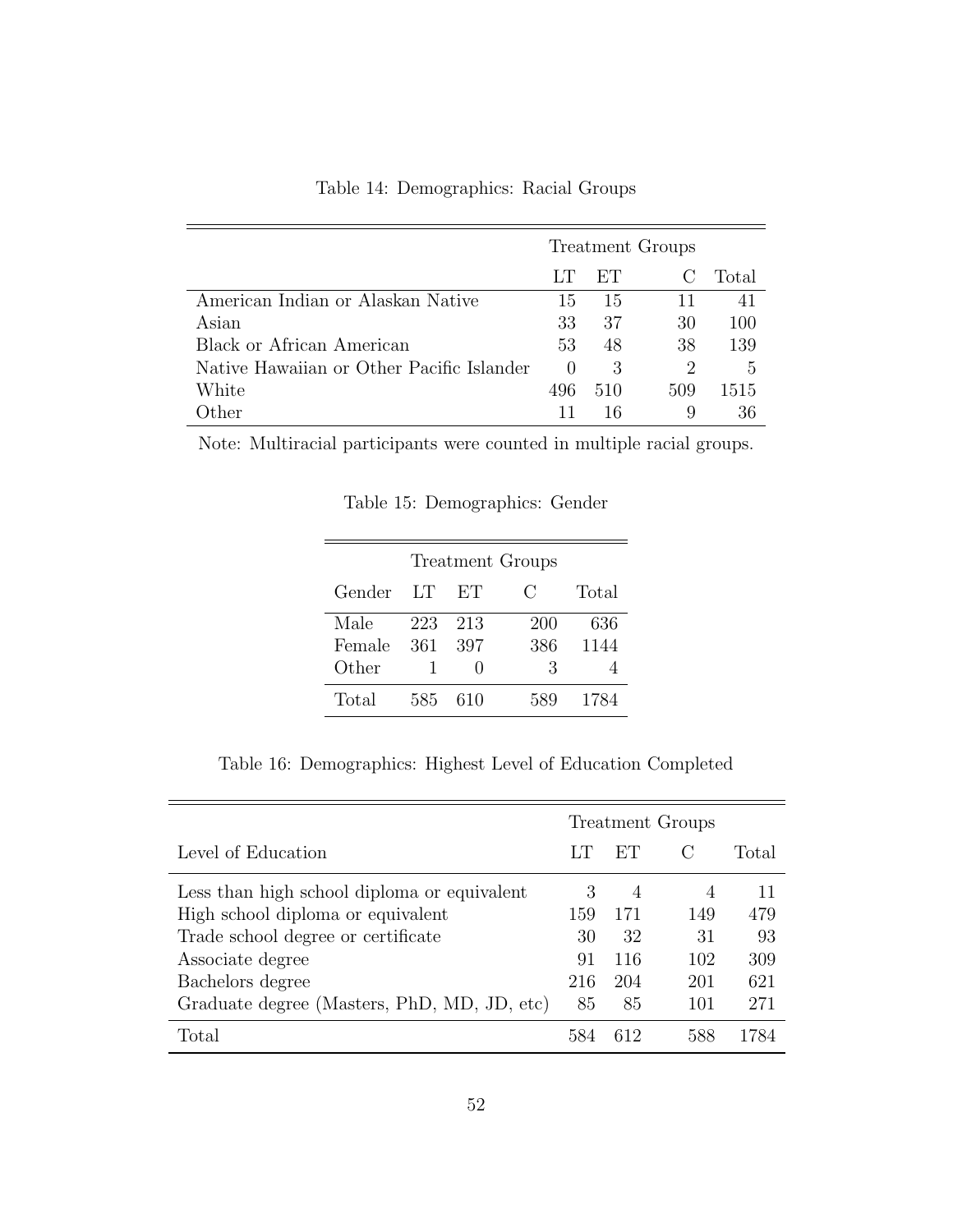Table 14: Demographics: Racial Groups

| | Treatment Groups | | | |
|---|---|---|---|---|
| | LT | ET | C | Total |
| American Indian or Alaskan Native | 15 | 15 | 11 | 41 |
| Asian | 33 | 37 | 30 | 100 |
| Black or African American | 53 | 48 | 38 | 139 |
| Native Hawaiian or Other Pacific Islander | 0 | 3 | 2 | 5 |
| White | 496 | 510 | 509 | 1515 |
| Other | 11 | 16 | 9 | 36 |

Note: Multiracial participants were counted in multiple racial groups.

Table 15: Demographics: Gender

| | Treatment Groups | | | |
|---|---|---|---|---|
| Gender | LT | ET | C | Total |
| Male | 223 | 213 | 200 | 636 |
| Female | 361 | 397 | 386 | 1144 |
| Other | 1 | 0 | 3 | 4 |
| Total | 585 | 610 | 589 | 1784 |

Table 16: Demographics: Highest Level of Education Completed

| | Treatment Groups | | | |
|---|---|---|---|---|
| Level of Education | LT | ET | C | Total |
| Less than high school diploma or equivalent | 3 | 4 | 4 | 11 |
| High school diploma or equivalent | 159 | 171 | 149 | 479 |
| Trade school degree or certificate | 30 | 32 | 31 | 93 |
| Associate degree | 91 | 116 | 102 | 309 |
| Bachelors degree | 216 | 204 | 201 | 621 |
| Graduate degree (Masters, PhD, MD, JD, etc) | 85 | 85 | 101 | 271 |
| Total | 584 | 612 | 588 | 1784 |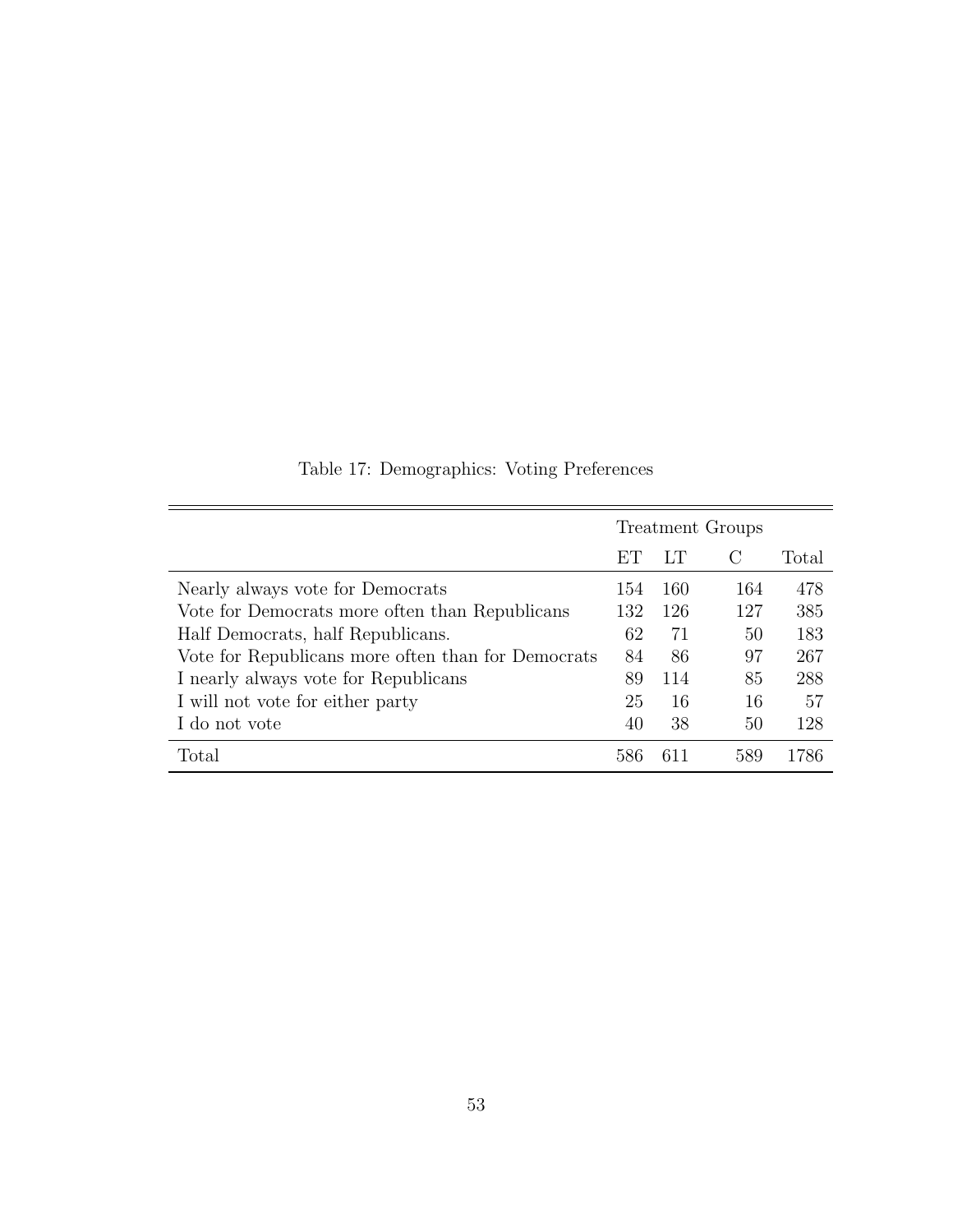Table 17: Demographics: Voting Preferences

| | Treatment Groups | | | |
|---|---|---|---|---|
| | ET | LT | C | Total |
| Nearly always vote for Democrats | 154 | 160 | 164 | 478 |
| Vote for Democrats more often than Republicans | 132 | 126 | 127 | 385 |
| Half Democrats, half Republicans. | 62 | 71 | 50 | 183 |
| Vote for Republicans more often than for Democrats | 84 | 86 | 97 | 267 |
| I nearly always vote for Republicans | 89 | 114 | 85 | 288 |
| I will not vote for either party | 25 | 16 | 16 | 57 |
| I do not vote | 40 | 38 | 50 | 128 |
| Total | 586 | 611 | 589 | 1786 |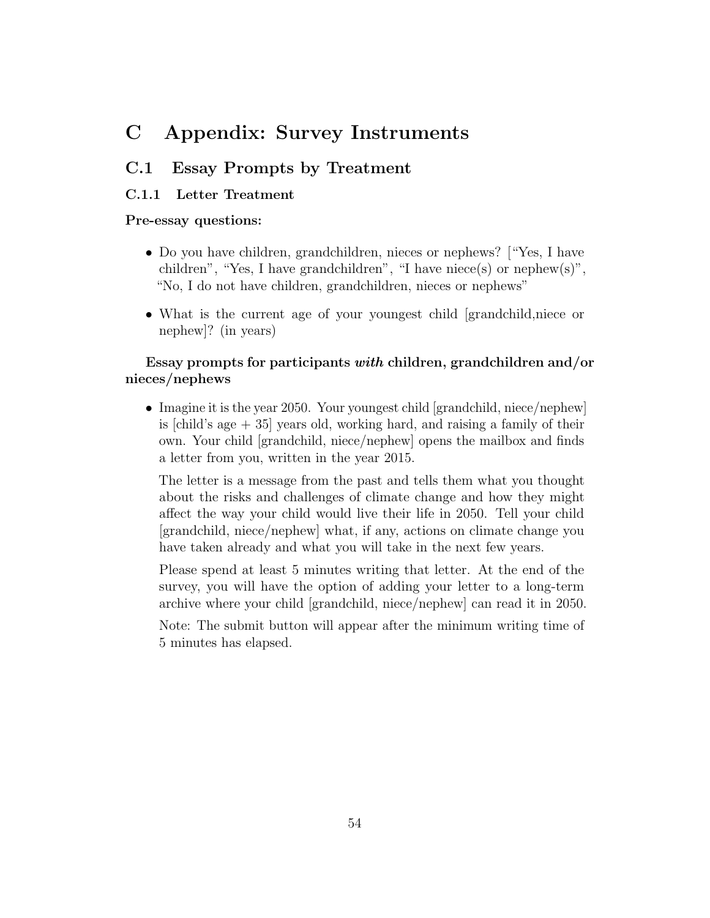# C Appendix: Survey Instruments

## C.1 Essay Prompts by Treatment

### C.1.1 Letter Treatment

**Pre-essay questions:**

- Do you have children, grandchildren, nieces or nephews? ["Yes, I have children", "Yes, I have grandchildren", "I have niece(s) or nephew(s)", "No, I do not have children, grandchildren, nieces or nephews"
- What is the current age of your youngest child [grandchild,niece or nephew]? (in years)

**Essay prompts for participants *with* children, grandchildren and/or nieces/nephews**

- Imagine it is the year 2050. Your youngest child [grandchild, niece/nephew] is [child's age + 35] years old, working hard, and raising a family of their own. Your child [grandchild, niece/nephew] opens the mailbox and finds a letter from you, written in the year 2015.

  The letter is a message from the past and tells them what you thought about the risks and challenges of climate change and how they might affect the way your child would live their life in 2050. Tell your child [grandchild, niece/nephew] what, if any, actions on climate change you have taken already and what you will take in the next few years.

  Please spend at least 5 minutes writing that letter. At the end of the survey, you will have the option of adding your letter to a long-term archive where your child [grandchild, niece/nephew] can read it in 2050.

  Note: The submit button will appear after the minimum writing time of 5 minutes has elapsed.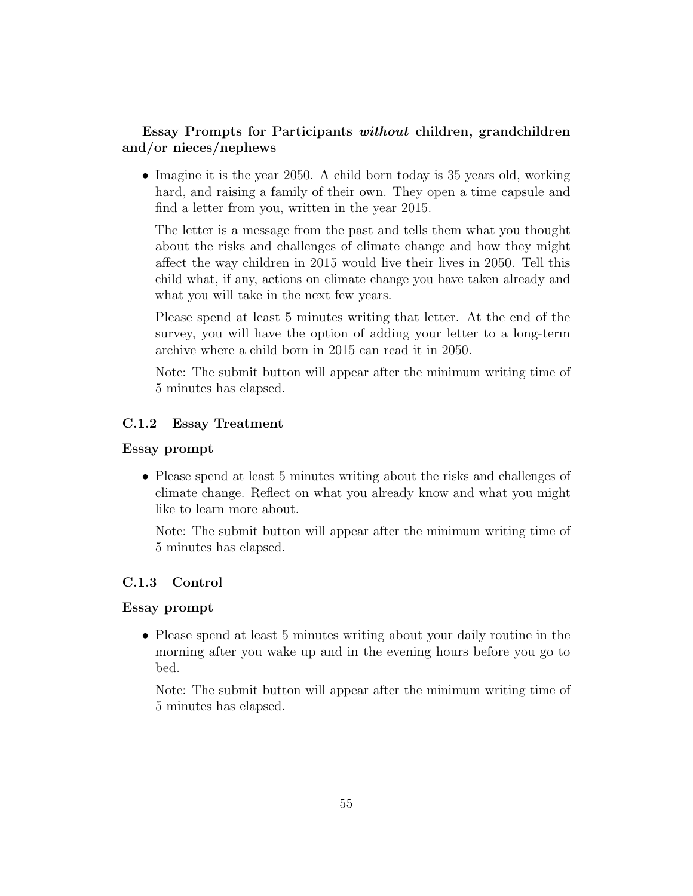**Essay Prompts for Participants *without* children, grandchildren and/or nieces/nephews**

- Imagine it is the year 2050. A child born today is 35 years old, working hard, and raising a family of their own. They open a time capsule and find a letter from you, written in the year 2015.

  The letter is a message from the past and tells them what you thought about the risks and challenges of climate change and how they might affect the way children in 2015 would live their lives in 2050. Tell this child what, if any, actions on climate change you have taken already and what you will take in the next few years.

  Please spend at least 5 minutes writing that letter. At the end of the survey, you will have the option of adding your letter to a long-term archive where a child born in 2015 can read it in 2050.

  Note: The submit button will appear after the minimum writing time of 5 minutes has elapsed.

### C.1.2 Essay Treatment

**Essay prompt**

- Please spend at least 5 minutes writing about the risks and challenges of climate change. Reflect on what you already know and what you might like to learn more about.

  Note: The submit button will appear after the minimum writing time of 5 minutes has elapsed.

### C.1.3 Control

**Essay prompt**

- Please spend at least 5 minutes writing about your daily routine in the morning after you wake up and in the evening hours before you go to bed.

  Note: The submit button will appear after the minimum writing time of 5 minutes has elapsed.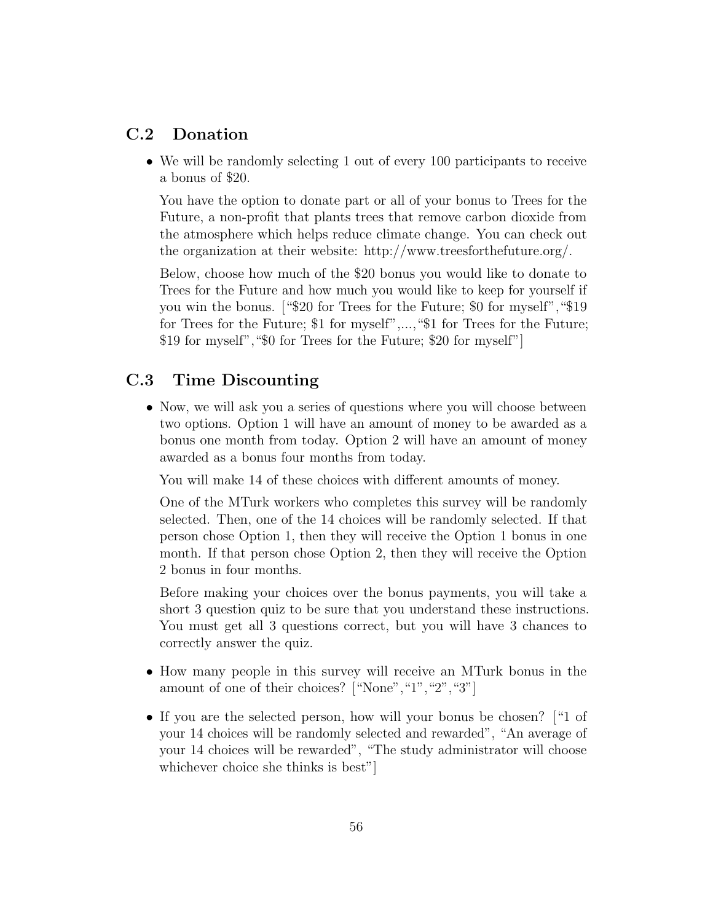## C.2 Donation

- We will be randomly selecting 1 out of every 100 participants to receive a bonus of $20.

  You have the option to donate part or all of your bonus to Trees for the Future, a non-profit that plants trees that remove carbon dioxide from the atmosphere which helps reduce climate change. You can check out the organization at their website: http://www.treesforthefuture.org/.

  Below, choose how much of the $20 bonus you would like to donate to Trees for the Future and how much you would like to keep for yourself if you win the bonus. ["$20 for Trees for the Future; $0 for myself","$19 for Trees for the Future; $1 for myself",...,"$1 for Trees for the Future; $19 for myself","$0 for Trees for the Future; $20 for myself"]

## C.3 Time Discounting

- Now, we will ask you a series of questions where you will choose between two options. Option 1 will have an amount of money to be awarded as a bonus one month from today. Option 2 will have an amount of money awarded as a bonus four months from today.

  You will make 14 of these choices with different amounts of money.

  One of the MTurk workers who completes this survey will be randomly selected. Then, one of the 14 choices will be randomly selected. If that person chose Option 1, then they will receive the Option 1 bonus in one month. If that person chose Option 2, then they will receive the Option 2 bonus in four months.

  Before making your choices over the bonus payments, you will take a short 3 question quiz to be sure that you understand these instructions. You must get all 3 questions correct, but you will have 3 chances to correctly answer the quiz.

- How many people in this survey will receive an MTurk bonus in the amount of one of their choices? ["None","1","2","3"]

- If you are the selected person, how will your bonus be chosen? ["1 of your 14 choices will be randomly selected and rewarded", "An average of your 14 choices will be rewarded", "The study administrator will choose whichever choice she thinks is best"]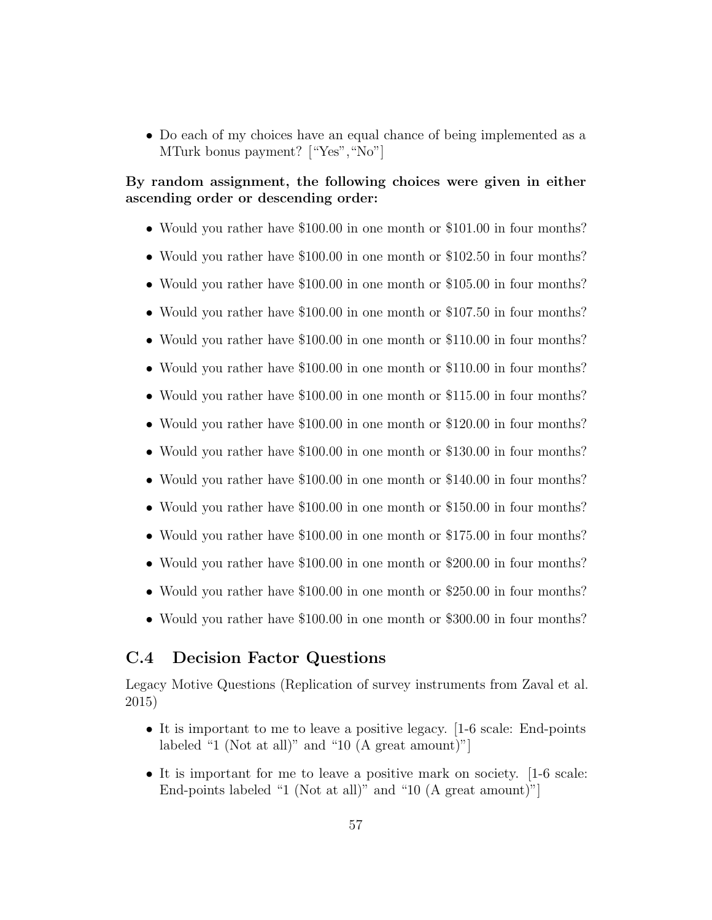- Do each of my choices have an equal chance of being implemented as a MTurk bonus payment? ["Yes","No"]

**By random assignment, the following choices were given in either ascending order or descending order:**

- Would you rather have $100.00 in one month or $101.00 in four months?
- Would you rather have $100.00 in one month or $102.50 in four months?
- Would you rather have $100.00 in one month or $105.00 in four months?
- Would you rather have $100.00 in one month or $107.50 in four months?
- Would you rather have $100.00 in one month or $110.00 in four months?
- Would you rather have $100.00 in one month or $110.00 in four months?
- Would you rather have $100.00 in one month or $115.00 in four months?
- Would you rather have $100.00 in one month or $120.00 in four months?
- Would you rather have $100.00 in one month or $130.00 in four months?
- Would you rather have $100.00 in one month or $140.00 in four months?
- Would you rather have $100.00 in one month or $150.00 in four months?
- Would you rather have $100.00 in one month or $175.00 in four months?
- Would you rather have $100.00 in one month or $200.00 in four months?
- Would you rather have $100.00 in one month or $250.00 in four months?
- Would you rather have $100.00 in one month or $300.00 in four months?

## C.4 Decision Factor Questions

Legacy Motive Questions (Replication of survey instruments from Zaval et al. 2015)

- It is important to me to leave a positive legacy. [1-6 scale: End-points labeled "1 (Not at all)" and "10 (A great amount)"]
- It is important for me to leave a positive mark on society. [1-6 scale: End-points labeled "1 (Not at all)" and "10 (A great amount)"]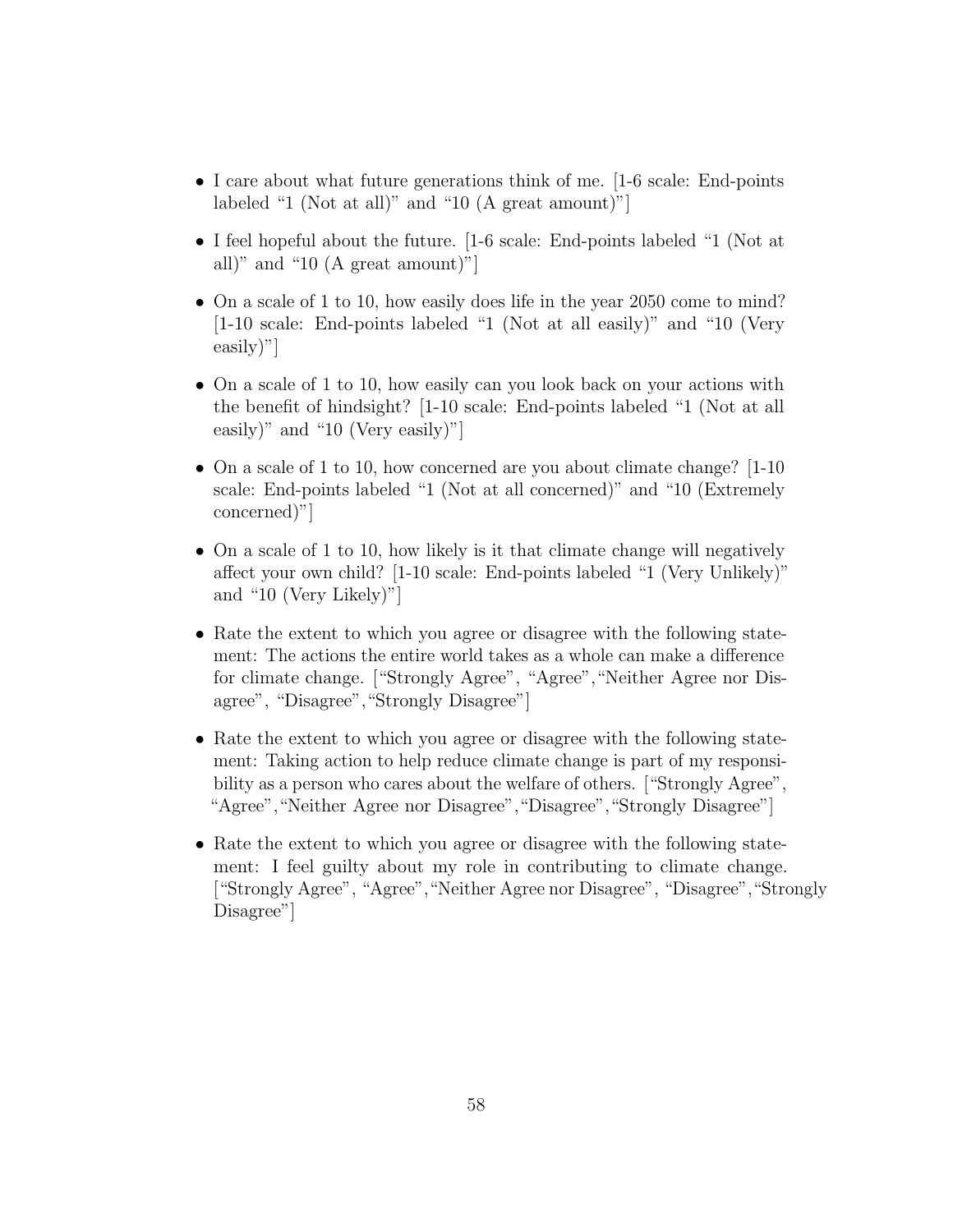- I care about what future generations think of me. [1-6 scale: End-points labeled "1 (Not at all)" and "10 (A great amount)"]
- I feel hopeful about the future. [1-6 scale: End-points labeled "1 (Not at all)" and "10 (A great amount)"]
- On a scale of 1 to 10, how easily does life in the year 2050 come to mind? [1-10 scale: End-points labeled "1 (Not at all easily)" and "10 (Very easily)"]
- On a scale of 1 to 10, how easily can you look back on your actions with the benefit of hindsight? [1-10 scale: End-points labeled "1 (Not at all easily)" and "10 (Very easily)"]
- On a scale of 1 to 10, how concerned are you about climate change? [1-10 scale: End-points labeled "1 (Not at all concerned)" and "10 (Extremely concerned)"]
- On a scale of 1 to 10, how likely is it that climate change will negatively affect your own child? [1-10 scale: End-points labeled "1 (Very Unlikely)" and "10 (Very Likely)"]
- Rate the extent to which you agree or disagree with the following statement: The actions the entire world takes as a whole can make a difference for climate change. ["Strongly Agree", "Agree","Neither Agree nor Disagree", "Disagree","Strongly Disagree"]
- Rate the extent to which you agree or disagree with the following statement: Taking action to help reduce climate change is part of my responsibility as a person who cares about the welfare of others. ["Strongly Agree", "Agree","Neither Agree nor Disagree","Disagree","Strongly Disagree"]
- Rate the extent to which you agree or disagree with the following statement: I feel guilty about my role in contributing to climate change. ["Strongly Agree", "Agree","Neither Agree nor Disagree", "Disagree","Strongly Disagree"]